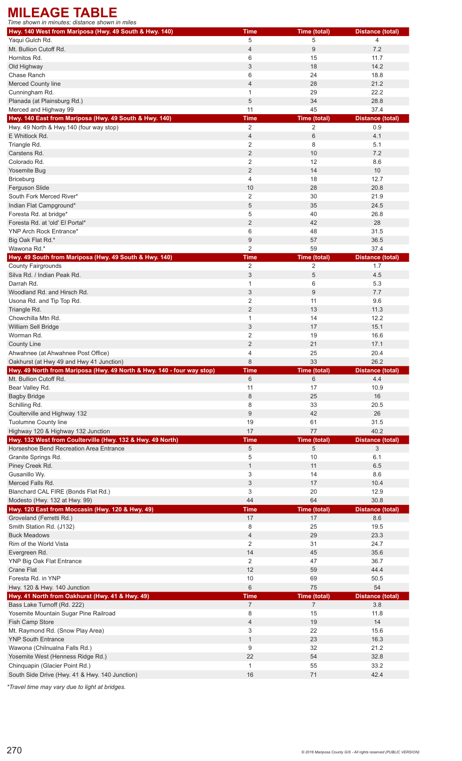# MILEAGE TABLE

*Time shown in minutes; distance shown in miles*

| Hwy. 140 West from Mariposa (Hwy. 49 South & Hwy. 140) | Time | Time (total) | Distance (total) |
|---|---|---|---|
| Yaqui Gulch Rd. | 5 | 5 | 4 |
| Mt. Bullion Cutoff Rd. | 4 | 9 | 7.2 |
| Hornitos Rd. | 6 | 15 | 11.7 |
| Old Highway | 3 | 18 | 14.2 |
| Chase Ranch | 6 | 24 | 18.8 |
| Merced County line | 4 | 28 | 21.2 |
| Cunningham Rd. | 1 | 29 | 22.2 |
| Planada (at Plainsburg Rd.) | 5 | 34 | 28.8 |
| Merced and Highway 99 | 11 | 45 | 37.4 |
| **Hwy. 140 East from Mariposa (Hwy. 49 South & Hwy. 140)** | **Time** | **Time (total)** | **Distance (total)** |
| Hwy. 49 North & Hwy.140 (four way stop) | 2 | 2 | 0.9 |
| E Whitlock Rd. | 4 | 6 | 4.1 |
| Triangle Rd. | 2 | 8 | 5.1 |
| Carstens Rd. | 2 | 10 | 7.2 |
| Colorado Rd. | 2 | 12 | 8.6 |
| Yosemite Bug | 2 | 14 | 10 |
| Briceburg | 4 | 18 | 12.7 |
| Ferguson Slide | 10 | 28 | 20.8 |
| South Fork Merced River* | 2 | 30 | 21.9 |
| Indian Flat Campground* | 5 | 35 | 24.5 |
| Foresta Rd. at bridge* | 5 | 40 | 26.8 |
| Foresta Rd. at 'old' El Portal* | 2 | 42 | 28 |
| YNP Arch Rock Entrance* | 6 | 48 | 31.5 |
| Big Oak Flat Rd.* | 9 | 57 | 36.5 |
| Wawona Rd.* | 2 | 59 | 37.4 |
| **Hwy. 49 South from Mariposa (Hwy. 49 South & Hwy. 140)** | **Time** | **Time (total)** | **Distance (total)** |
| County Fairgrounds | 2 | 2 | 1.7 |
| Silva Rd. / Indian Peak Rd. | 3 | 5 | 4.5 |
| Darrah Rd. | 1 | 6 | 5.3 |
| Woodland Rd. and Hirsch Rd. | 3 | 9 | 7.7 |
| Usona Rd. and Tip Top Rd. | 2 | 11 | 9.6 |
| Triangle Rd. | 2 | 13 | 11.3 |
| Chowchilla Mtn Rd. | 1 | 14 | 12.2 |
| William Sell Bridge | 3 | 17 | 15.1 |
| Worman Rd. | 2 | 19 | 16.6 |
| County Line | 2 | 21 | 17.1 |
| Ahwahnee (at Ahwahnee Post Office) | 4 | 25 | 20.4 |
| Oakhurst (at Hwy 49 and Hwy 41 Junction) | 8 | 33 | 26.2 |
| **Hwy. 49 North from Mariposa (Hwy. 49 North & Hwy. 140 - four way stop)** | **Time** | **Time (total)** | **Distance (total)** |
| Mt. Bullion Cutoff Rd. | 6 | 6 | 4.4 |
| Bear Valley Rd. | 11 | 17 | 10.9 |
| Bagby Bridge | 8 | 25 | 16 |
| Schilling Rd. | 8 | 33 | 20.5 |
| Coulterville and Highway 132 | 9 | 42 | 26 |
| Tuolumne County line | 19 | 61 | 31.5 |
| Highway 120 & Highway 132 Junction | 17 | 77 | 40.2 |
| **Hwy. 132 West from Coulterville (Hwy. 132 & Hwy. 49 North)** | **Time** | **Time (total)** | **Distance (total)** |
| Horseshoe Bend Recreation Area Entrance | 5 | 5 | 3 |
| Granite Springs Rd. | 5 | 10 | 6.1 |
| Piney Creek Rd. | 1 | 11 | 6.5 |
| Gusanillo Wy. | 3 | 14 | 8.6 |
| Merced Falls Rd. | 3 | 17 | 10.4 |
| Blanchard CAL FIRE (Bonds Flat Rd.) | 3 | 20 | 12.9 |
| Modesto (Hwy. 132 at Hwy. 99) | 44 | 64 | 30.8 |
| **Hwy. 120 East from Moccasin (Hwy. 120 & Hwy. 49)** | **Time** | **Time (total)** | **Distance (total)** |
| Groveland (Ferretti Rd.) | 17 | 17 | 8.6 |
| Smith Station Rd. (J132) | 8 | 25 | 19.5 |
| Buck Meadows | 4 | 29 | 23.3 |
| Rim of the World Vista | 2 | 31 | 24.7 |
| Evergreen Rd. | 14 | 45 | 35.6 |
| YNP Big Oak Flat Entrance | 2 | 47 | 36.7 |
| Crane Flat | 12 | 59 | 44.4 |
| Foresta Rd. in YNP | 10 | 69 | 50.5 |
| Hwy. 120 & Hwy. 140 Junction | 6 | 75 | 54 |
| **Hwy. 41 North from Oakhurst (Hwy. 41 & Hwy. 49)** | **Time** | **Time (total)** | **Distance (total)** |
| Bass Lake Turnoff (Rd. 222) | 7 | 7 | 3.8 |
| Yosemite Mountain Sugar Pine Railroad | 8 | 15 | 11.8 |
| Fish Camp Store | 4 | 19 | 14 |
| Mt. Raymond Rd. (Snow Play Area) | 3 | 22 | 15.6 |
| YNP South Entrance | 1 | 23 | 16.3 |
| Wawona (Chilnualna Falls Rd.) | 9 | 32 | 21.2 |
| Yosemite West (Henness Ridge Rd.) | 22 | 54 | 32.8 |
| Chinquapin (Glacier Point Rd.) | 1 | 55 | 33.2 |
| South Side Drive (Hwy. 41 & Hwy. 140 Junction) | 16 | 71 | 42.4 |

*\*Travel time may vary due to light at bridges.*

© 2016 Mariposa County GIS - All rights reserved (PUBLIC VERSION)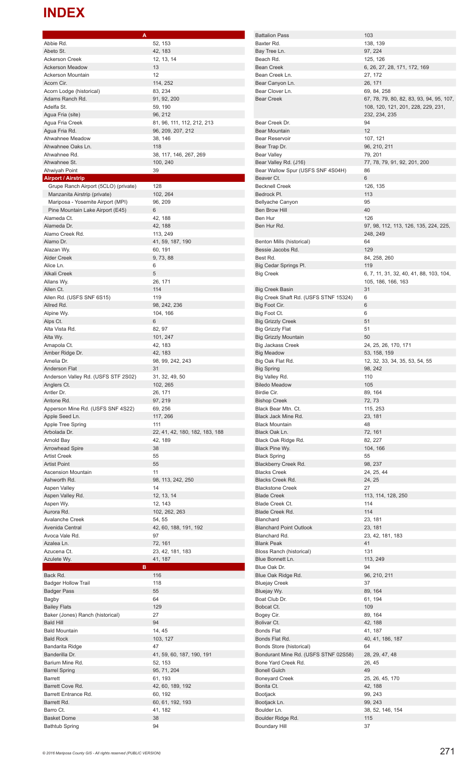# INDEX

| A | |
|---|---|
| Abbie Rd. | 52, 153 |
| Abeto St. | 42, 183 |
| Ackerson Creek | 12, 13, 14 |
| Ackerson Meadow | 13 |
| Ackerson Mountain | 12 |
| Acorn Cir. | 114, 252 |
| Acorn Lodge (historical) | 83, 234 |
| Adams Ranch Rd. | 91, 92, 200 |
| Adelfa St. | 59, 190 |
| Agua Fria (site) | 96, 212 |
| Agua Fria Creek | 81, 96, 111, 112, 212, 213 |
| Agua Fria Rd. | 96, 209, 207, 212 |
| Ahwahnee Meadow | 38, 146 |
| Ahwahnee Oaks Ln. | 118 |
| Ahwahnee Rd. | 38, 117, 146, 267, 269 |
| Ahwahnee St. | 100, 240 |
| Ahwiyah Point | 39 |
| **Airport / Airstrip** | |
| Grupe Ranch Airport (5CLO) (private) | 128 |
| Manzanita Airstrip (private) | 102, 264 |
| Mariposa - Yosemite Airport (MPI) | 96, 209 |
| Pine Mountain Lake Airport (E45) | 6 |
| Alameda Ct. | 42, 188 |
| Alameda Dr. | 42, 188 |
| Alamo Creek Rd. | 113, 249 |
| Alamo Dr. | 41, 59, 187, 190 |
| Alazan Wy. | 60, 191 |
| Alder Creek | 9, 73, 88 |
| Alice Ln. | 6 |
| Alkali Creek | 5 |
| Allans Wy. | 26, 171 |
| Allen Ct. | 114 |
| Allen Rd. (USFS SNF 6S15) | 119 |
| Allred Rd. | 98, 242, 236 |
| Alpine Wy. | 104, 166 |
| Alps Ct. | 6 |
| Alta Vista Rd. | 82, 97 |
| Alta Wy. | 101, 247 |
| Amapola Ct. | 42, 183 |
| Amber Ridge Dr. | 42, 183 |
| Amelia Dr. | 98, 99, 242, 243 |
| Anderson Flat | 31 |
| Anderson Valley Rd. (USFS STF 2S02) | 31, 32, 49, 50 |
| Anglers Ct. | 102, 265 |
| Antler Dr. | 26, 171 |
| Antone Rd. | 97, 219 |
| Apperson Mine Rd. (USFS SNF 4S22) | 69, 256 |
| Apple Seed Ln. | 117, 266 |
| Apple Tree Spring | 111 |
| Arbolada Dr. | 22, 41, 42, 180, 182, 183, 188 |
| Arnold Bay | 42, 189 |
| Arrowhead Spire | 38 |
| Artist Creek | 55 |
| Artist Point | 55 |
| Ascension Mountain | 11 |
| Ashworth Rd. | 98, 113, 242, 250 |
| Aspen Valley | 14 |
| Aspen Valley Rd. | 12, 13, 14 |
| Aspen Wy. | 12, 143 |
| Aurora Rd. | 102, 262, 263 |
| Avalanche Creek | 54, 55 |
| Avenida Central | 42, 60, 188, 191, 192 |
| Avoca Vale Rd. | 97 |
| Azalea Ln. | 72, 161 |
| Azucena Ct. | 23, 42, 181, 183 |
| Azulete Wy. | 41, 187 |
| **B** | |
| Back Rd. | 116 |
| Badger Hollow Trail | 118 |
| Badger Pass | 55 |
| Bagby | 64 |
| Bailey Flats | 129 |
| Baker (Jones) Ranch (historical) | 27 |
| Bald Hill | 94 |
| Bald Mountain | 14, 45 |
| Bald Rock | 103, 127 |
| Bandarita Ridge | 47 |
| Banderilla Dr. | 41, 59, 60, 187, 190, 191 |
| Barium Mine Rd. | 52, 153 |
| Barrel Spring | 95, 71, 204 |
| Barrett | 61, 193 |
| Barrett Cove Rd. | 42, 60, 189, 192 |
| Barrett Entrance Rd. | 60, 192 |
| Barrett Rd. | 60, 61, 192, 193 |
| Barro Ct. | 41, 182 |
| Basket Dome | 38 |
| Bathtub Spring | 94 |
| Battalion Pass | 103 |
| Baxter Rd. | 138, 139 |
| Bay Tree Ln. | 97, 224 |
| Beach Rd. | 125, 126 |
| Bean Creek | 6, 26, 27, 28, 171, 172, 169 |
| Bean Creek Ln. | 27, 172 |
| Bear Canyon Ln. | 26, 171 |
| Bear Clover Ln. | 69, 84, 258 |
| Bear Creek | 67, 78, 79, 80, 82, 83, 93, 94, 95, 107, 108, 120, 121, 201, 228, 229, 231, 232, 234, 235 |
| Bear Creek Dr. | 94 |
| Bear Mountain | 12 |
| Bear Reservoir | 107, 121 |
| Bear Trap Dr. | 96, 210, 211 |
| Bear Valley | 79, 201 |
| Bear Valley Rd. (J16) | 77, 78, 79, 91, 92, 201, 200 |
| Bear Wallow Spur (USFS SNF 4S04H) | 86 |
| Beaver Ct. | 6 |
| Becknell Creek | 126, 135 |
| Bedrock Pl. | 113 |
| Bellyache Canyon | 95 |
| Ben Brow Hill | 40 |
| Ben Hur | 126 |
| Ben Hur Rd. | 97, 98, 112, 113, 126, 135, 224, 225, 248, 249 |
| Benton Mills (historical) | 64 |
| Bessie Jacobs Rd. | 129 |
| Best Rd. | 84, 258, 260 |
| Big Cedar Springs Pl. | 119 |
| Big Creek | 6, 7, 11, 31, 32, 40, 41, 88, 103, 104, 105, 186, 166, 163 |
| Big Creek Basin | 31 |
| Big Creek Shaft Rd. (USFS STNF 15324) | 6 |
| Big Foot Cir. | 6 |
| Big Foot Ct. | 6 |
| Big Grizzly Creek | 51 |
| Big Grizzly Flat | 51 |
| Big Grizzly Mountain | 50 |
| Big Jackass Creek | 24, 25, 26, 170, 171 |
| Big Meadow | 53, 158, 159 |
| Big Oak Flat Rd. | 12, 32, 33, 34, 35, 53, 54, 55 |
| Big Spring | 98, 242 |
| Big Valley Rd. | 110 |
| Biledo Meadow | 105 |
| Birdie Cir. | 89, 164 |
| Bishop Creek | 72, 73 |
| Black Bear Mtn. Ct. | 115, 253 |
| Black Jack Mine Rd. | 23, 181 |
| Black Mountain | 48 |
| Black Oak Ln. | 72, 161 |
| Black Oak Ridge Rd. | 82, 227 |
| Black Pine Wy. | 104, 166 |
| Black Spring | 55 |
| Blackberry Creek Rd. | 98, 237 |
| Blacks Creek | 24, 25, 44 |
| Blacks Creek Rd. | 24, 25 |
| Blackstone Creek | 27 |
| Blade Creek | 113, 114, 128, 250 |
| Blade Creek Ct. | 114 |
| Blade Creek Rd. | 114 |
| Blanchard | 23, 181 |
| Blanchard Point Outlook | 23, 181 |
| Blanchard Rd. | 23, 42, 181, 183 |
| Blank Peak | 41 |
| Bloss Ranch (historical) | 131 |
| Blue Bonnett Ln. | 113, 249 |
| Blue Oak Dr. | 94 |
| Blue Oak Ridge Rd. | 96, 210, 211 |
| Bluejay Creek | 37 |
| Bluejay Wy. | 89, 164 |
| Boat Club Dr. | 61, 194 |
| Bobcat Ct. | 109 |
| Bogey Cir. | 89, 164 |
| Bolivar Ct. | 42, 188 |
| Bonds Flat | 41, 187 |
| Bonds Flat Rd. | 40, 41, 186, 187 |
| Bonds Store (historical) | 64 |
| Bondurant Mine Rd. (USFS STNF 02S58) | 28, 29, 47, 48 |
| Bone Yard Creek Rd. | 26, 45 |
| Bonell Gulch | 49 |
| Boneyard Creek | 25, 26, 45, 170 |
| Bonita Ct. | 42, 188 |
| Bootjack | 99, 243 |
| Bootjack Ln. | 99, 243 |
| Boulder Ln. | 38, 52, 146, 154 |
| Boulder Ridge Rd. | 115 |
| Boundary Hill | 37 |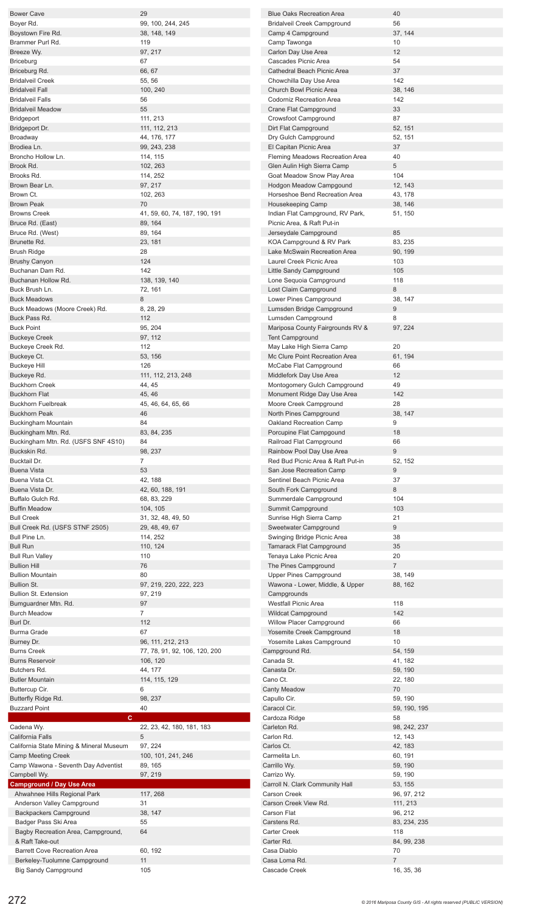| Name | Page(s) |
|---|---|
| Bower Cave | 29 |
| Boyer Rd. | 99, 100, 244, 245 |
| Boystown Fire Rd. | 38, 148, 149 |
| Brammer Purl Rd. | 119 |
| Breeze Wy. | 97, 217 |
| Briceburg | 67 |
| Briceburg Rd. | 66, 67 |
| Bridalveil Creek | 55, 56 |
| Bridalveil Fall | 100, 240 |
| Bridalveil Falls | 56 |
| Bridalveil Meadow | 55 |
| Bridgeport | 111, 213 |
| Bridgeport Dr. | 111, 112, 213 |
| Broadway | 44, 176, 177 |
| Brodiea Ln. | 99, 243, 238 |
| Broncho Hollow Ln. | 114, 115 |
| Brook Rd. | 102, 263 |
| Brooks Rd. | 114, 252 |
| Brown Bear Ln. | 97, 217 |
| Brown Ct. | 102, 263 |
| Brown Peak | 70 |
| Browns Creek | 41, 59, 60, 74, 187, 190, 191 |
| Bruce Rd. (East) | 89, 164 |
| Bruce Rd. (West) | 89, 164 |
| Brunette Rd. | 23, 181 |
| Brush Ridge | 28 |
| Brushy Canyon | 124 |
| Buchanan Dam Rd. | 142 |
| Buchanan Hollow Rd. | 138, 139, 140 |
| Buck Brush Ln. | 72, 161 |
| Buck Meadows | 8 |
| Buck Meadows (Moore Creek) Rd. | 8, 28, 29 |
| Buck Pass Rd. | 112 |
| Buck Point | 95, 204 |
| Buckeye Creek | 97, 112 |
| Buckeye Creek Rd. | 112 |
| Buckeye Ct. | 53, 156 |
| Buckeye Hill | 126 |
| Buckeye Rd. | 111, 112, 213, 248 |
| Buckhorn Creek | 44, 45 |
| Buckhorn Flat | 45, 46 |
| Buckhorn Fuelbreak | 45, 46, 64, 65, 66 |
| Buckhorn Peak | 46 |
| Buckingham Mountain | 84 |
| Buckingham Mtn. Rd. | 83, 84, 235 |
| Buckingham Mtn. Rd. (USFS SNF 4S10) | 84 |
| Buckskin Rd. | 98, 237 |
| Bucktail Dr. | 7 |
| Buena Vista | 53 |
| Buena Vista Ct. | 42, 188 |
| Buena Vista Dr. | 42, 60, 188, 191 |
| Buffalo Gulch Rd. | 68, 83, 229 |
| Buffin Meadow | 104, 105 |
| Bull Creek | 31, 32, 48, 49, 50 |
| Bull Creek Rd. (USFS STNF 2S05) | 29, 48, 49, 67 |
| Bull Pine Ln. | 114, 252 |
| Bull Run | 110, 124 |
| Bull Run Valley | 110 |
| Bullion Hill | 76 |
| Bullion Mountain | 80 |
| Bullion St. | 97, 219, 220, 222, 223 |
| Bullion St. Extension | 97, 219 |
| Bumguardner Mtn. Rd. | 97 |
| Burch Meadow | 7 |
| Burl Dr. | 112 |
| Burma Grade | 67 |
| Burney Dr. | 96, 111, 212, 213 |
| Burns Creek | 77, 78, 91, 92, 106, 120, 200 |
| Burns Reservoir | 106, 120 |
| Butchers Rd. | 44, 177 |
| Butler Mountain | 114, 115, 129 |
| Buttercup Cir. | 6 |
| Butterfly Ridge Rd. | 98, 237 |
| Buzzard Point | 40 |

## C

| Name | Page(s) |
|---|---|
| Cadena Wy. | 22, 23, 42, 180, 181, 183 |
| California Falls | 5 |
| California State Mining & Mineral Museum | 97, 224 |
| Camp Meeting Creek | 100, 101, 241, 246 |
| Camp Wawona - Seventh Day Adventist | 89, 165 |
| Campbell Wy. | 97, 219 |

### Campground / Day Use Area

| Name | Page(s) |
|---|---|
| Ahwahnee Hills Regional Park | 117, 268 |
| Anderson Valley Campground | 31 |
| Backpackers Campground | 38, 147 |
| Badger Pass Ski Area | 55 |
| Bagby Recreation Area, Campground, & Raft Take-out | 64 |
| Barrett Cove Recreation Area | 60, 192 |
| Berkeley-Tuolumne Campground | 11 |
| Big Sandy Campground | 105 |
| Blue Oaks Recreation Area | 40 |
| Bridalveil Creek Campground | 56 |
| Camp 4 Campground | 37, 144 |
| Camp Tawonga | 10 |
| Carlon Day Use Area | 12 |
| Cascades Picnic Area | 54 |
| Cathedral Beach Picnic Area | 37 |
| Chowchilla Day Use Area | 142 |
| Church Bowl Picnic Area | 38, 146 |
| Codorniz Recreation Area | 142 |
| Crane Flat Campground | 33 |
| Crowsfoot Campground | 87 |
| Dirt Flat Campground | 52, 151 |
| Dry Gulch Campground | 52, 151 |
| El Capitan Picnic Area | 37 |
| Fleming Meadows Recreation Area | 40 |
| Glen Aulin High Sierra Camp | 5 |
| Goat Meadow Snow Play Area | 104 |
| Hodgon Meadow Campgound | 12, 143 |
| Horseshoe Bend Recreation Area | 43, 178 |
| Housekeeping Camp | 38, 146 |
| Indian Flat Campground, RV Park, Picnic Area, & Raft Put-in | 51, 150 |
| Jerseydale Campground | 85 |
| KOA Campground & RV Park | 83, 235 |
| Lake McSwain Recreation Area | 90, 199 |
| Laurel Creek Picnic Area | 103 |
| Little Sandy Campground | 105 |
| Lone Sequoia Campground | 118 |
| Lost Claim Campground | 8 |
| Lower Pines Campground | 38, 147 |
| Lumsden Bridge Campground | 9 |
| Lumsden Campground | 8 |
| Mariposa County Fairgrounds RV & Tent Campground | 97, 224 |
| May Lake High Sierra Camp | 20 |
| Mc Clure Point Recreation Area | 61, 194 |
| McCabe Flat Campground | 66 |
| Middlefork Day Use Area | 12 |
| Montogomery Gulch Campground | 49 |
| Monument Ridge Day Use Area | 142 |
| Moore Creek Campground | 28 |
| North Pines Campground | 38, 147 |
| Oakland Recreation Camp | 9 |
| Porcupine Flat Campgound | 18 |
| Railroad Flat Campground | 66 |
| Rainbow Pool Day Use Area | 9 |
| Red Bud Picnic Area & Raft Put-in | 52, 152 |
| San Jose Recreation Camp | 9 |
| Sentinel Beach Picnic Area | 37 |
| South Fork Campground | 8 |
| Summerdale Campground | 104 |
| Summit Campground | 103 |
| Sunrise High Sierra Camp | 21 |
| Sweetwater Campground | 9 |
| Swinging Bridge Picnic Area | 38 |
| Tamarack Flat Campground | 35 |
| Tenaya Lake Picnic Area | 20 |
| The Pines Campground | 7 |
| Upper Pines Campground | 38, 149 |
| Wawona - Lower, Middle, & Upper Campgrounds | 88, 162 |
| Westfall Picnic Area | 118 |
| Wildcat Campground | 142 |
| Willow Placer Campground | 66 |
| Yosemite Creek Campground | 18 |
| Yosemite Lakes Campground | 10 |

| Name | Page(s) |
|---|---|
| Campground Rd. | 54, 159 |
| Canada St. | 41, 182 |
| Canasta Dr. | 59, 190 |
| Cano Ct. | 22, 180 |
| Canty Meadow | 70 |
| Capullo Cir. | 59, 190 |
| Caracol Cir. | 59, 190, 195 |
| Cardoza Ridge | 58 |
| Carleton Rd. | 98, 242, 237 |
| Carlon Rd. | 12, 143 |
| Carlos Ct. | 42, 183 |
| Carmelita Ln. | 60, 191 |
| Carrillo Wy. | 59, 190 |
| Carrizo Wy. | 59, 190 |
| Carroll N. Clark Community Hall | 53, 155 |
| Carson Creek | 96, 97, 212 |
| Carson Creek View Rd. | 111, 213 |
| Carson Flat | 96, 212 |
| Carstens Rd. | 83, 234, 235 |
| Carter Creek | 118 |
| Carter Rd. | 84, 99, 238 |
| Casa Diablo | 70 |
| Casa Loma Rd. | 7 |
| Cascade Creek | 16, 35, 36 |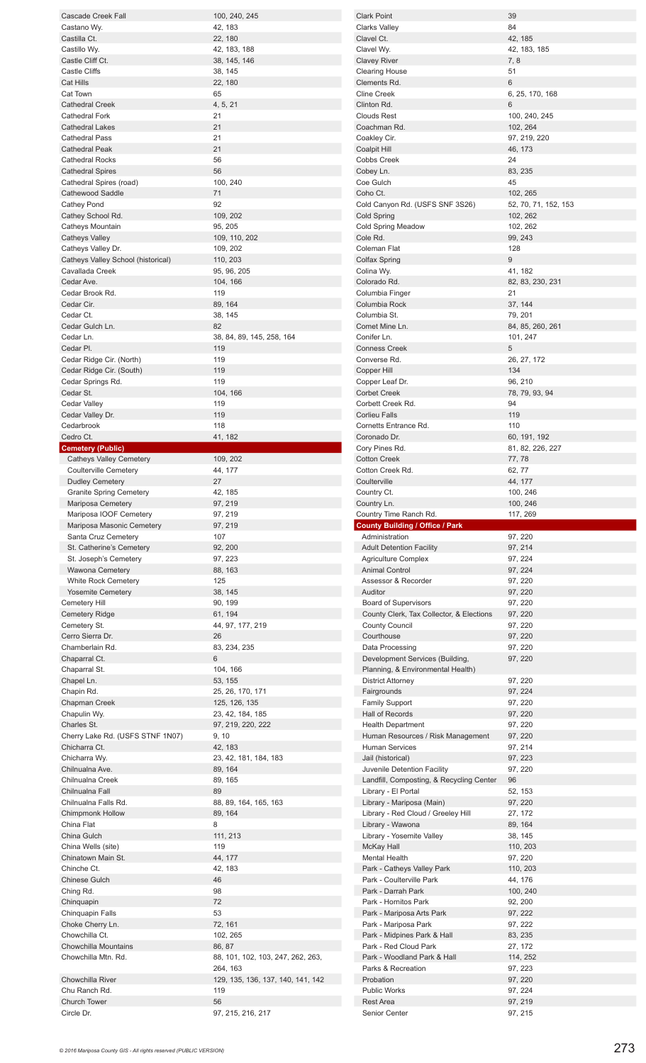| Name | Page(s) |
|---|---|
| Cascade Creek Fall | 100, 240, 245 |
| Castano Wy. | 42, 183 |
| Castilla Ct. | 22, 180 |
| Castillo Wy. | 42, 183, 188 |
| Castle Cliff Ct. | 38, 145, 146 |
| Castle Cliffs | 38, 145 |
| Cat Hills | 22, 180 |
| Cat Town | 65 |
| Cathedral Creek | 4, 5, 21 |
| Cathedral Fork | 21 |
| Cathedral Lakes | 21 |
| Cathedral Pass | 21 |
| Cathedral Peak | 21 |
| Cathedral Rocks | 56 |
| Cathedral Spires | 56 |
| Cathedral Spires (road) | 100, 240 |
| Cathewood Saddle | 71 |
| Cathey Pond | 92 |
| Cathey School Rd. | 109, 202 |
| Catheys Mountain | 95, 205 |
| Catheys Valley | 109, 110, 202 |
| Catheys Valley Dr. | 109, 202 |
| Catheys Valley School (historical) | 110, 203 |
| Cavallada Creek | 95, 96, 205 |
| Cedar Ave. | 104, 166 |
| Cedar Brook Rd. | 119 |
| Cedar Cir. | 89, 164 |
| Cedar Ct. | 38, 145 |
| Cedar Gulch Ln. | 82 |
| Cedar Ln. | 38, 84, 89, 145, 258, 164 |
| Cedar Pl. | 119 |
| Cedar Ridge Cir. (North) | 119 |
| Cedar Ridge Cir. (South) | 119 |
| Cedar Springs Rd. | 119 |
| Cedar St. | 104, 166 |
| Cedar Valley | 119 |
| Cedar Valley Dr. | 119 |
| Cedarbrook | 118 |
| Cedro Ct. | 41, 182 |
| **Cemetery (Public)** | |
| Catheys Valley Cemetery | 109, 202 |
| Coulterville Cemetery | 44, 177 |
| Dudley Cemetery | 27 |
| Granite Spring Cemetery | 42, 185 |
| Mariposa Cemetery | 97, 219 |
| Mariposa IOOF Cemetery | 97, 219 |
| Mariposa Masonic Cemetery | 97, 219 |
| Santa Cruz Cemetery | 107 |
| St. Catherine's Cemetery | 92, 200 |
| St. Joseph's Cemetery | 97, 223 |
| Wawona Cemetery | 88, 163 |
| White Rock Cemetery | 125 |
| Yosemite Cemetery | 38, 145 |
| Cemetery Hill | 90, 199 |
| Cemetery Ridge | 61, 194 |
| Cemetery St. | 44, 97, 177, 219 |
| Cerro Sierra Dr. | 26 |
| Chamberlain Rd. | 83, 234, 235 |
| Chaparral Ct. | 6 |
| Chaparral St. | 104, 166 |
| Chapel Ln. | 53, 155 |
| Chapin Rd. | 25, 26, 170, 171 |
| Chapman Creek | 125, 126, 135 |
| Chapulin Wy. | 23, 42, 184, 185 |
| Charles St. | 97, 219, 220, 222 |
| Cherry Lake Rd. (USFS STNF 1N07) | 9, 10 |
| Chicharra Ct. | 42, 183 |
| Chicharra Wy. | 23, 42, 181, 184, 183 |
| Chilnualna Ave. | 89, 164 |
| Chilnualna Creek | 89, 165 |
| Chilnualna Fall | 89 |
| Chilnualna Falls Rd. | 88, 89, 164, 165, 163 |
| Chimpmonk Hollow | 89, 164 |
| China Flat | 8 |
| China Gulch | 111, 213 |
| China Wells (site) | 119 |
| Chinatown Main St. | 44, 177 |
| Chinche Ct. | 42, 183 |
| Chinese Gulch | 46 |
| Ching Rd. | 98 |
| Chinquapin | 72 |
| Chinquapin Falls | 53 |
| Choke Cherry Ln. | 72, 161 |
| Chowchilla Ct. | 102, 265 |
| Chowchilla Mountains | 86, 87 |
| Chowchilla Mtn. Rd. | 88, 101, 102, 103, 247, 262, 263, 264, 163 |
| Chowchilla River | 129, 135, 136, 137, 140, 141, 142 |
| Chu Ranch Rd. | 119 |
| Church Tower | 56 |
| Circle Dr. | 97, 215, 216, 217 |
| Clark Point | 39 |
| Clarks Valley | 84 |
| Clavel Ct. | 42, 185 |
| Clavel Wy. | 42, 183, 185 |
| Clavey River | 7, 8 |
| Clearing House | 51 |
| Clements Rd. | 6 |
| Cline Creek | 6, 25, 170, 168 |
| Clinton Rd. | 6 |
| Clouds Rest | 100, 240, 245 |
| Coachman Rd. | 102, 264 |
| Coakley Cir. | 97, 219, 220 |
| Coalpit Hill | 46, 173 |
| Cobbs Creek | 24 |
| Cobey Ln. | 83, 235 |
| Coe Gulch | 45 |
| Coho Ct. | 102, 265 |
| Cold Canyon Rd. (USFS SNF 3S26) | 52, 70, 71, 152, 153 |
| Cold Spring | 102, 262 |
| Cold Spring Meadow | 102, 262 |
| Cole Rd. | 99, 243 |
| Coleman Flat | 128 |
| Colfax Spring | 9 |
| Colina Wy. | 41, 182 |
| Colorado Rd. | 82, 83, 230, 231 |
| Columbia Finger | 21 |
| Columbia Rock | 37, 144 |
| Columbia St. | 79, 201 |
| Comet Mine Ln. | 84, 85, 260, 261 |
| Conifer Ln. | 101, 247 |
| Conness Creek | 5 |
| Converse Rd. | 26, 27, 172 |
| Copper Hill | 134 |
| Copper Leaf Dr. | 96, 210 |
| Corbet Creek | 78, 79, 93, 94 |
| Corbett Creek Rd. | 94 |
| Corlieu Falls | 119 |
| Cornetts Entrance Rd. | 110 |
| Coronado Dr. | 60, 191, 192 |
| Cory Pines Rd. | 81, 82, 226, 227 |
| Cotton Creek | 77, 78 |
| Cotton Creek Rd. | 62, 77 |
| Coulterville | 44, 177 |
| Country Ct. | 100, 246 |
| Country Ln. | 100, 246 |
| Country Time Ranch Rd. | 117, 269 |
| **County Building / Office / Park** | |
| Administration | 97, 220 |
| Adult Detention Facility | 97, 214 |
| Agriculture Complex | 97, 224 |
| Animal Control | 97, 224 |
| Assessor & Recorder | 97, 220 |
| Auditor | 97, 220 |
| Board of Supervisors | 97, 220 |
| County Clerk, Tax Collector, & Elections | 97, 220 |
| County Council | 97, 220 |
| Courthouse | 97, 220 |
| Data Processing | 97, 220 |
| Development Services (Building, Planning, & Environmental Health) | 97, 220 |
| District Attorney | 97, 220 |
| Fairgrounds | 97, 224 |
| Family Support | 97, 220 |
| Hall of Records | 97, 220 |
| Health Department | 97, 220 |
| Human Resources / Risk Management | 97, 220 |
| Human Services | 97, 214 |
| Jail (historical) | 97, 223 |
| Juvenile Detention Facility | 97, 220 |
| Landfill, Composting, & Recycling Center | 96 |
| Library - El Portal | 52, 153 |
| Library - Mariposa (Main) | 97, 220 |
| Library - Red Cloud / Greeley Hill | 27, 172 |
| Library - Wawona | 89, 164 |
| Library - Yosemite Valley | 38, 145 |
| McKay Hall | 110, 203 |
| Mental Health | 97, 220 |
| Park - Catheys Valley Park | 110, 203 |
| Park - Coulterville Park | 44, 176 |
| Park - Darrah Park | 100, 240 |
| Park - Hornitos Park | 92, 200 |
| Park - Mariposa Arts Park | 97, 222 |
| Park - Mariposa Park | 97, 222 |
| Park - Midpines Park & Hall | 83, 235 |
| Park - Red Cloud Park | 27, 172 |
| Park - Woodland Park & Hall | 114, 252 |
| Parks & Recreation | 97, 223 |
| Probation | 97, 220 |
| Public Works | 97, 224 |
| Rest Area | 97, 219 |
| Senior Center | 97, 215 |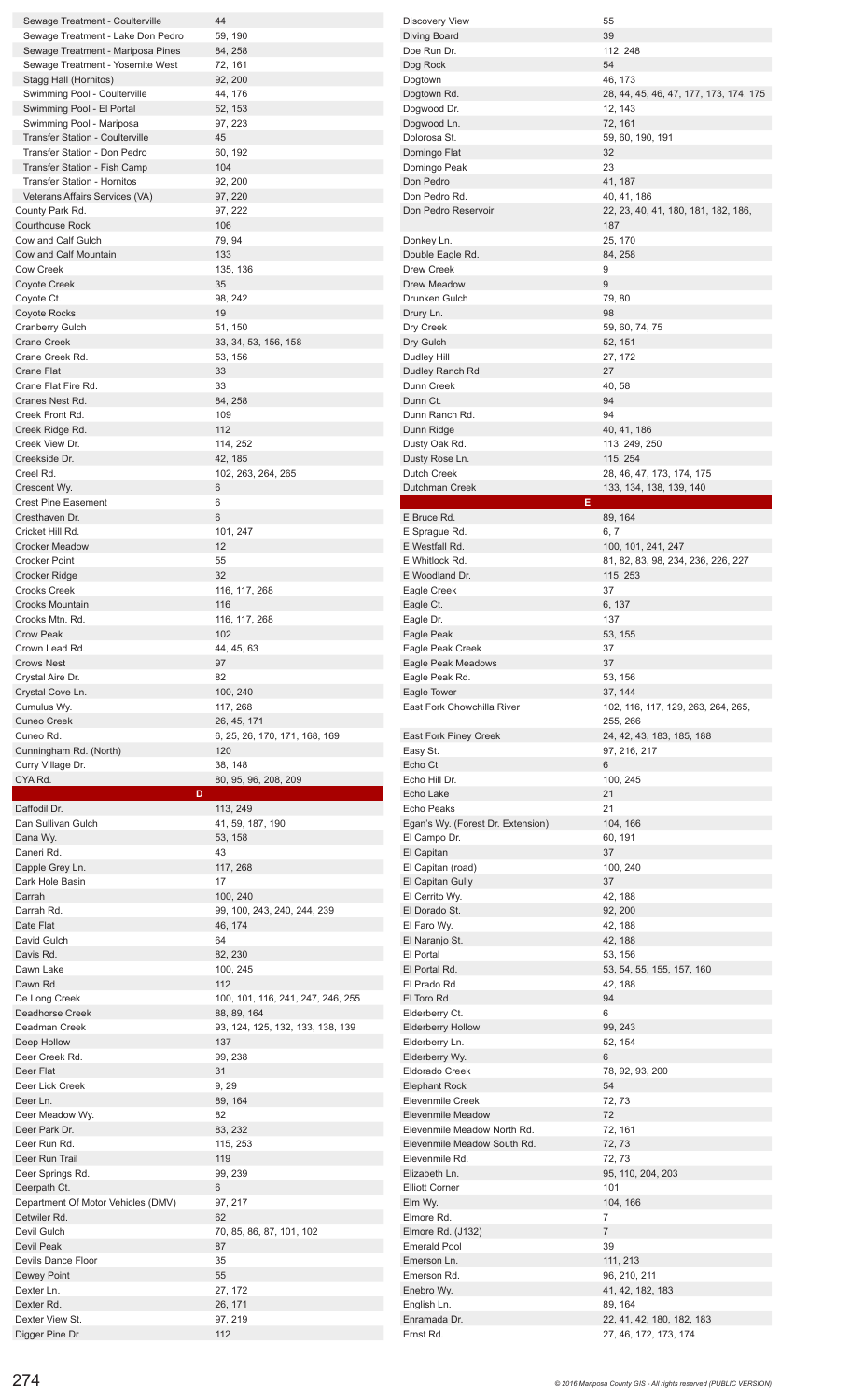| Name | Pages |
|---|---|
| Sewage Treatment - Coulterville | 44 |
| Sewage Treatment - Lake Don Pedro | 59, 190 |
| Sewage Treatment - Mariposa Pines | 84, 258 |
| Sewage Treatment - Yosemite West | 72, 161 |
| Stagg Hall (Hornitos) | 92, 200 |
| Swimming Pool - Coulterville | 44, 176 |
| Swimming Pool - El Portal | 52, 153 |
| Swimming Pool - Mariposa | 97, 223 |
| Transfer Station - Coulterville | 45 |
| Transfer Station - Don Pedro | 60, 192 |
| Transfer Station - Fish Camp | 104 |
| Transfer Station - Hornitos | 92, 200 |
| Veterans Affairs Services (VA) | 97, 220 |
| County Park Rd. | 97, 222 |
| Courthouse Rock | 106 |
| Cow and Calf Gulch | 79, 94 |
| Cow and Calf Mountain | 133 |
| Cow Creek | 135, 136 |
| Coyote Creek | 35 |
| Coyote Ct. | 98, 242 |
| Coyote Rocks | 19 |
| Cranberry Gulch | 51, 150 |
| Crane Creek | 33, 34, 53, 156, 158 |
| Crane Creek Rd. | 53, 156 |
| Crane Flat | 33 |
| Crane Flat Fire Rd. | 33 |
| Cranes Nest Rd. | 84, 258 |
| Creek Front Rd. | 109 |
| Creek Ridge Rd. | 112 |
| Creek View Dr. | 114, 252 |
| Creekside Dr. | 42, 185 |
| Creel Rd. | 102, 263, 264, 265 |
| Crescent Wy. | 6 |
| Crest Pine Easement | 6 |
| Cresthaven Dr. | 6 |
| Cricket Hill Rd. | 101, 247 |
| Crocker Meadow | 12 |
| Crocker Point | 55 |
| Crocker Ridge | 32 |
| Crooks Creek | 116, 117, 268 |
| Crooks Mountain | 116 |
| Crooks Mtn. Rd. | 116, 117, 268 |
| Crow Peak | 102 |
| Crown Lead Rd. | 44, 45, 63 |
| Crows Nest | 97 |
| Crystal Aire Dr. | 82 |
| Crystal Cove Ln. | 100, 240 |
| Cumulus Wy. | 117, 268 |
| Cuneo Creek | 26, 45, 171 |
| Cuneo Rd. | 6, 25, 26, 170, 171, 168, 169 |
| Cunningham Rd. (North) | 120 |
| Curry Village Dr. | 38, 148 |
| CYA Rd. | 80, 95, 96, 208, 209 |

## D

| Name | Pages |
|---|---|
| Daffodil Dr. | 113, 249 |
| Dan Sullivan Gulch | 41, 59, 187, 190 |
| Dana Wy. | 53, 158 |
| Daneri Rd. | 43 |
| Dapple Grey Ln. | 117, 268 |
| Dark Hole Basin | 17 |
| Darrah | 100, 240 |
| Darrah Rd. | 99, 100, 243, 240, 244, 239 |
| Date Flat | 46, 174 |
| David Gulch | 64 |
| Davis Rd. | 82, 230 |
| Dawn Lake | 100, 245 |
| Dawn Rd. | 112 |
| De Long Creek | 100, 101, 116, 241, 247, 246, 255 |
| Deadhorse Creek | 88, 89, 164 |
| Deadman Creek | 93, 124, 125, 132, 133, 138, 139 |
| Deep Hollow | 137 |
| Deer Creek Rd. | 99, 238 |
| Deer Flat | 31 |
| Deer Lick Creek | 9, 29 |
| Deer Ln. | 89, 164 |
| Deer Meadow Wy. | 82 |
| Deer Park Dr. | 83, 232 |
| Deer Run Rd. | 115, 253 |
| Deer Run Trail | 119 |
| Deer Springs Rd. | 99, 239 |
| Deerpath Ct. | 6 |
| Department Of Motor Vehicles (DMV) | 97, 217 |
| Detwiler Rd. | 62 |
| Devil Gulch | 70, 85, 86, 87, 101, 102 |
| Devil Peak | 87 |
| Devils Dance Floor | 35 |
| Dewey Point | 55 |
| Dexter Ln. | 27, 172 |
| Dexter Rd. | 26, 171 |
| Dexter View St. | 97, 219 |
| Digger Pine Dr. | 112 |
| Discovery View | 55 |
| Diving Board | 39 |
| Doe Run Dr. | 112, 248 |
| Dog Rock | 54 |
| Dogtown | 46, 173 |
| Dogtown Rd. | 28, 44, 45, 46, 47, 177, 173, 174, 175 |
| Dogwood Dr. | 12, 143 |
| Dogwood Ln. | 72, 161 |
| Dolorosa St. | 59, 60, 190, 191 |
| Domingo Flat | 32 |
| Domingo Peak | 23 |
| Don Pedro | 41, 187 |
| Don Pedro Rd. | 40, 41, 186 |
| Don Pedro Reservoir | 22, 23, 40, 41, 180, 181, 182, 186, 187 |
| Donkey Ln. | 25, 170 |
| Double Eagle Rd. | 84, 258 |
| Drew Creek | 9 |
| Drew Meadow | 9 |
| Drunken Gulch | 79, 80 |
| Drury Ln. | 98 |
| Dry Creek | 59, 60, 74, 75 |
| Dry Gulch | 52, 151 |
| Dudley Hill | 27, 172 |
| Dudley Ranch Rd | 27 |
| Dunn Creek | 40, 58 |
| Dunn Ct. | 94 |
| Dunn Ranch Rd. | 94 |
| Dunn Ridge | 40, 41, 186 |
| Dusty Oak Rd. | 113, 249, 250 |
| Dusty Rose Ln. | 115, 254 |
| Dutch Creek | 28, 46, 47, 173, 174, 175 |
| Dutchman Creek | 133, 134, 138, 139, 140 |

## E

| Name | Pages |
|---|---|
| E Bruce Rd. | 89, 164 |
| E Sprague Rd. | 6, 7 |
| E Westfall Rd. | 100, 101, 241, 247 |
| E Whitlock Rd. | 81, 82, 83, 98, 234, 236, 226, 227 |
| E Woodland Dr. | 115, 253 |
| Eagle Creek | 37 |
| Eagle Ct. | 6, 137 |
| Eagle Dr. | 137 |
| Eagle Peak | 53, 155 |
| Eagle Peak Creek | 37 |
| Eagle Peak Meadows | 37 |
| Eagle Peak Rd. | 53, 156 |
| Eagle Tower | 37, 144 |
| East Fork Chowchilla River | 102, 116, 117, 129, 263, 264, 265, 255, 266 |
| East Fork Piney Creek | 24, 42, 43, 183, 185, 188 |
| Easy St. | 97, 216, 217 |
| Echo Ct. | 6 |
| Echo Hill Dr. | 100, 245 |
| Echo Lake | 21 |
| Echo Peaks | 21 |
| Egan's Wy. (Forest Dr. Extension) | 104, 166 |
| El Campo Dr. | 60, 191 |
| El Capitan | 37 |
| El Capitan (road) | 100, 240 |
| El Capitan Gully | 37 |
| El Cerrito Wy. | 42, 188 |
| El Dorado St. | 92, 200 |
| El Faro Wy. | 42, 188 |
| El Naranjo St. | 42, 188 |
| El Portal | 53, 156 |
| El Portal Rd. | 53, 54, 55, 155, 157, 160 |
| El Prado Rd. | 42, 188 |
| El Toro Rd. | 94 |
| Elderberry Ct. | 6 |
| Elderberry Hollow | 99, 243 |
| Elderberry Ln. | 52, 154 |
| Elderberry Wy. | 6 |
| Eldorado Creek | 78, 92, 93, 200 |
| Elephant Rock | 54 |
| Elevenmile Creek | 72, 73 |
| Elevenmile Meadow | 72 |
| Elevenmile Meadow North Rd. | 72, 161 |
| Elevenmile Meadow South Rd. | 72, 73 |
| Elevenmile Rd. | 72, 73 |
| Elizabeth Ln. | 95, 110, 204, 203 |
| Elliott Corner | 101 |
| Elm Wy. | 104, 166 |
| Elmore Rd. | 7 |
| Elmore Rd. (J132) | 7 |
| Emerald Pool | 39 |
| Emerson Ln. | 111, 213 |
| Emerson Rd. | 96, 210, 211 |
| Enebro Wy. | 41, 42, 182, 183 |
| English Ln. | 89, 164 |
| Enramada Dr. | 22, 41, 42, 180, 182, 183 |
| Ernst Rd. | 27, 46, 172, 173, 174 |

© 2016 Mariposa County GIS - All rights reserved (PUBLIC VERSION)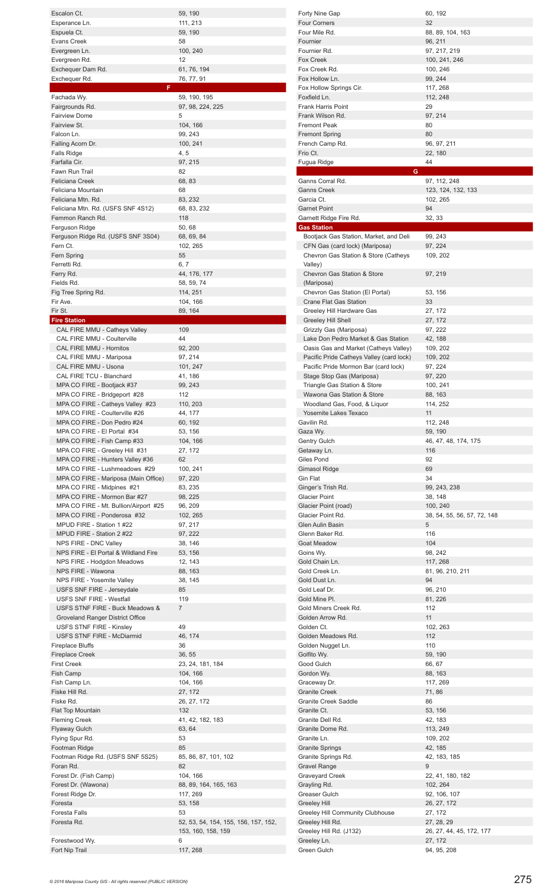| Name | Pages |
|---|---|
| Escalon Ct. | 59, 190 |
| Esperance Ln. | 111, 213 |
| Espuela Ct. | 59, 190 |
| Evans Creek | 58 |
| Evergreen Ln. | 100, 240 |
| Evergreen Rd. | 12 |
| Exchequer Dam Rd. | 61, 76, 194 |
| Exchequer Rd. | 76, 77, 91 |
| **F** | |
| Fachada Wy. | 59, 190, 195 |
| Fairgrounds Rd. | 97, 98, 224, 225 |
| Fairview Dome | 5 |
| Fairview St. | 104, 166 |
| Falcon Ln. | 99, 243 |
| Falling Acorn Dr. | 100, 241 |
| Falls Ridge | 4, 5 |
| Farfalla Cir. | 97, 215 |
| Fawn Run Trail | 82 |
| Feliciana Creek | 68, 83 |
| Feliciana Mountain | 68 |
| Feliciana Mtn. Rd. | 83, 232 |
| Feliciana Mtn. Rd. (USFS SNF 4S12) | 68, 83, 232 |
| Femmon Ranch Rd. | 118 |
| Ferguson Ridge | 50, 68 |
| Ferguson Ridge Rd. (USFS SNF 3S04) | 68, 69, 84 |
| Fern Ct. | 102, 265 |
| Fern Spring | 55 |
| Ferretti Rd. | 6, 7 |
| Ferry Rd. | 44, 176, 177 |
| Fields Rd. | 58, 59, 74 |
| Fig Tree Spring Rd. | 114, 251 |
| Fir Ave. | 104, 166 |
| Fir St. | 89, 164 |
| **Fire Station** | |
| CAL FIRE MMU - Catheys Valley | 109 |
| CAL FIRE MMU - Coulterville | 44 |
| CAL FIRE MMU - Hornitos | 92, 200 |
| CAL FIRE MMU - Mariposa | 97, 214 |
| CAL FIRE MMU - Usona | 101, 247 |
| CAL FIRE TCU - Blanchard | 41, 186 |
| MPA CO FIRE - Bootjack #37 | 99, 243 |
| MPA CO FIRE - Bridgeport #28 | 112 |
| MPA CO FIRE - Catheys Valley #23 | 110, 203 |
| MPA CO FIRE - Coulterville #26 | 44, 177 |
| MPA CO FIRE - Don Pedro #24 | 60, 192 |
| MPA CO FIRE - El Portal #34 | 53, 156 |
| MPA CO FIRE - Fish Camp #33 | 104, 166 |
| MPA CO FIRE - Greeley Hill #31 | 27, 172 |
| MPA CO FIRE - Hunters Valley #36 | 62 |
| MPA CO FIRE - Lushmeadows #29 | 100, 241 |
| MPA CO FIRE - Mariposa (Main Office) | 97, 220 |
| MPA CO FIRE - Midpines #21 | 83, 235 |
| MPA CO FIRE - Mormon Bar #27 | 98, 225 |
| MPA CO FIRE - Mt. Bullion/Airport #25 | 96, 209 |
| MPA CO FIRE - Ponderosa #32 | 102, 265 |
| MPUD FIRE - Station 1 #22 | 97, 217 |
| MPUD FIRE - Station 2 #22 | 97, 222 |
| NPS FIRE - DNC Valley | 38, 146 |
| NPS FIRE - El Portal & Wildland Fire | 53, 156 |
| NPS FIRE - Hodgdon Meadows | 12, 143 |
| NPS FIRE - Wawona | 88, 163 |
| NPS FIRE - Yosemite Valley | 38, 145 |
| USFS SNF FIRE - Jerseydale | 85 |
| USFS SNF FIRE - Westfall | 119 |
| USFS STNF FIRE - Buck Meadows & Groveland Ranger District Office | 7 |
| USFS STNF FIRE - Kinsley | 49 |
| USFS STNF FIRE - McDiarmid | 46, 174 |
| Fireplace Bluffs | 36 |
| Fireplace Creek | 36, 55 |
| First Creek | 23, 24, 181, 184 |
| Fish Camp | 104, 166 |
| Fish Camp Ln. | 104, 166 |
| Fiske Hill Rd. | 27, 172 |
| Fiske Rd. | 26, 27, 172 |
| Flat Top Mountain | 132 |
| Fleming Creek | 41, 42, 182, 183 |
| Flyaway Gulch | 63, 64 |
| Flying Spur Rd. | 53 |
| Footman Ridge | 85 |
| Footman Ridge Rd. (USFS SNF 5S25) | 85, 86, 87, 101, 102 |
| Foran Rd. | 82 |
| Forest Dr. (Fish Camp) | 104, 166 |
| Forest Dr. (Wawona) | 88, 89, 164, 165, 163 |
| Forest Ridge Dr. | 117, 269 |
| Foresta | 53, 158 |
| Foresta Falls | 53 |
| Foresta Rd. | 52, 53, 54, 154, 155, 156, 157, 152, 153, 160, 158, 159 |
| Forestwood Wy. | 6 |
| Fort Nip Trail | 117, 268 |
| Forty Nine Gap | 60, 192 |
| Four Corners | 32 |
| Four Mile Rd. | 88, 89, 104, 163 |
| Fournier | 96, 211 |
| Fournier Rd. | 97, 217, 219 |
| Fox Creek | 100, 241, 246 |
| Fox Creek Rd. | 100, 246 |
| Fox Hollow Ln. | 99, 244 |
| Fox Hollow Springs Cir. | 117, 268 |
| Foxfield Ln. | 112, 248 |
| Frank Harris Point | 29 |
| Frank Wilson Rd. | 97, 214 |
| Fremont Peak | 80 |
| Fremont Spring | 80 |
| French Camp Rd. | 96, 97, 211 |
| Frio Ct. | 22, 180 |
| Fugua Ridge | 44 |
| **G** | |
| Ganns Corral Rd. | 97, 112, 248 |
| Ganns Creek | 123, 124, 132, 133 |
| Garcia Ct. | 102, 265 |
| Garnet Point | 94 |
| Garnett Ridge Fire Rd. | 32, 33 |
| **Gas Station** | |
| Bootjack Gas Station, Market, and Deli | 99, 243 |
| CFN Gas (card lock) (Mariposa) | 97, 224 |
| Chevron Gas Station & Store (Catheys Valley) | 109, 202 |
| Chevron Gas Station & Store (Mariposa) | 97, 219 |
| Chevron Gas Station (El Portal) | 53, 156 |
| Crane Flat Gas Station | 33 |
| Greeley Hill Hardware Gas | 27, 172 |
| Greeley Hill Shell | 27, 172 |
| Grizzly Gas (Mariposa) | 97, 222 |
| Lake Don Pedro Market & Gas Station | 42, 188 |
| Oasis Gas and Market (Catheys Valley) | 109, 202 |
| Pacific Pride Catheys Valley (card lock) | 109, 202 |
| Pacific Pride Mormon Bar (card lock) | 97, 224 |
| Stage Stop Gas (Mariposa) | 97, 220 |
| Triangle Gas Station & Store | 100, 241 |
| Wawona Gas Station & Store | 88, 163 |
| Woodland Gas, Food, & Liquor | 114, 252 |
| Yosemite Lakes Texaco | 11 |
| Gavilin Rd. | 112, 248 |
| Gaza Wy. | 59, 190 |
| Gentry Gulch | 46, 47, 48, 174, 175 |
| Getaway Ln. | 116 |
| Giles Pond | 92 |
| Gimasol Ridge | 69 |
| Gin Flat | 34 |
| Ginger's Trish Rd. | 99, 243, 238 |
| Glacier Point | 38, 148 |
| Glacier Point (road) | 100, 240 |
| Glacier Point Rd. | 38, 54, 55, 56, 57, 72, 148 |
| Glen Aulin Basin | 5 |
| Glenn Baker Rd. | 116 |
| Goat Meadow | 104 |
| Goins Wy. | 98, 242 |
| Gold Chain Ln. | 117, 268 |
| Gold Creek Ln. | 81, 96, 210, 211 |
| Gold Dust Ln. | 94 |
| Gold Leaf Dr. | 96, 210 |
| Gold Mine Pl. | 81, 226 |
| Gold Miners Creek Rd. | 112 |
| Golden Arrow Rd. | 11 |
| Golden Ct. | 102, 263 |
| Golden Meadows Rd. | 112 |
| Golden Nugget Ln. | 110 |
| Golfito Wy. | 59, 190 |
| Good Gulch | 66, 67 |
| Gordon Wy. | 88, 163 |
| Graceway Dr. | 117, 269 |
| Granite Creek | 71, 86 |
| Granite Creek Saddle | 86 |
| Granite Ct. | 53, 156 |
| Granite Dell Rd. | 42, 183 |
| Granite Dome Rd. | 113, 249 |
| Granite Ln. | 109, 202 |
| Granite Springs | 42, 185 |
| Granite Springs Rd. | 42, 183, 185 |
| Gravel Range | 9 |
| Graveyard Creek | 22, 41, 180, 182 |
| Grayling Rd. | 102, 264 |
| Greaser Gulch | 92, 106, 107 |
| Greeley Hill | 26, 27, 172 |
| Greeley Hill Community Clubhouse | 27, 172 |
| Greeley Hill Rd. | 27, 28, 29 |
| Greeley Hill Rd. (J132) | 26, 27, 44, 45, 172, 177 |
| Greeley Ln. | 27, 172 |
| Green Gulch | 94, 95, 208 |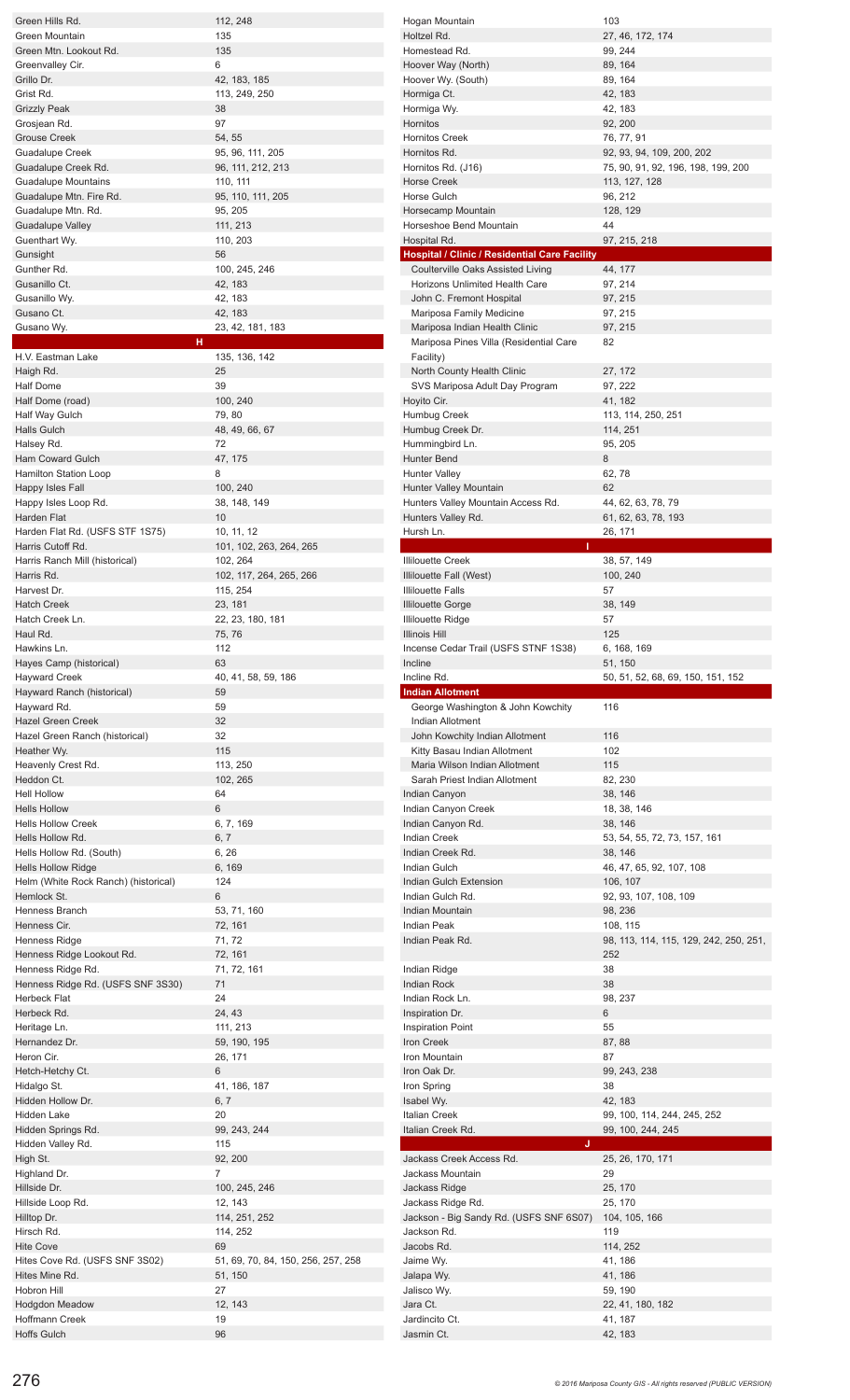| Name | Pages |
|---|---|
| Green Hills Rd. | 112, 248 |
| Green Mountain | 135 |
| Green Mtn. Lookout Rd. | 135 |
| Greenvalley Cir. | 6 |
| Grillo Dr. | 42, 183, 185 |
| Grist Rd. | 113, 249, 250 |
| Grizzly Peak | 38 |
| Grosjean Rd. | 97 |
| Grouse Creek | 54, 55 |
| Guadalupe Creek | 95, 96, 111, 205 |
| Guadalupe Creek Rd. | 96, 111, 212, 213 |
| Guadalupe Mountains | 110, 111 |
| Guadalupe Mtn. Fire Rd. | 95, 110, 111, 205 |
| Guadalupe Mtn. Rd. | 95, 205 |
| Guadalupe Valley | 111, 213 |
| Guenthart Wy. | 110, 203 |
| Gunsight | 56 |
| Gunther Rd. | 100, 245, 246 |
| Gusanillo Ct. | 42, 183 |
| Gusanillo Wy. | 42, 183 |
| Gusano Ct. | 42, 183 |
| Gusano Wy. | 23, 42, 181, 183 |

## H

| Name | Pages |
|---|---|
| H.V. Eastman Lake | 135, 136, 142 |
| Haigh Rd. | 25 |
| Half Dome | 39 |
| Half Dome (road) | 100, 240 |
| Half Way Gulch | 79, 80 |
| Halls Gulch | 48, 49, 66, 67 |
| Halsey Rd. | 72 |
| Ham Coward Gulch | 47, 175 |
| Hamilton Station Loop | 8 |
| Happy Isles Fall | 100, 240 |
| Happy Isles Loop Rd. | 38, 148, 149 |
| Harden Flat | 10 |
| Harden Flat Rd. (USFS STF 1S75) | 10, 11, 12 |
| Harris Cutoff Rd. | 101, 102, 263, 264, 265 |
| Harris Ranch Mill (historical) | 102, 264 |
| Harris Rd. | 102, 117, 264, 265, 266 |
| Harvest Dr. | 115, 254 |
| Hatch Creek | 23, 181 |
| Hatch Creek Ln. | 22, 23, 180, 181 |
| Haul Rd. | 75, 76 |
| Hawkins Ln. | 112 |
| Hayes Camp (historical) | 63 |
| Hayward Creek | 40, 41, 58, 59, 186 |
| Hayward Ranch (historical) | 59 |
| Hayward Rd. | 59 |
| Hazel Green Creek | 32 |
| Hazel Green Ranch (historical) | 32 |
| Heather Wy. | 115 |
| Heavenly Crest Rd. | 113, 250 |
| Heddon Ct. | 102, 265 |
| Hell Hollow | 64 |
| Hells Hollow | 6 |
| Hells Hollow Creek | 6, 7, 169 |
| Hells Hollow Rd. | 6, 7 |
| Hells Hollow Rd. (South) | 6, 26 |
| Hells Hollow Ridge | 6, 169 |
| Helm (White Rock Ranch) (historical) | 124 |
| Hemlock St. | 6 |
| Henness Branch | 53, 71, 160 |
| Henness Cir. | 72, 161 |
| Henness Ridge | 71, 72 |
| Henness Ridge Lookout Rd. | 72, 161 |
| Henness Ridge Rd. | 71, 72, 161 |
| Henness Ridge Rd. (USFS SNF 3S30) | 71 |
| Herbeck Flat | 24 |
| Herbeck Rd. | 24, 43 |
| Heritage Ln. | 111, 213 |
| Hernandez Dr. | 59, 190, 195 |
| Heron Cir. | 26, 171 |
| Hetch-Hetchy Ct. | 6 |
| Hidalgo St. | 41, 186, 187 |
| Hidden Hollow Dr. | 6, 7 |
| Hidden Lake | 20 |
| Hidden Springs Rd. | 99, 243, 244 |
| Hidden Valley Rd. | 115 |
| High St. | 92, 200 |
| Highland Dr. | 7 |
| Hillside Dr. | 100, 245, 246 |
| Hillside Loop Rd. | 12, 143 |
| Hilltop Dr. | 114, 251, 252 |
| Hirsch Rd. | 114, 252 |
| Hite Cove | 69 |
| Hites Cove Rd. (USFS SNF 3S02) | 51, 69, 70, 84, 150, 256, 257, 258 |
| Hites Mine Rd. | 51, 150 |
| Hobron Hill | 27 |
| Hodgdon Meadow | 12, 143 |
| Hoffmann Creek | 19 |
| Hoffs Gulch | 96 |
| Hogan Mountain | 103 |
| Holtzel Rd. | 27, 46, 172, 174 |
| Homestead Rd. | 99, 244 |
| Hoover Way (North) | 89, 164 |
| Hoover Wy. (South) | 89, 164 |
| Hormiga Ct. | 42, 183 |
| Hormiga Wy. | 42, 183 |
| Hornitos | 92, 200 |
| Hornitos Creek | 76, 77, 91 |
| Hornitos Rd. | 92, 93, 94, 109, 200, 202 |
| Hornitos Rd. (J16) | 75, 90, 91, 92, 196, 198, 199, 200 |
| Horse Creek | 113, 127, 128 |
| Horse Gulch | 96, 212 |
| Horsecamp Mountain | 128, 129 |
| Horseshoe Bend Mountain | 44 |
| Hospital Rd. | 97, 215, 218 |

### Hospital / Clinic / Residential Care Facility

| Name | Pages |
|---|---|
| Coulterville Oaks Assisted Living | 44, 177 |
| Horizons Unlimited Health Care | 97, 214 |
| John C. Fremont Hospital | 97, 215 |
| Mariposa Family Medicine | 97, 215 |
| Mariposa Indian Health Clinic | 97, 215 |
| Mariposa Pines Villa (Residential Care Facility) | 82 |
| North County Health Clinic | 27, 172 |
| SVS Mariposa Adult Day Program | 97, 222 |

| Name | Pages |
|---|---|
| Hoyito Cir. | 41, 182 |
| Humbug Creek | 113, 114, 250, 251 |
| Humbug Creek Dr. | 114, 251 |
| Hummingbird Ln. | 95, 205 |
| Hunter Bend | 8 |
| Hunter Valley | 62, 78 |
| Hunter Valley Mountain | 62 |
| Hunters Valley Mountain Access Rd. | 44, 62, 63, 78, 79 |
| Hunters Valley Rd. | 61, 62, 63, 78, 193 |
| Hursh Ln. | 26, 171 |

## I

| Name | Pages |
|---|---|
| Illilouette Creek | 38, 57, 149 |
| Illilouette Fall (West) | 100, 240 |
| Illilouette Falls | 57 |
| Illilouette Gorge | 38, 149 |
| Illilouette Ridge | 57 |
| Illinois Hill | 125 |
| Incense Cedar Trail (USFS STNF 1S38) | 6, 168, 169 |
| Incline | 51, 150 |
| Incline Rd. | 50, 51, 52, 68, 69, 150, 151, 152 |

### Indian Allotment

| Name | Pages |
|---|---|
| George Washington & John Kowchity Indian Allotment | 116 |
| John Kowchity Indian Allotment | 116 |
| Kitty Basau Indian Allotment | 102 |
| Maria Wilson Indian Allotment | 115 |
| Sarah Priest Indian Allotment | 82, 230 |

| Name | Pages |
|---|---|
| Indian Canyon | 38, 146 |
| Indian Canyon Creek | 18, 38, 146 |
| Indian Canyon Rd. | 38, 146 |
| Indian Creek | 53, 54, 55, 72, 73, 157, 161 |
| Indian Creek Rd. | 38, 146 |
| Indian Gulch | 46, 47, 65, 92, 107, 108 |
| Indian Gulch Extension | 106, 107 |
| Indian Gulch Rd. | 92, 93, 107, 108, 109 |
| Indian Mountain | 98, 236 |
| Indian Peak | 108, 115 |
| Indian Peak Rd. | 98, 113, 114, 115, 129, 242, 250, 251, 252 |
| Indian Ridge | 38 |
| Indian Rock | 38 |
| Indian Rock Ln. | 98, 237 |
| Inspiration Dr. | 6 |
| Inspiration Point | 55 |
| Iron Creek | 87, 88 |
| Iron Mountain | 87 |
| Iron Oak Dr. | 99, 243, 238 |
| Iron Spring | 38 |
| Isabel Wy. | 42, 183 |
| Italian Creek | 99, 100, 114, 244, 245, 252 |
| Italian Creek Rd. | 99, 100, 244, 245 |

## J

| Name | Pages |
|---|---|
| Jackass Creek Access Rd. | 25, 26, 170, 171 |
| Jackass Mountain | 29 |
| Jackass Ridge | 25, 170 |
| Jackass Ridge Rd. | 25, 170 |
| Jackson - Big Sandy Rd. (USFS SNF 6S07) | 104, 105, 166 |
| Jackson Rd. | 119 |
| Jacobs Rd. | 114, 252 |
| Jaime Wy. | 41, 186 |
| Jalapa Wy. | 41, 186 |
| Jalisco Wy. | 59, 190 |
| Jara Ct. | 22, 41, 180, 182 |
| Jardincito Ct. | 41, 187 |
| Jasmin Ct. | 42, 183 |

© 2016 Mariposa County GIS - All rights reserved (PUBLIC VERSION)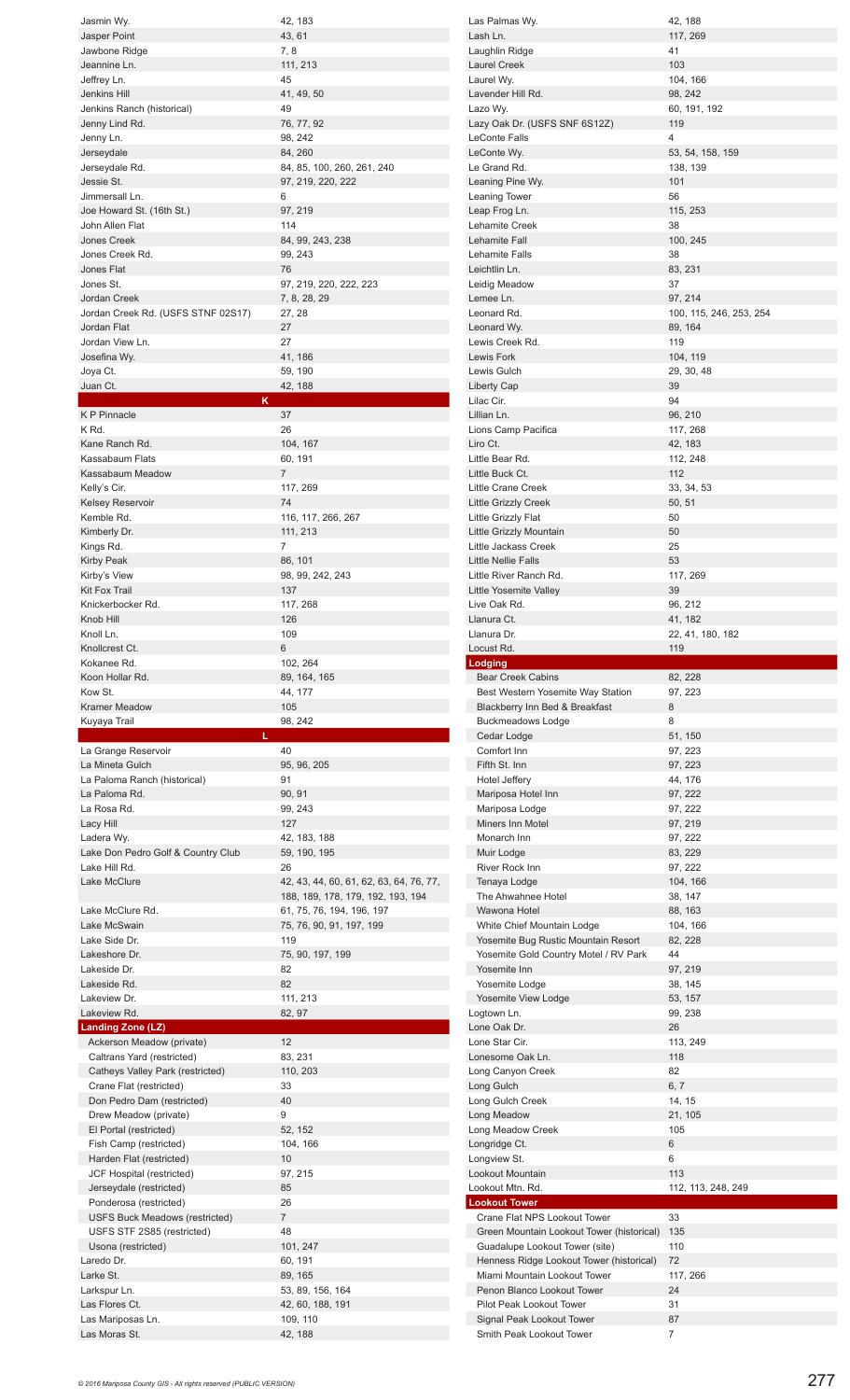| Name | Pages |
|---|---|
| Jasmin Wy. | 42, 183 |
| Jasper Point | 43, 61 |
| Jawbone Ridge | 7, 8 |
| Jeannine Ln. | 111, 213 |
| Jeffrey Ln. | 45 |
| Jenkins Hill | 41, 49, 50 |
| Jenkins Ranch (historical) | 49 |
| Jenny Lind Rd. | 76, 77, 92 |
| Jenny Ln. | 98, 242 |
| Jerseydale | 84, 260 |
| Jerseydale Rd. | 84, 85, 100, 260, 261, 240 |
| Jessie St. | 97, 219, 220, 222 |
| Jimmersall Ln. | 6 |
| Joe Howard St. (16th St.) | 97, 219 |
| John Allen Flat | 114 |
| Jones Creek | 84, 99, 243, 238 |
| Jones Creek Rd. | 99, 243 |
| Jones Flat | 76 |
| Jones St. | 97, 219, 220, 222, 223 |
| Jordan Creek | 7, 8, 28, 29 |
| Jordan Creek Rd. (USFS STNF 02S17) | 27, 28 |
| Jordan Flat | 27 |
| Jordan View Ln. | 27 |
| Josefina Wy. | 41, 186 |
| Joya Ct. | 59, 190 |
| Juan Ct. | 42, 188 |

## K

| Name | Pages |
|---|---|
| K P Pinnacle | 37 |
| K Rd. | 26 |
| Kane Ranch Rd. | 104, 167 |
| Kassabaum Flats | 60, 191 |
| Kassabaum Meadow | 7 |
| Kelly's Cir. | 117, 269 |
| Kelsey Reservoir | 74 |
| Kemble Rd. | 116, 117, 266, 267 |
| Kimberly Dr. | 111, 213 |
| Kings Rd. | 7 |
| Kirby Peak | 86, 101 |
| Kirby's View | 98, 99, 242, 243 |
| Kit Fox Trail | 137 |
| Knickerbocker Rd. | 117, 268 |
| Knob Hill | 126 |
| Knoll Ln. | 109 |
| Knollcrest Ct. | 6 |
| Kokanee Rd. | 102, 264 |
| Koon Hollar Rd. | 89, 164, 165 |
| Kow St. | 44, 177 |
| Kramer Meadow | 105 |
| Kuyaya Trail | 98, 242 |

## L

| Name | Pages |
|---|---|
| La Grange Reservoir | 40 |
| La Mineta Gulch | 95, 96, 205 |
| La Paloma Ranch (historical) | 91 |
| La Paloma Rd. | 90, 91 |
| La Rosa Rd. | 99, 243 |
| Lacy Hill | 127 |
| Ladera Wy. | 42, 183, 188 |
| Lake Don Pedro Golf & Country Club | 59, 190, 195 |
| Lake Hill Rd. | 26 |
| Lake McClure | 42, 43, 44, 60, 61, 62, 63, 64, 76, 77, 188, 189, 178, 179, 192, 193, 194 |
| Lake McClure Rd. | 61, 75, 76, 194, 196, 197 |
| Lake McSwain | 75, 76, 90, 91, 197, 199 |
| Lake Side Dr. | 119 |
| Lakeshore Dr. | 75, 90, 197, 199 |
| Lakeside Dr. | 82 |
| Lakeside Rd. | 82 |
| Lakeview Dr. | 111, 213 |
| Lakeview Rd. | 82, 97 |

### Landing Zone (LZ)

| Name | Pages |
|---|---|
| Ackerson Meadow (private) | 12 |
| Caltrans Yard (restricted) | 83, 231 |
| Catheys Valley Park (restricted) | 110, 203 |
| Crane Flat (restricted) | 33 |
| Don Pedro Dam (restricted) | 40 |
| Drew Meadow (private) | 9 |
| El Portal (restricted) | 52, 152 |
| Fish Camp (restricted) | 104, 166 |
| Harden Flat (restricted) | 10 |
| JCF Hospital (restricted) | 97, 215 |
| Jerseydale (restricted) | 85 |
| Ponderosa (restricted) | 26 |
| USFS Buck Meadows (restricted) | 7 |
| USFS STF 2S85 (restricted) | 48 |
| Usona (restricted) | 101, 247 |

| Name | Pages |
|---|---|
| Laredo Dr. | 60, 191 |
| Larke St. | 89, 165 |
| Larkspur Ln. | 53, 89, 156, 164 |
| Las Flores Ct. | 42, 60, 188, 191 |
| Las Mariposas Ln. | 109, 110 |
| Las Moras St. | 42, 188 |
| Las Palmas Wy. | 42, 188 |
| Lash Ln. | 117, 269 |
| Laughlin Ridge | 41 |
| Laurel Creek | 103 |
| Laurel Wy. | 104, 166 |
| Lavender Hill Rd. | 98, 242 |
| Lazo Wy. | 60, 191, 192 |
| Lazy Oak Dr. (USFS SNF 6S12Z) | 119 |
| LeConte Falls | 4 |
| LeConte Wy. | 53, 54, 158, 159 |
| Le Grand Rd. | 138, 139 |
| Leaning Pine Wy. | 101 |
| Leaning Tower | 56 |
| Leap Frog Ln. | 115, 253 |
| Lehamite Creek | 38 |
| Lehamite Fall | 100, 245 |
| Lehamite Falls | 38 |
| Leichtlin Ln. | 83, 231 |
| Leidig Meadow | 37 |
| Lemee Ln. | 97, 214 |
| Leonard Rd. | 100, 115, 246, 253, 254 |
| Leonard Wy. | 89, 164 |
| Lewis Creek Rd. | 119 |
| Lewis Fork | 104, 119 |
| Lewis Gulch | 29, 30, 48 |
| Liberty Cap | 39 |
| Lilac Cir. | 94 |
| Lillian Ln. | 96, 210 |
| Lions Camp Pacifica | 117, 268 |
| Liro Ct. | 42, 183 |
| Little Bear Rd. | 112, 248 |
| Little Buck Ct. | 112 |
| Little Crane Creek | 33, 34, 53 |
| Little Grizzly Creek | 50, 51 |
| Little Grizzly Flat | 50 |
| Little Grizzly Mountain | 50 |
| Little Jackass Creek | 25 |
| Little Nellie Falls | 53 |
| Little River Ranch Rd. | 117, 269 |
| Little Yosemite Valley | 39 |
| Live Oak Rd. | 96, 212 |
| Llanura Ct. | 41, 182 |
| Llanura Dr. | 22, 41, 180, 182 |
| Locust Rd. | 119 |

### Lodging

| Name | Pages |
|---|---|
| Bear Creek Cabins | 82, 228 |
| Best Western Yosemite Way Station | 97, 223 |
| Blackberry Inn Bed & Breakfast | 8 |
| Buckmeadows Lodge | 8 |
| Cedar Lodge | 51, 150 |
| Comfort Inn | 97, 223 |
| Fifth St. Inn | 97, 223 |
| Hotel Jeffery | 44, 176 |
| Mariposa Hotel Inn | 97, 222 |
| Mariposa Lodge | 97, 222 |
| Miners Inn Motel | 97, 219 |
| Monarch Inn | 97, 222 |
| Muir Lodge | 83, 229 |
| River Rock Inn | 97, 222 |
| Tenaya Lodge | 104, 166 |
| The Ahwahnee Hotel | 38, 147 |
| Wawona Hotel | 88, 163 |
| White Chief Mountain Lodge | 104, 166 |
| Yosemite Bug Rustic Mountain Resort | 82, 228 |
| Yosemite Gold Country Motel / RV Park | 44 |
| Yosemite Inn | 97, 219 |
| Yosemite Lodge | 38, 145 |
| Yosemite View Lodge | 53, 157 |

| Name | Pages |
|---|---|
| Logtown Ln. | 99, 238 |
| Lone Oak Dr. | 26 |
| Lone Star Cir. | 113, 249 |
| Lonesome Oak Ln. | 118 |
| Long Canyon Creek | 82 |
| Long Gulch | 6, 7 |
| Long Gulch Creek | 14, 15 |
| Long Meadow | 21, 105 |
| Long Meadow Creek | 105 |
| Longridge Ct. | 6 |
| Longview St. | 6 |
| Lookout Mountain | 113 |
| Lookout Mtn. Rd. | 112, 113, 248, 249 |

### Lookout Tower

| Name | Pages |
|---|---|
| Crane Flat NPS Lookout Tower | 33 |
| Green Mountain Lookout Tower (historical) | 135 |
| Guadalupe Lookout Tower (site) | 110 |
| Henness Ridge Lookout Tower (historical) | 72 |
| Miami Mountain Lookout Tower | 117, 266 |
| Penon Blanco Lookout Tower | 24 |
| Pilot Peak Lookout Tower | 31 |
| Signal Peak Lookout Tower | 87 |
| Smith Peak Lookout Tower | 7 |

*© 2016 Mariposa County GIS - All rights reserved (PUBLIC VERSION)*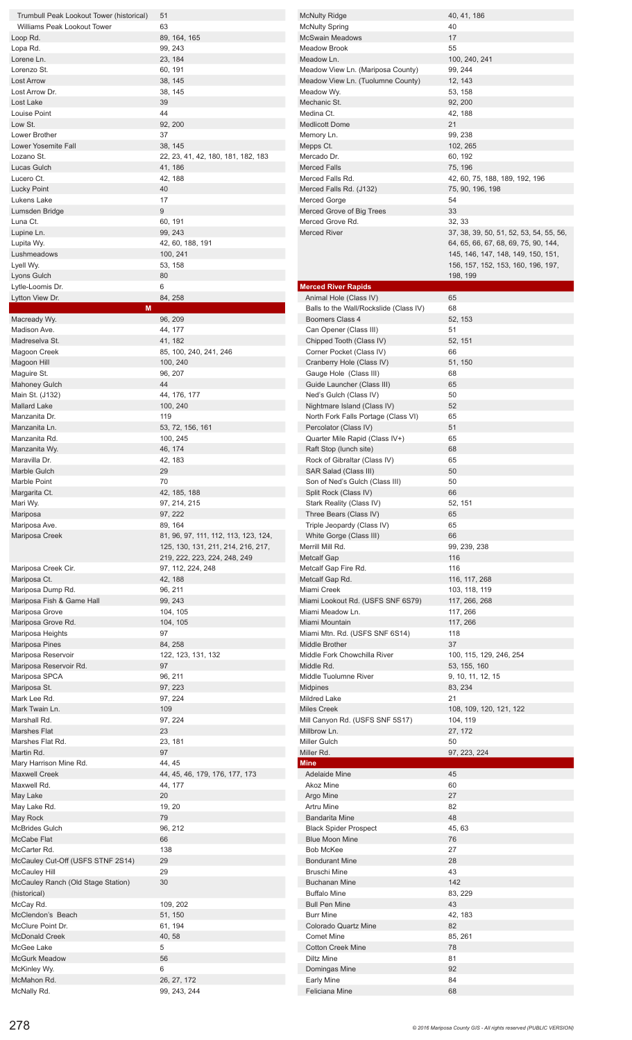| Name | Pages |
|---|---|
| Trumbull Peak Lookout Tower (historical) | 51 |
| Williams Peak Lookout Tower | 63 |
| Loop Rd. | 89, 164, 165 |
| Lopa Rd. | 99, 243 |
| Lorene Ln. | 23, 184 |
| Lorenzo St. | 60, 191 |
| Lost Arrow | 38, 145 |
| Lost Arrow Dr. | 38, 145 |
| Lost Lake | 39 |
| Louise Point | 44 |
| Low St. | 92, 200 |
| Lower Brother | 37 |
| Lower Yosemite Fall | 38, 145 |
| Lozano St. | 22, 23, 41, 42, 180, 181, 182, 183 |
| Lucas Gulch | 41, 186 |
| Lucero Ct. | 42, 188 |
| Lucky Point | 40 |
| Lukens Lake | 17 |
| Lumsden Bridge | 9 |
| Luna Ct. | 60, 191 |
| Lupine Ln. | 99, 243 |
| Lupita Wy. | 42, 60, 188, 191 |
| Lushmeadows | 100, 241 |
| Lyell Wy. | 53, 158 |
| Lyons Gulch | 80 |
| Lytle-Loomis Dr. | 6 |
| Lytton View Dr. | 84, 258 |

## M

| Name | Pages |
|---|---|
| Macready Wy. | 96, 209 |
| Madison Ave. | 44, 177 |
| Madreselva St. | 41, 182 |
| Magoon Creek | 85, 100, 240, 241, 246 |
| Magoon Hill | 100, 240 |
| Maguire St. | 96, 207 |
| Mahoney Gulch | 44 |
| Main St. (J132) | 44, 176, 177 |
| Mallard Lake | 100, 240 |
| Manzanita Dr. | 119 |
| Manzanita Ln. | 53, 72, 156, 161 |
| Manzanita Rd. | 100, 245 |
| Manzanita Wy. | 46, 174 |
| Maravilla Dr. | 42, 183 |
| Marble Gulch | 29 |
| Marble Point | 70 |
| Margarita Ct. | 42, 185, 188 |
| Mari Wy. | 97, 214, 215 |
| Mariposa | 97, 222 |
| Mariposa Ave. | 89, 164 |
| Mariposa Creek | 81, 96, 97, 111, 112, 113, 123, 124, 125, 130, 131, 211, 214, 216, 217, 219, 222, 223, 224, 248, 249 |
| Mariposa Creek Cir. | 97, 112, 224, 248 |
| Mariposa Ct. | 42, 188 |
| Mariposa Dump Rd. | 96, 211 |
| Mariposa Fish & Game Hall | 99, 243 |
| Mariposa Grove | 104, 105 |
| Mariposa Grove Rd. | 104, 105 |
| Mariposa Heights | 97 |
| Mariposa Pines | 84, 258 |
| Mariposa Reservoir | 122, 123, 131, 132 |
| Mariposa Reservoir Rd. | 97 |
| Mariposa SPCA | 96, 211 |
| Mariposa St. | 97, 223 |
| Mark Lee Rd. | 97, 224 |
| Mark Twain Ln. | 109 |
| Marshall Rd. | 97, 224 |
| Marshes Flat | 23 |
| Marshes Flat Rd. | 23, 181 |
| Martin Rd. | 97 |
| Mary Harrison Mine Rd. | 44, 45 |
| Maxwell Creek | 44, 45, 46, 179, 176, 177, 173 |
| Maxwell Rd. | 44, 177 |
| May Lake | 20 |
| May Lake Rd. | 19, 20 |
| May Rock | 79 |
| McBrides Gulch | 96, 212 |
| McCabe Flat | 66 |
| McCarter Rd. | 138 |
| McCauley Cut-Off (USFS STNF 2S14) | 29 |
| McCauley Hill | 29 |
| McCauley Ranch (Old Stage Station) (historical) | 30 |
| McCay Rd. | 109, 202 |
| McClendon's Beach | 51, 150 |
| McClure Point Dr. | 61, 194 |
| McDonald Creek | 40, 58 |
| McGee Lake | 5 |
| McGurk Meadow | 56 |
| McKinley Wy. | 6 |
| McMahon Rd. | 26, 27, 172 |
| McNally Rd. | 99, 243, 244 |
| McNulty Ridge | 40, 41, 186 |
| McNulty Spring | 40 |
| McSwain Meadows | 17 |
| Meadow Brook | 55 |
| Meadow Ln. | 100, 240, 241 |
| Meadow View Ln. (Mariposa County) | 99, 244 |
| Meadow View Ln. (Tuolumne County) | 12, 143 |
| Meadow Wy. | 53, 158 |
| Mechanic St. | 92, 200 |
| Medina Ct. | 42, 188 |
| Medlicott Dome | 21 |
| Memory Ln. | 99, 238 |
| Mepps Ct. | 102, 265 |
| Mercado Dr. | 60, 192 |
| Merced Falls | 75, 196 |
| Merced Falls Rd. | 42, 60, 75, 188, 189, 192, 196 |
| Merced Falls Rd. (J132) | 75, 90, 196, 198 |
| Merced Gorge | 54 |
| Merced Grove of Big Trees | 33 |
| Merced Grove Rd. | 32, 33 |
| Merced River | 37, 38, 39, 50, 51, 52, 53, 54, 55, 56, 64, 65, 66, 67, 68, 69, 75, 90, 144, 145, 146, 147, 148, 149, 150, 151, 156, 157, 152, 153, 160, 196, 197, 198, 199 |

## Merced River Rapids

| Name | Pages |
|---|---|
| Animal Hole (Class IV) | 65 |
| Balls to the Wall/Rockslide (Class IV) | 68 |
| Boomers Class 4 | 52, 153 |
| Can Opener (Class III) | 51 |
| Chipped Tooth (Class IV) | 52, 151 |
| Corner Pocket (Class IV) | 66 |
| Cranberry Hole (Class IV) | 51, 150 |
| Gauge Hole (Class III) | 68 |
| Guide Launcher (Class III) | 65 |
| Ned's Gulch (Class IV) | 50 |
| Nightmare Island (Class IV) | 52 |
| North Fork Falls Portage (Class VI) | 65 |
| Percolator (Class IV) | 51 |
| Quarter Mile Rapid (Class IV+) | 65 |
| Raft Stop (lunch site) | 68 |
| Rock of Gibraltar (Class IV) | 65 |
| SAR Salad (Class III) | 50 |
| Son of Ned's Gulch (Class III) | 50 |
| Split Rock (Class IV) | 66 |
| Stark Reality (Class IV) | 52, 151 |
| Three Bears (Class IV) | 65 |
| Triple Jeopardy (Class IV) | 65 |
| White Gorge (Class III) | 66 |

| Name | Pages |
|---|---|
| Merrill Mill Rd. | 99, 239, 238 |
| Metcalf Gap | 116 |
| Metcalf Gap Fire Rd. | 116 |
| Metcalf Gap Rd. | 116, 117, 268 |
| Miami Creek | 103, 118, 119 |
| Miami Lookout Rd. (USFS SNF 6S79) | 117, 266, 268 |
| Miami Meadow Ln. | 117, 266 |
| Miami Mountain | 117, 266 |
| Miami Mtn. Rd. (USFS SNF 6S14) | 118 |
| Middle Brother | 37 |
| Middle Fork Chowchilla River | 100, 115, 129, 246, 254 |
| Middle Rd. | 53, 155, 160 |
| Middle Tuolumne River | 9, 10, 11, 12, 15 |
| Midpines | 83, 234 |
| Mildred Lake | 21 |
| Miles Creek | 108, 109, 120, 121, 122 |
| Mill Canyon Rd. (USFS SNF 5S17) | 104, 119 |
| Millbrow Ln. | 27, 172 |
| Miller Gulch | 50 |
| Miller Rd. | 97, 223, 224 |

## Mine

| Name | Pages |
|---|---|
| Adelaide Mine | 45 |
| Akoz Mine | 60 |
| Argo Mine | 27 |
| Artru Mine | 82 |
| Bandarita Mine | 48 |
| Black Spider Prospect | 45, 63 |
| Blue Moon Mine | 76 |
| Bob McKee | 27 |
| Bondurant Mine | 28 |
| Bruschi Mine | 43 |
| Buchanan Mine | 142 |
| Buffalo Mine | 83, 229 |
| Bull Pen Mine | 43 |
| Burr Mine | 42, 183 |
| Colorado Quartz Mine | 82 |
| Comet Mine | 85, 261 |
| Cotton Creek Mine | 78 |
| Diltz Mine | 81 |
| Domingas Mine | 92 |
| Early Mine | 84 |
| Feliciana Mine | 68 |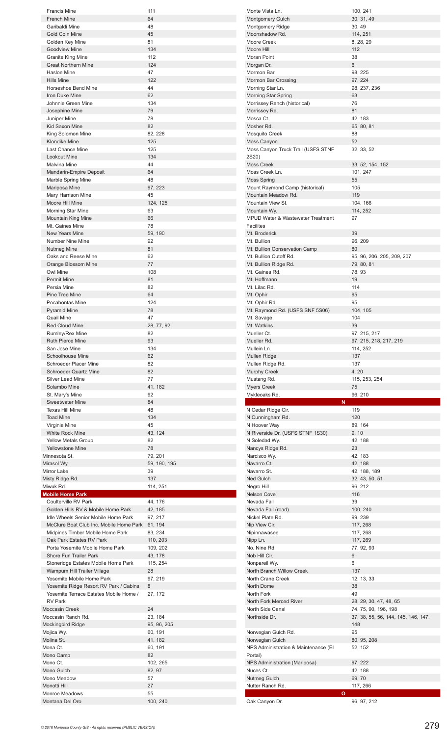| Name | Page |
|---|---|
| Francis Mine | 111 |
| French Mine | 64 |
| Garibaldi Mine | 48 |
| Gold Coin Mine | 45 |
| Golden Key Mine | 81 |
| Goodview Mine | 134 |
| Granite King Mine | 112 |
| Great Northern Mine | 124 |
| Hasloe Mine | 47 |
| Hills Mine | 122 |
| Horseshoe Bend Mine | 44 |
| Iron Duke Mine | 62 |
| Johnnie Green Mine | 134 |
| Josephine Mine | 79 |
| Juniper Mine | 78 |
| Kid Saxon Mine | 82 |
| King Solomon Mine | 82, 228 |
| Klondike Mine | 125 |
| Last Chance Mine | 125 |
| Lookout Mine | 134 |
| Malvina Mine | 44 |
| Mandarin-Empire Deposit | 64 |
| Marble Spring Mine | 48 |
| Mariposa Mine | 97, 223 |
| Mary Harrison Mine | 45 |
| Moore Hill Mine | 124, 125 |
| Morning Star Mine | 63 |
| Mountain King Mine | 66 |
| Mt. Gaines Mine | 78 |
| New Years Mine | 59, 190 |
| Number Nine Mine | 92 |
| Nutmeg Mine | 81 |
| Oaks and Reese Mine | 62 |
| Orange Blossom Mine | 77 |
| Owl Mine | 108 |
| Permit Mine | 81 |
| Persia Mine | 82 |
| Pine Tree Mine | 64 |
| Pocahontas Mine | 124 |
| Pyramid Mine | 78 |
| Quail Mine | 47 |
| Red Cloud Mine | 28, 77, 92 |
| Rumley/Rex Mine | 82 |
| Ruth Pierce Mine | 93 |
| San Jose Mine | 134 |
| Schoolhouse Mine | 62 |
| Schroeder Placer Mine | 82 |
| Schroeder Quartz Mine | 82 |
| Silver Lead Mine | 77 |
| Solambo Mine | 41, 182 |
| St. Mary's Mine | 92 |
| Sweetwater Mine | 84 |
| Texas Hill Mine | 48 |
| Toad Mine | 134 |
| Virginia Mine | 45 |
| White Rock Mine | 43, 124 |
| Yellow Metals Group | 82 |
| Yellowstone Mine | 78 |
| Minnesota St. | 79, 201 |
| Mirasol Wy. | 59, 190, 195 |
| Mirror Lake | 39 |
| Misty Ridge Rd. | 137 |
| Miwuk Rd. | 114, 251 |
| **Mobile Home Park** | |
| Coulterville RV Park | 44, 176 |
| Golden Hills RV & Mobile Home Park | 42, 185 |
| Idle Wheels Senior Mobile Home Park | 97, 217 |
| McClure Boat Club Inc. Mobile Home Park | 61, 194 |
| Midpines Timber Mobile Home Park | 83, 234 |
| Oak Park Estates RV Park | 110, 203 |
| Porta Yosemite Mobile Home Park | 109, 202 |
| Shore Fun Trailer Park | 43, 178 |
| Stoneridge Estates Mobile Home Park | 115, 254 |
| Wampum Hill Trailer Village | 28 |
| Yosemite Mobile Home Park | 97, 219 |
| Yosemite Ridge Resort RV Park / Cabins | 8 |
| Yosemite Terrace Estates Mobile Home / RV Park | 27, 172 |
| Moccasin Creek | 24 |
| Moccasin Ranch Rd. | 23, 184 |
| Mockingbird Ridge | 95, 96, 205 |
| Mojica Wy. | 60, 191 |
| Molina St. | 41, 182 |
| Mona Ct. | 60, 191 |
| Mono Camp | 82 |
| Mono Ct. | 102, 265 |
| Mono Gulch | 82, 97 |
| Mono Meadow | 57 |
| Monotti Hill | 27 |
| Monroe Meadows | 55 |
| Montana Del Oro | 100, 240 |
| Monte Vista Ln. | 100, 241 |
| Montgomery Gulch | 30, 31, 49 |
| Montgomery Ridge | 30, 49 |
| Moonshadow Rd. | 114, 251 |
| Moore Creek | 8, 28, 29 |
| Moore Hill | 112 |
| Moran Point | 38 |
| Morgan Dr. | 6 |
| Mormon Bar | 98, 225 |
| Mormon Bar Crossing | 97, 224 |
| Morning Star Ln. | 98, 237, 236 |
| Morning Star Spring | 63 |
| Morrissey Ranch (historical) | 76 |
| Morrissey Rd. | 81 |
| Mosca Ct. | 42, 183 |
| Mosher Rd. | 65, 80, 81 |
| Mosquito Creek | 88 |
| Moss Canyon | 52 |
| Moss Canyon Truck Trail (USFS STNF 2S20) | 32, 33, 52 |
| Moss Creek | 33, 52, 154, 152 |
| Moss Creek Ln. | 101, 247 |
| Moss Spring | 55 |
| Mount Raymond Camp (historical) | 105 |
| Mountain Meadow Rd. | 119 |
| Mountain View St. | 104, 166 |
| Mountain Wy. | 114, 252 |
| MPUD Water & Wastewater Treatment Facilites | 97 |
| Mt. Broderick | 39 |
| Mt. Bullion | 96, 209 |
| Mt. Bullion Conservation Camp | 80 |
| Mt. Bullion Cutoff Rd. | 95, 96, 206, 205, 209, 207 |
| Mt. Bullion Ridge Rd. | 79, 80, 81 |
| Mt. Gaines Rd. | 78, 93 |
| Mt. Hoffmann | 19 |
| Mt. Lilac Rd. | 114 |
| Mt. Ophir | 95 |
| Mt. Ophir Rd. | 95 |
| Mt. Raymond Rd. (USFS SNF 5S06) | 104, 105 |
| Mt. Savage | 104 |
| Mt. Watkins | 39 |
| Mueller Ct. | 97, 215, 217 |
| Mueller Rd. | 97, 215, 218, 217, 219 |
| Mullein Ln. | 114, 252 |
| Mullen Ridge | 137 |
| Mullen Ridge Rd. | 137 |
| Murphy Creek | 4, 20 |
| Mustang Rd. | 115, 253, 254 |
| Myers Creek | 75 |
| Mykleoaks Rd. | 96, 210 |
| **N** | |
| N Cedar Ridge Cir. | 119 |
| N Cunningham Rd. | 120 |
| N Hoover Way | 89, 164 |
| N Riverside Dr. (USFS STNF 1S30) | 9, 10 |
| N Soledad Wy. | 42, 188 |
| Nancys Ridge Rd. | 23 |
| Narcisco Wy. | 42, 183 |
| Navarro Ct. | 42, 188 |
| Navarro St. | 42, 188, 189 |
| Ned Gulch | 32, 43, 50, 51 |
| Negro Hill | 96, 212 |
| Nelson Cove | 116 |
| Nevada Fall | 39 |
| Nevada Fall (road) | 100, 240 |
| Nickel Plate Rd. | 99, 239 |
| Nip View Cir. | 117, 268 |
| Nipinnawasee | 117, 268 |
| Nipp Ln. | 117, 269 |
| No. Nine Rd. | 77, 92, 93 |
| Nob Hill Cir. | 6 |
| Nonpareil Wy. | 6 |
| North Branch Willow Creek | 137 |
| North Crane Creek | 12, 13, 33 |
| North Dome | 38 |
| North Fork | 49 |
| North Fork Merced River | 28, 29, 30, 47, 48, 65 |
| North Side Canal | 74, 75, 90, 196, 198 |
| Northside Dr. | 37, 38, 55, 56, 144, 145, 146, 147, 148 |
| Norwegian Gulch Rd. | 95 |
| Norwegian Gulch | 80, 95, 208 |
| NPS Administration & Maintenance (El Portal) | 52, 152 |
| NPS Administration (Mariposa) | 97, 222 |
| Nuces Ct. | 42, 188 |
| Nutmeg Gulch | 69, 70 |
| Nutter Ranch Rd. | 117, 266 |
| **O** | |
| Oak Canyon Dr. | 96, 97, 212 |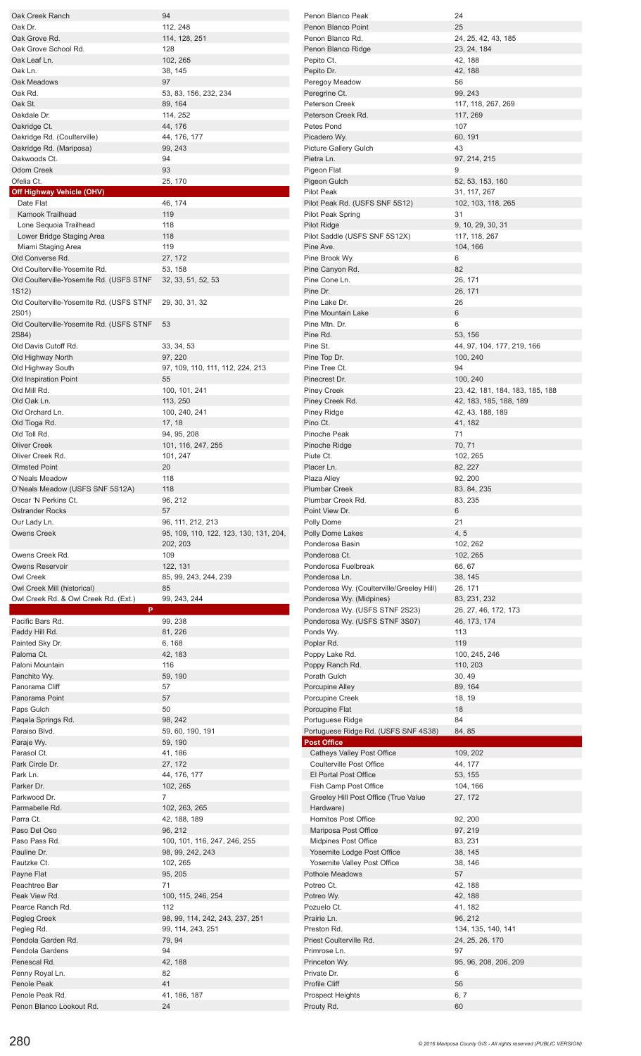| Name | Page(s) |
| --- | --- |
| Oak Creek Ranch | 94 |
| Oak Dr. | 112, 248 |
| Oak Grove Rd. | 114, 128, 251 |
| Oak Grove School Rd. | 128 |
| Oak Leaf Ln. | 102, 265 |
| Oak Ln. | 38, 145 |
| Oak Meadows | 97 |
| Oak Rd. | 53, 83, 156, 232, 234 |
| Oak St. | 89, 164 |
| Oakdale Dr. | 114, 252 |
| Oakridge Ct. | 44, 176 |
| Oakridge Rd. (Coulterville) | 44, 176, 177 |
| Oakridge Rd. (Mariposa) | 99, 243 |
| Oakwoods Ct. | 94 |
| Odom Creek | 93 |
| Ofelia Ct. | 25, 170 |
| **Off Highway Vehicle (OHV)** | |
| Date Flat | 46, 174 |
| Kamook Trailhead | 119 |
| Lone Sequoia Trailhead | 118 |
| Lower Bridge Staging Area | 118 |
| Miami Staging Area | 119 |
| Old Converse Rd. | 27, 172 |
| Old Coulterville-Yosemite Rd. | 53, 158 |
| Old Coulterville-Yosemite Rd. (USFS STNF 1S12) | 32, 33, 51, 52, 53 |
| Old Coulterville-Yosemite Rd. (USFS STNF 2S01) | 29, 30, 31, 32 |
| Old Coulterville-Yosemite Rd. (USFS STNF 2S84) | 53 |
| Old Davis Cutoff Rd. | 33, 34, 53 |
| Old Highway North | 97, 220 |
| Old Highway South | 97, 109, 110, 111, 112, 224, 213 |
| Old Inspiration Point | 55 |
| Old Mill Rd. | 100, 101, 241 |
| Old Oak Ln. | 113, 250 |
| Old Orchard Ln. | 100, 240, 241 |
| Old Tioga Rd. | 17, 18 |
| Old Toll Rd. | 94, 95, 208 |
| Oliver Creek | 101, 116, 247, 255 |
| Oliver Creek Rd. | 101, 247 |
| Olmsted Point | 20 |
| O'Neals Meadow | 118 |
| O'Neals Meadow (USFS SNF 5S12A) | 118 |
| Oscar 'N Perkins Ct. | 96, 212 |
| Ostrander Rocks | 57 |
| Our Lady Ln. | 96, 111, 212, 213 |
| Owens Creek | 95, 109, 110, 122, 123, 130, 131, 204, 202, 203 |
| Owens Creek Rd. | 109 |
| Owens Reservoir | 122, 131 |
| Owl Creek | 85, 99, 243, 244, 239 |
| Owl Creek Mill (historical) | 85 |
| Owl Creek Rd. & Owl Creek Rd. (Ext.) | 99, 243, 244 |
| **P** | |
| Pacific Bars Rd. | 99, 238 |
| Paddy Hill Rd. | 81, 226 |
| Painted Sky Dr. | 6, 168 |
| Paloma Ct. | 42, 183 |
| Paloni Mountain | 116 |
| Panchito Wy. | 59, 190 |
| Panorama Cliff | 57 |
| Panorama Point | 57 |
| Paps Gulch | 50 |
| Paqala Springs Rd. | 98, 242 |
| Paraiso Blvd. | 59, 60, 190, 191 |
| Paraje Wy. | 59, 190 |
| Parasol Ct. | 41, 186 |
| Park Circle Dr. | 27, 172 |
| Park Ln. | 44, 176, 177 |
| Parker Dr. | 102, 265 |
| Parkwood Dr. | 7 |
| Parmabelle Rd. | 102, 263, 265 |
| Parra Ct. | 42, 188, 189 |
| Paso Del Oso | 96, 212 |
| Paso Pass Rd. | 100, 101, 116, 247, 246, 255 |
| Pauline Dr. | 98, 99, 242, 243 |
| Pautzke Ct. | 102, 265 |
| Payne Flat | 95, 205 |
| Peachtree Bar | 71 |
| Peak View Rd. | 100, 115, 246, 254 |
| Pearce Ranch Rd. | 112 |
| Pegleg Creek | 98, 99, 114, 242, 243, 237, 251 |
| Pegleg Rd. | 99, 114, 243, 251 |
| Pendola Garden Rd. | 79, 94 |
| Pendola Gardens | 94 |
| Penescal Rd. | 42, 188 |
| Penny Royal Ln. | 82 |
| Penole Peak | 41 |
| Penole Peak Rd. | 41, 186, 187 |
| Penon Blanco Lookout Rd. | 24 |
| Penon Blanco Peak | 24 |
| Penon Blanco Point | 25 |
| Penon Blanco Rd. | 24, 25, 42, 43, 185 |
| Penon Blanco Ridge | 23, 24, 184 |
| Pepito Ct. | 42, 188 |
| Pepito Dr. | 42, 188 |
| Peregoy Meadow | 56 |
| Peregrine Ct. | 99, 243 |
| Peterson Creek | 117, 118, 267, 269 |
| Peterson Creek Rd. | 117, 269 |
| Petes Pond | 107 |
| Picadero Wy. | 60, 191 |
| Picture Gallery Gulch | 43 |
| Pietra Ln. | 97, 214, 215 |
| Pigeon Flat | 9 |
| Pigeon Gulch | 52, 53, 153, 160 |
| Pilot Peak | 31, 117, 267 |
| Pilot Peak Rd. (USFS SNF 5S12) | 102, 103, 118, 265 |
| Pilot Peak Spring | 31 |
| Pilot Ridge | 9, 10, 29, 30, 31 |
| Pilot Saddle (USFS SNF 5S12X) | 117, 118, 267 |
| Pine Ave. | 104, 166 |
| Pine Brook Wy. | 6 |
| Pine Canyon Rd. | 82 |
| Pine Cone Ln. | 26, 171 |
| Pine Dr. | 26, 171 |
| Pine Lake Dr. | 26 |
| Pine Mountain Lake | 6 |
| Pine Mtn. Dr. | 6 |
| Pine Rd. | 53, 156 |
| Pine St. | 44, 97, 104, 177, 219, 166 |
| Pine Top Dr. | 100, 240 |
| Pine Tree Ct. | 94 |
| Pinecrest Dr. | 100, 240 |
| Piney Creek | 23, 42, 181, 184, 183, 185, 188 |
| Piney Creek Rd. | 42, 183, 185, 188, 189 |
| Piney Ridge | 42, 43, 188, 189 |
| Pino Ct. | 41, 182 |
| Pinoche Peak | 71 |
| Pinoche Ridge | 70, 71 |
| Piute Ct. | 102, 265 |
| Placer Ln. | 82, 227 |
| Plaza Alley | 92, 200 |
| Plumbar Creek | 83, 84, 235 |
| Plumbar Creek Rd. | 83, 235 |
| Point View Dr. | 6 |
| Polly Dome | 21 |
| Polly Dome Lakes | 4, 5 |
| Ponderosa Basin | 102, 262 |
| Ponderosa Ct. | 102, 265 |
| Ponderosa Fuelbreak | 66, 67 |
| Ponderosa Ln. | 38, 145 |
| Ponderosa Wy. (Coulterville/Greeley Hill) | 26, 171 |
| Ponderosa Wy. (Midpines) | 83, 231, 232 |
| Ponderosa Wy. (USFS STNF 2S23) | 26, 27, 46, 172, 173 |
| Ponderosa Wy. (USFS STNF 3S07) | 46, 173, 174 |
| Ponds Wy. | 113 |
| Poplar Rd. | 119 |
| Poppy Lake Rd. | 100, 245, 246 |
| Poppy Ranch Rd. | 110, 203 |
| Porath Gulch | 30, 49 |
| Porcupine Alley | 89, 164 |
| Porcupine Creek | 18, 19 |
| Porcupine Flat | 18 |
| Portuguese Ridge | 84 |
| Portuguese Ridge Rd. (USFS SNF 4S38) | 84, 85 |
| **Post Office** | |
| Catheys Valley Post Office | 109, 202 |
| Coulterville Post Office | 44, 177 |
| El Portal Post Office | 53, 155 |
| Fish Camp Post Office | 104, 166 |
| Greeley Hill Post Office (True Value Hardware) | 27, 172 |
| Hornitos Post Office | 92, 200 |
| Mariposa Post Office | 97, 219 |
| Midpines Post Office | 83, 231 |
| Yosemite Lodge Post Office | 38, 145 |
| Yosemite Valley Post Office | 38, 146 |
| Pothole Meadows | 57 |
| Potreo Ct. | 42, 188 |
| Potreo Wy. | 42, 188 |
| Pozuelo Ct. | 41, 182 |
| Prairie Ln. | 96, 212 |
| Preston Rd. | 134, 135, 140, 141 |
| Priest Coulterville Rd. | 24, 25, 26, 170 |
| Primrose Ln. | 97 |
| Princeton Wy. | 95, 96, 208, 206, 209 |
| Private Dr. | 6 |
| Profile Cliff | 56 |
| Prospect Heights | 6, 7 |
| Prouty Rd. | 60 |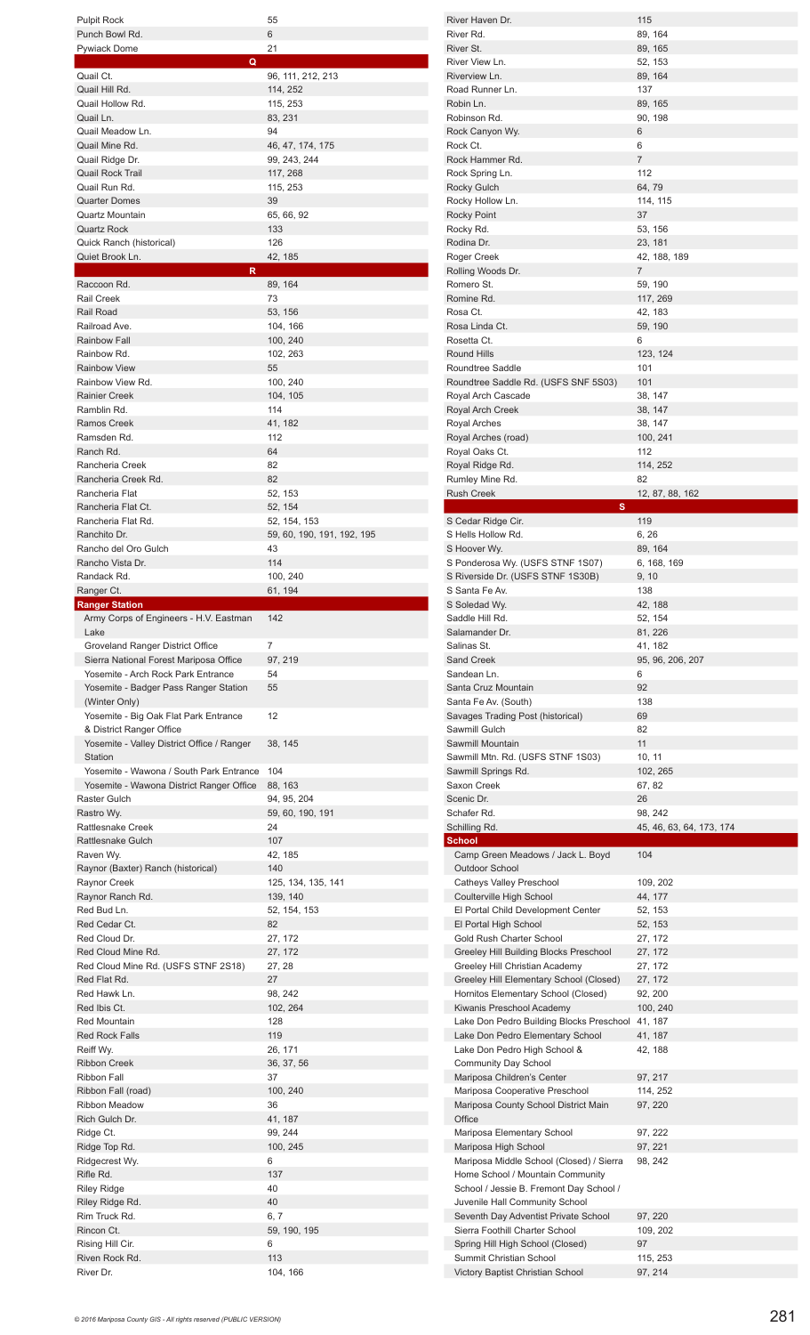| Name | Pages |
|---|---|
| Pulpit Rock | 55 |
| Punch Bowl Rd. | 6 |
| Pywiack Dome | 21 |
| **Q** | |
| Quail Ct. | 96, 111, 212, 213 |
| Quail Hill Rd. | 114, 252 |
| Quail Hollow Rd. | 115, 253 |
| Quail Ln. | 83, 231 |
| Quail Meadow Ln. | 94 |
| Quail Mine Rd. | 46, 47, 174, 175 |
| Quail Ridge Dr. | 99, 243, 244 |
| Quail Rock Trail | 117, 268 |
| Quail Run Rd. | 115, 253 |
| Quarter Domes | 39 |
| Quartz Mountain | 65, 66, 92 |
| Quartz Rock | 133 |
| Quick Ranch (historical) | 126 |
| Quiet Brook Ln. | 42, 185 |
| **R** | |
| Raccoon Rd. | 89, 164 |
| Rail Creek | 73 |
| Rail Road | 53, 156 |
| Railroad Ave. | 104, 166 |
| Rainbow Fall | 100, 240 |
| Rainbow Rd. | 102, 263 |
| Rainbow View | 55 |
| Rainbow View Rd. | 100, 240 |
| Rainier Creek | 104, 105 |
| Ramblin Rd. | 114 |
| Ramos Creek | 41, 182 |
| Ramsden Rd. | 112 |
| Ranch Rd. | 64 |
| Rancheria Creek | 82 |
| Rancheria Creek Rd. | 82 |
| Rancheria Flat | 52, 153 |
| Rancheria Flat Ct. | 52, 154 |
| Rancheria Flat Rd. | 52, 154, 153 |
| Ranchito Dr. | 59, 60, 190, 191, 192, 195 |
| Rancho del Oro Gulch | 43 |
| Rancho Vista Dr. | 114 |
| Randack Rd. | 100, 240 |
| Ranger Ct. | 61, 194 |
| **Ranger Station** | |
| Army Corps of Engineers - H.V. Eastman Lake | 142 |
| Groveland Ranger District Office | 7 |
| Sierra National Forest Mariposa Office | 97, 219 |
| Yosemite - Arch Rock Park Entrance | 54 |
| Yosemite - Badger Pass Ranger Station (Winter Only) | 55 |
| Yosemite - Big Oak Flat Park Entrance & District Ranger Office | 12 |
| Yosemite - Valley District Office / Ranger Station | 38, 145 |
| Yosemite - Wawona / South Park Entrance | 104 |
| Yosemite - Wawona District Ranger Office | 88, 163 |
| Raster Gulch | 94, 95, 204 |
| Rastro Wy. | 59, 60, 190, 191 |
| Rattlesnake Creek | 24 |
| Rattlesnake Gulch | 107 |
| Raven Wy. | 42, 185 |
| Raynor (Baxter) Ranch (historical) | 140 |
| Raynor Creek | 125, 134, 135, 141 |
| Raynor Ranch Rd. | 139, 140 |
| Red Bud Ln. | 52, 154, 153 |
| Red Cedar Ct. | 82 |
| Red Cloud Dr. | 27, 172 |
| Red Cloud Mine Rd. | 27, 172 |
| Red Cloud Mine Rd. (USFS STNF 2S18) | 27, 28 |
| Red Flat Rd. | 27 |
| Red Hawk Ln. | 98, 242 |
| Red Ibis Ct. | 102, 264 |
| Red Mountain | 128 |
| Red Rock Falls | 119 |
| Reiff Wy. | 26, 171 |
| Ribbon Creek | 36, 37, 56 |
| Ribbon Fall | 37 |
| Ribbon Fall (road) | 100, 240 |
| Ribbon Meadow | 36 |
| Rich Gulch Dr. | 41, 187 |
| Ridge Ct. | 99, 244 |
| Ridge Top Rd. | 100, 245 |
| Ridgecrest Wy. | 6 |
| Rifle Rd. | 137 |
| Riley Ridge | 40 |
| Riley Ridge Rd. | 40 |
| Rim Truck Rd. | 6, 7 |
| Rincon Ct. | 59, 190, 195 |
| Rising Hill Cir. | 6 |
| Riven Rock Rd. | 113 |
| River Dr. | 104, 166 |
| River Haven Dr. | 115 |
| River Rd. | 89, 164 |
| River St. | 89, 165 |
| River View Ln. | 52, 153 |
| Riverview Ln. | 89, 164 |
| Road Runner Ln. | 137 |
| Robin Ln. | 89, 165 |
| Robinson Rd. | 90, 198 |
| Rock Canyon Wy. | 6 |
| Rock Ct. | 6 |
| Rock Hammer Rd. | 7 |
| Rock Spring Ln. | 112 |
| Rocky Gulch | 64, 79 |
| Rocky Hollow Ln. | 114, 115 |
| Rocky Point | 37 |
| Rocky Rd. | 53, 156 |
| Rodina Dr. | 23, 181 |
| Roger Creek | 42, 188, 189 |
| Rolling Woods Dr. | 7 |
| Romero St. | 59, 190 |
| Romine Rd. | 117, 269 |
| Rosa Ct. | 42, 183 |
| Rosa Linda Ct. | 59, 190 |
| Rosetta Ct. | 6 |
| Round Hills | 123, 124 |
| Roundtree Saddle | 101 |
| Roundtree Saddle Rd. (USFS SNF 5S03) | 101 |
| Royal Arch Cascade | 38, 147 |
| Royal Arch Creek | 38, 147 |
| Royal Arches | 38, 147 |
| Royal Arches (road) | 100, 241 |
| Royal Oaks Ct. | 112 |
| Royal Ridge Rd. | 114, 252 |
| Rumley Mine Rd. | 82 |
| Rush Creek | 12, 87, 88, 162 |
| **S** | |
| S Cedar Ridge Cir. | 119 |
| S Hells Hollow Rd. | 6, 26 |
| S Hoover Wy. | 89, 164 |
| S Ponderosa Wy. (USFS STNF 1S07) | 6, 168, 169 |
| S Riverside Dr. (USFS STNF 1S30B) | 9, 10 |
| S Santa Fe Av. | 138 |
| S Soledad Wy. | 42, 188 |
| Saddle Hill Rd. | 52, 154 |
| Salamander Dr. | 81, 226 |
| Salinas St. | 41, 182 |
| Sand Creek | 95, 96, 206, 207 |
| Sandean Ln. | 6 |
| Santa Cruz Mountain | 92 |
| Santa Fe Av. (South) | 138 |
| Savages Trading Post (historical) | 69 |
| Sawmill Gulch | 82 |
| Sawmill Mountain | 11 |
| Sawmill Mtn. Rd. (USFS STNF 1S03) | 10, 11 |
| Sawmill Springs Rd. | 102, 265 |
| Saxon Creek | 67, 82 |
| Scenic Dr. | 26 |
| Schafer Rd. | 98, 242 |
| Schilling Rd. | 45, 46, 63, 64, 173, 174 |
| **School** | |
| Camp Green Meadows / Jack L. Boyd Outdoor School | 104 |
| Catheys Valley Preschool | 109, 202 |
| Coulterville High School | 44, 177 |
| El Portal Child Development Center | 52, 153 |
| El Portal High School | 52, 153 |
| Gold Rush Charter School | 27, 172 |
| Greeley Hill Building Blocks Preschool | 27, 172 |
| Greeley Hill Christian Academy | 27, 172 |
| Greeley Hill Elementary School (Closed) | 27, 172 |
| Hornitos Elementary School (Closed) | 92, 200 |
| Kiwanis Preschool Academy | 100, 240 |
| Lake Don Pedro Building Blocks Preschool | 41, 187 |
| Lake Don Pedro Elementary School | 41, 187 |
| Lake Don Pedro High School & Community Day School | 42, 188 |
| Mariposa Children's Center | 97, 217 |
| Mariposa Cooperative Preschool | 114, 252 |
| Mariposa County School District Main Office | 97, 220 |
| Mariposa Elementary School | 97, 222 |
| Mariposa High School | 97, 221 |
| Mariposa Middle School (Closed) / Sierra Home School / Mountain Community School / Jessie B. Fremont Day School / Juvenile Hall Community School | 98, 242 |
| Seventh Day Adventist Private School | 97, 220 |
| Sierra Foothill Charter School | 109, 202 |
| Spring Hill High School (Closed) | 97 |
| Summit Christian School | 115, 253 |
| Victory Baptist Christian School | 97, 214 |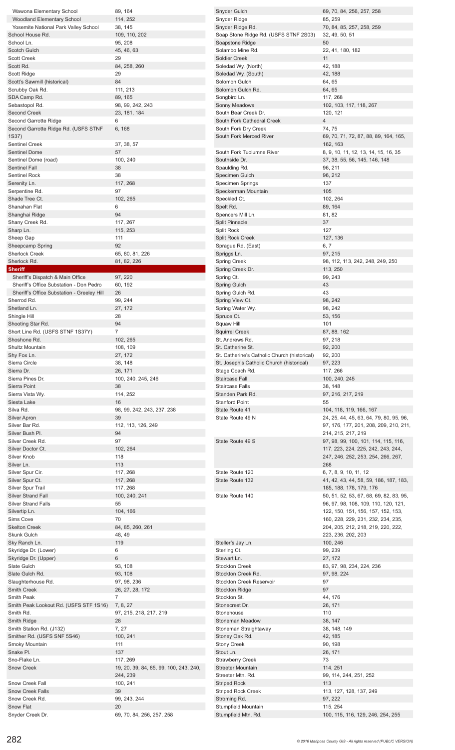| Name | Pages |
|---|---|
| Wawona Elementary School | 89, 164 |
| Woodland Elementary School | 114, 252 |
| Yosemite National Park Valley School | 38, 145 |
| School House Rd. | 109, 110, 202 |
| School Ln. | 95, 208 |
| Scotch Gulch | 45, 46, 63 |
| Scott Creek | 29 |
| Scott Rd. | 84, 258, 260 |
| Scott Ridge | 29 |
| Scott's Sawmill (historical) | 84 |
| Scrubby Oak Rd. | 111, 213 |
| SDA Camp Rd. | 89, 165 |
| Sebastopol Rd. | 98, 99, 242, 243 |
| Second Creek | 23, 181, 184 |
| Second Garrotte Ridge | 6 |
| Second Garrotte Ridge Rd. (USFS STNF 1S37) | 6, 168 |
| Sentinel Creek | 37, 38, 57 |
| Sentinel Dome | 57 |
| Sentinel Dome (road) | 100, 240 |
| Sentinel Fall | 38 |
| Sentinel Rock | 38 |
| Serenity Ln. | 117, 268 |
| Serpentine Rd. | 97 |
| Shade Tree Ct. | 102, 265 |
| Shanahan Flat | 6 |
| Shanghai Ridge | 94 |
| Shany Creek Rd. | 117, 267 |
| Sharp Ln. | 115, 253 |
| Sheep Gap | 111 |
| Sheepcamp Spring | 92 |
| Sherlock Creek | 65, 80, 81, 226 |
| Sherlock Rd. | 81, 82, 226 |
| **Sheriff** | |
| Sheriff's Dispatch & Main Office | 97, 220 |
| Sheriff's Office Substation - Don Pedro | 60, 192 |
| Sheriff's Office Substation - Greeley Hill | 26 |
| Sherrod Rd. | 99, 244 |
| Shetland Ln. | 27, 172 |
| Shingle Hill | 28 |
| Shooting Star Rd. | 94 |
| Short Line Rd. (USFS STNF 1S37Y) | 7 |
| Shoshone Rd. | 102, 265 |
| Shultz Mountain | 108, 109 |
| Shy Fox Ln. | 27, 172 |
| Sierra Circle | 38, 148 |
| Sierra Dr. | 26, 171 |
| Sierra Pines Dr. | 100, 240, 245, 246 |
| Sierra Point | 38 |
| Sierra Vista Wy. | 114, 252 |
| Siesta Lake | 16 |
| Silva Rd. | 98, 99, 242, 243, 237, 238 |
| Silver Apron | 39 |
| Silver Bar Rd. | 112, 113, 126, 249 |
| Silver Bush Pl. | 94 |
| Silver Creek Rd. | 97 |
| Silver Doctor Ct. | 102, 264 |
| Silver Knob | 118 |
| Silver Ln. | 113 |
| Silver Spur Cir. | 117, 268 |
| Silver Spur Ct. | 117, 268 |
| Silver Spur Trail | 117, 268 |
| Silver Strand Fall | 100, 240, 241 |
| Silver Strand Falls | 55 |
| Silvertip Ln. | 104, 166 |
| Sims Cove | 70 |
| Skelton Creek | 84, 85, 260, 261 |
| Skunk Gulch | 48, 49 |
| Sky Ranch Ln. | 119 |
| Skyridge Dr. (Lower) | 6 |
| Skyridge Dr. (Upper) | 6 |
| Slate Gulch | 93, 108 |
| Slate Gulch Rd. | 93, 108 |
| Slaughterhouse Rd. | 97, 98, 236 |
| Smith Creek | 26, 27, 28, 172 |
| Smith Peak | 7 |
| Smith Peak Lookout Rd. (USFS STF 1S16) | 7, 8, 27 |
| Smith Rd. | 97, 215, 218, 217, 219 |
| Smith Ridge | 28 |
| Smith Station Rd. (J132) | 7, 27 |
| Smither Rd. (USFS SNF 5S46) | 100, 241 |
| Smoky Mountain | 111 |
| Snake Pl. | 137 |
| Sno-Flake Ln. | 117, 269 |
| Snow Creek | 19, 20, 39, 84, 85, 99, 100, 243, 240, 244, 239 |
| Snow Creek Fall | 100, 241 |
| Snow Creek Falls | 39 |
| Snow Creek Rd. | 99, 243, 244 |
| Snow Flat | 20 |
| Snyder Creek Dr. | 69, 70, 84, 256, 257, 258 |
| Snyder Gulch | 69, 70, 84, 256, 257, 258 |
| Snyder Ridge | 85, 259 |
| Snyder Ridge Rd. | 70, 84, 85, 257, 258, 259 |
| Soap Stone Ridge Rd. (USFS STNF 2S03) | 32, 49, 50, 51 |
| Soapstone Ridge | 50 |
| Solambo Mine Rd. | 22, 41, 180, 182 |
| Soldier Creek | 11 |
| Soledad Wy. (North) | 42, 188 |
| Soledad Wy. (South) | 42, 188 |
| Solomon Gulch | 64, 65 |
| Solomon Gulch Rd. | 64, 65 |
| Songbird Ln. | 117, 268 |
| Sonny Meadows | 102, 103, 117, 118, 267 |
| South Bear Creek Dr. | 120, 121 |
| South Fork Cathedral Creek | 4 |
| South Fork Dry Creek | 74, 75 |
| South Fork Merced River | 69, 70, 71, 72, 87, 88, 89, 164, 165, 162, 163 |
| South Fork Tuolumne River | 8, 9, 10, 11, 12, 13, 14, 15, 16, 35 |
| Southside Dr. | 37, 38, 55, 56, 145, 146, 148 |
| Spaulding Rd. | 96, 211 |
| Specimen Gulch | 96, 212 |
| Specimen Springs | 137 |
| Speckerman Mountain | 105 |
| Speckled Ct. | 102, 264 |
| Spelt Rd. | 89, 164 |
| Spencers Mill Ln. | 81, 82 |
| Split Pinnacle | 37 |
| Split Rock | 127 |
| Split Rock Creek | 127, 136 |
| Sprague Rd. (East) | 6, 7 |
| Spriggs Ln. | 97, 215 |
| Spring Creek | 98, 112, 113, 242, 248, 249, 250 |
| Spring Creek Dr. | 113, 250 |
| Spring Ct. | 99, 243 |
| Spring Gulch | 43 |
| Spring Gulch Rd. | 43 |
| Spring View Ct. | 98, 242 |
| Spring Water Wy. | 98, 242 |
| Spruce Ct. | 53, 156 |
| Squaw Hill | 101 |
| Squirrel Creek | 87, 88, 162 |
| St. Andrews Rd. | 97, 218 |
| St. Catherine St. | 92, 200 |
| St. Catherine's Catholic Church (historical) | 92, 200 |
| St. Joseph's Catholic Church (historical) | 97, 223 |
| Stage Coach Rd. | 117, 266 |
| Staircase Fall | 100, 240, 245 |
| Staircase Falls | 38, 148 |
| Standen Park Rd. | 97, 216, 217, 219 |
| Stanford Point | 55 |
| State Route 41 | 104, 118, 119, 166, 167 |
| State Route 49 N | 24, 25, 44, 45, 63, 64, 79, 80, 95, 96, 97, 176, 177, 201, 208, 209, 210, 211, 214, 215, 217, 219 |
| State Route 49 S | 97, 98, 99, 100, 101, 114, 115, 116, 117, 223, 224, 225, 242, 243, 244, 247, 246, 252, 253, 254, 266, 267, 268 |
| State Route 120 | 6, 7, 8, 9, 10, 11, 12 |
| State Route 132 | 41, 42, 43, 44, 58, 59, 186, 187, 183, 185, 188, 178, 179, 176 |
| State Route 140 | 50, 51, 52, 53, 67, 68, 69, 82, 83, 95, 96, 97, 98, 108, 109, 110, 120, 121, 122, 150, 151, 156, 157, 152, 153, 160, 228, 229, 231, 232, 234, 235, 204, 205, 212, 218, 219, 220, 222, 223, 236, 202, 203 |
| Steller's Jay Ln. | 100, 246 |
| Sterling Ct. | 99, 239 |
| Stewart Ln. | 27, 172 |
| Stockton Creek | 83, 97, 98, 234, 224, 236 |
| Stockton Creek Rd. | 97, 98, 224 |
| Stockton Creek Reservoir | 97 |
| Stockton Ridge | 97 |
| Stockton St. | 44, 176 |
| Stonecrest Dr. | 26, 171 |
| Stonehouse | 110 |
| Stoneman Meadow | 38, 147 |
| Stoneman Straightaway | 38, 148, 149 |
| Stoney Oak Rd. | 42, 185 |
| Stony Creek | 90, 198 |
| Stout Ln. | 26, 171 |
| Strawberry Creek | 73 |
| Streeter Mountain | 114, 251 |
| Streeter Mtn. Rd. | 99, 114, 244, 251, 252 |
| Striped Rock | 113 |
| Striped Rock Creek | 113, 127, 128, 137, 249 |
| Stroming Rd. | 97, 222 |
| Stumpfield Mountain | 115, 254 |
| Stumpfield Mtn. Rd. | 100, 115, 116, 129, 246, 254, 255 |

© 2016 Mariposa County GIS - All rights reserved (PUBLIC VERSION)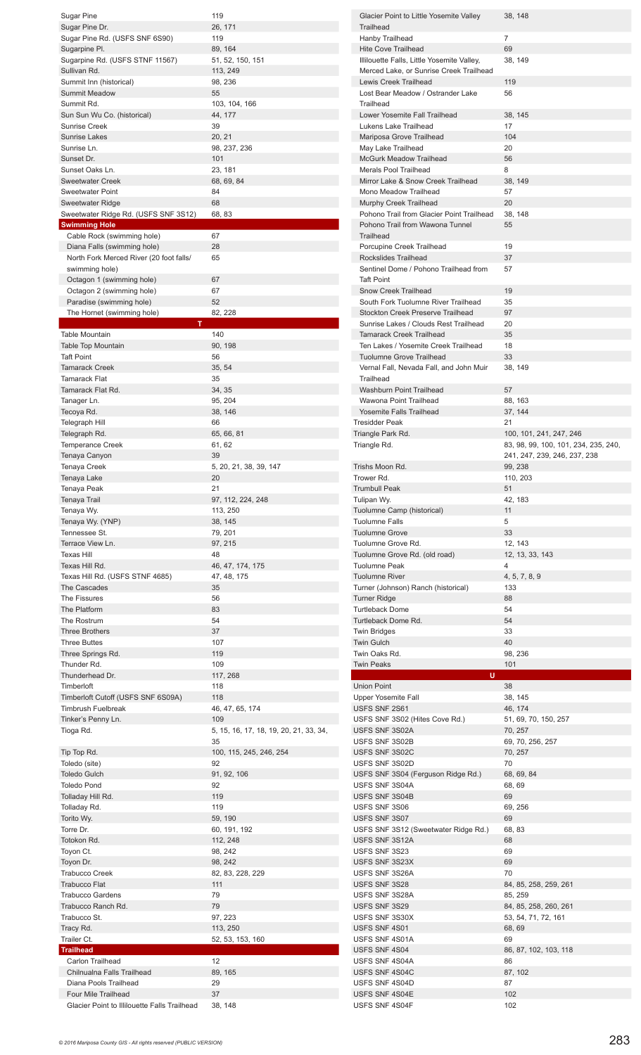| Name | Pages |
|---|---|
| Sugar Pine | 119 |
| Sugar Pine Dr. | 26, 171 |
| Sugar Pine Rd. (USFS SNF 6S90) | 119 |
| Sugarpine Pl. | 89, 164 |
| Sugarpine Rd. (USFS STNF 11567) | 51, 52, 150, 151 |
| Sullivan Rd. | 113, 249 |
| Summit Inn (historical) | 98, 236 |
| Summit Meadow | 55 |
| Summit Rd. | 103, 104, 166 |
| Sun Sun Wu Co. (historical) | 44, 177 |
| Sunrise Creek | 39 |
| Sunrise Lakes | 20, 21 |
| Sunrise Ln. | 98, 237, 236 |
| Sunset Dr. | 101 |
| Sunset Oaks Ln. | 23, 181 |
| Sweetewater Creek | 68, 69, 84 |
| Sweetwater Point | 84 |
| Sweetwater Ridge | 68 |
| Sweetwater Ridge Rd. (USFS SNF 3S12) | 68, 83 |
| **Swimming Hole** | |
| Cable Rock (swimming hole) | 67 |
| Diana Falls (swimming hole) | 28 |
| North Fork Merced River (20 foot falls/ swimming hole) | 65 |
| Octagon 1 (swimming hole) | 67 |
| Octagon 2 (swimming hole) | 67 |
| Paradise (swimming hole) | 52 |
| The Hornet (swimming hole) | 82, 228 |
| **T** | |
| Table Mountain | 140 |
| Table Top Mountain | 90, 198 |
| Taft Point | 56 |
| Tamarack Creek | 35, 54 |
| Tamarack Flat | 35 |
| Tamarack Flat Rd. | 34, 35 |
| Tanager Ln. | 95, 204 |
| Tecoya Rd. | 38, 146 |
| Telegraph Hill | 66 |
| Telegraph Rd. | 65, 66, 81 |
| Temperance Creek | 61, 62 |
| Tenaya Canyon | 39 |
| Tenaya Creek | 5, 20, 21, 38, 39, 147 |
| Tenaya Lake | 20 |
| Tenaya Peak | 21 |
| Tenaya Trail | 97, 112, 224, 248 |
| Tenaya Wy. | 113, 250 |
| Tenaya Wy. (YNP) | 38, 145 |
| Tennessee St. | 79, 201 |
| Terrace View Ln. | 97, 215 |
| Texas Hill | 48 |
| Texas Hill Rd. | 46, 47, 174, 175 |
| Texas Hill Rd. (USFS STNF 4685) | 47, 48, 175 |
| The Cascades | 35 |
| The Fissures | 56 |
| The Platform | 83 |
| The Rostrum | 54 |
| Three Brothers | 37 |
| Three Buttes | 107 |
| Three Springs Rd. | 119 |
| Thunder Rd. | 109 |
| Thunderhead Dr. | 117, 268 |
| Timberloft | 118 |
| Timberloft Cutoff (USFS SNF 6S09A) | 118 |
| Timbrush Fuelbreak | 46, 47, 65, 174 |
| Tinker's Penny Ln. | 109 |
| Tioga Rd. | 5, 15, 16, 17, 18, 19, 20, 21, 33, 34, 35 |
| Tip Top Rd. | 100, 115, 245, 246, 254 |
| Toledo (site) | 92 |
| Toledo Gulch | 91, 92, 106 |
| Toledo Pond | 92 |
| Tolladay Hill Rd. | 119 |
| Tolladay Rd. | 119 |
| Torito Wy. | 59, 190 |
| Torre Dr. | 60, 191, 192 |
| Totokon Rd. | 112, 248 |
| Toyon Ct. | 98, 242 |
| Toyon Dr. | 98, 242 |
| Trabucco Creek | 82, 83, 228, 229 |
| Trabucco Flat | 111 |
| Trabucco Gardens | 79 |
| Trabucco Ranch Rd. | 79 |
| Trabucco St. | 97, 223 |
| Tracy Rd. | 113, 250 |
| Trailer Ct. | 52, 53, 153, 160 |
| **Trailhead** | |
| Carlon Trailhead | 12 |
| Chilnualna Falls Trailhead | 89, 165 |
| Diana Pools Trailhead | 29 |
| Four Mile Trailhead | 37 |
| Glacier Point to Illilouette Falls Trailhead | 38, 148 |
| Glacier Point to Little Yosemite Valley Trailhead | 38, 148 |
| Hanby Trailhead | 7 |
| Hite Cove Trailhead | 69 |
| Illilouette Falls, Little Yosemite Valley, Merced Lake, or Sunrise Creek Trailhead | 38, 149 |
| Lewis Creek Trailhead | 119 |
| Lost Bear Meadow / Ostrander Lake Trailhead | 56 |
| Lower Yosemite Fall Trailhead | 38, 145 |
| Lukens Lake Trailhead | 17 |
| Mariposa Grove Trailhead | 104 |
| May Lake Trailhead | 20 |
| McGurk Meadow Trailhead | 56 |
| Merals Pool Trailhead | 8 |
| Mirror Lake & Snow Creek Trailhead | 38, 149 |
| Mono Meadow Trailhead | 57 |
| Murphy Creek Trailhead | 20 |
| Pohono Trail from Glacier Point Trailhead | 38, 148 |
| Pohono Trail from Wawona Tunnel Trailhead | 55 |
| Porcupine Creek Trailhead | 19 |
| Rockslides Trailhead | 37 |
| Sentinel Dome / Pohono Trailhead from Taft Point | 57 |
| Snow Creek Trailhead | 19 |
| South Fork Tuolumne River Trailhead | 35 |
| Stockton Creek Preserve Trailhead | 97 |
| Sunrise Lakes / Clouds Rest Trailhead | 20 |
| Tamarack Creek Trailhead | 35 |
| Ten Lakes / Yosemite Creek Trailhead | 18 |
| Tuolumne Grove Trailhead | 33 |
| Vernal Fall, Nevada Fall, and John Muir Trailhead | 38, 149 |
| Washburn Point Trailhead | 57 |
| Wawona Point Trailhead | 88, 163 |
| Yosemite Falls Trailhead | 37, 144 |
| Tresidder Peak | 21 |
| Triangle Park Rd. | 100, 101, 241, 247, 246 |
| Triangle Rd. | 83, 98, 99, 100, 101, 234, 235, 240, 241, 247, 239, 246, 237, 238 |
| Trishs Moon Rd. | 99, 238 |
| Trower Rd. | 110, 203 |
| Trumbull Peak | 51 |
| Tulipan Wy. | 42, 183 |
| Tuolumne Camp (historical) | 11 |
| Tuolumne Falls | 5 |
| Tuolumne Grove | 33 |
| Tuolumne Grove Rd. | 12, 143 |
| Tuolumne Grove Rd. (old road) | 12, 13, 33, 143 |
| Tuolumne Peak | 4 |
| Tuolumne River | 4, 5, 7, 8, 9 |
| Turner (Johnson) Ranch (historical) | 133 |
| Turner Ridge | 88 |
| Turtleback Dome | 54 |
| Turtleback Dome Rd. | 54 |
| Twin Bridges | 33 |
| Twin Gulch | 40 |
| Twin Oaks Rd. | 98, 236 |
| Twin Peaks | 101 |
| **U** | |
| Union Point | 38 |
| Upper Yosemite Fall | 38, 145 |
| USFS SNF 2S61 | 46, 174 |
| USFS SNF 3S02 (Hites Cove Rd.) | 51, 69, 70, 150, 257 |
| USFS SNF 3S02A | 70, 257 |
| USFS SNF 3S02B | 69, 70, 256, 257 |
| USFS SNF 3S02C | 70, 257 |
| USFS SNF 3S02D | 70 |
| USFS SNF 3S04 (Ferguson Ridge Rd.) | 68, 69, 84 |
| USFS SNF 3S04A | 68, 69 |
| USFS SNF 3S04B | 69 |
| USFS SNF 3S06 | 69, 256 |
| USFS SNF 3S07 | 69 |
| USFS SNF 3S12 (Sweetwater Ridge Rd.) | 68, 83 |
| USFS SNF 3S12A | 68 |
| USFS SNF 3S23 | 69 |
| USFS SNF 3S23X | 69 |
| USFS SNF 3S26A | 70 |
| USFS SNF 3S28 | 84, 85, 258, 259, 261 |
| USFS SNF 3S28A | 85, 259 |
| USFS SNF 3S29 | 84, 85, 258, 260, 261 |
| USFS SNF 3S30X | 53, 54, 71, 72, 161 |
| USFS SNF 4S01 | 68, 69 |
| USFS SNF 4S01A | 69 |
| USFS SNF 4S04 | 86, 87, 102, 103, 118 |
| USFS SNF 4S04A | 86 |
| USFS SNF 4S04C | 87, 102 |
| USFS SNF 4S04D | 87 |
| USFS SNF 4S04E | 102 |
| USFS SNF 4S04F | 102 |

© 2016 Mariposa County GIS - All rights reserved (PUBLIC VERSION)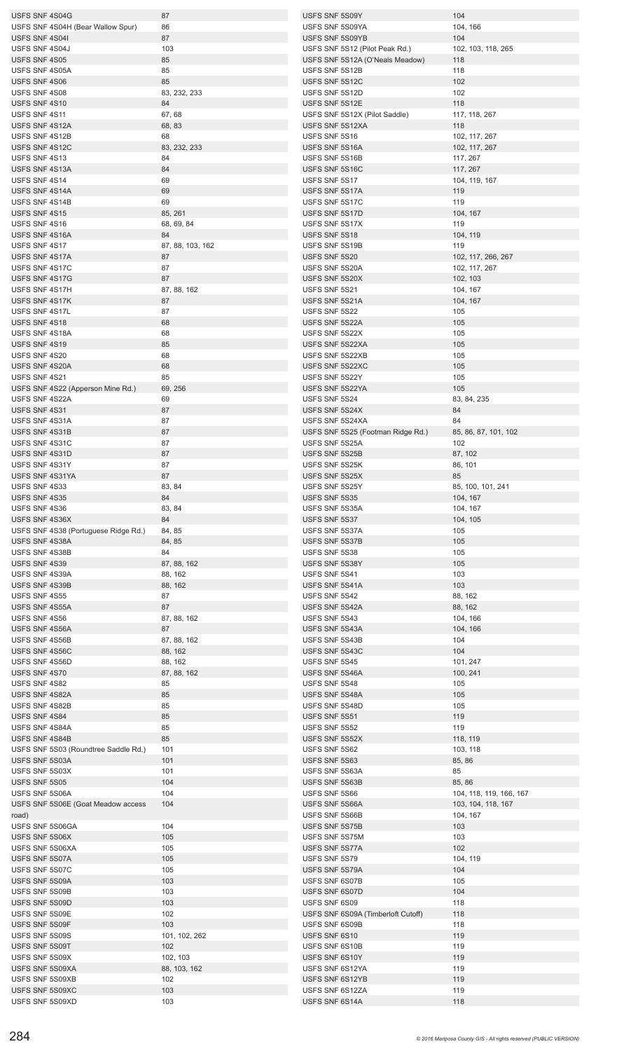| | |
|---|---|
| USFS SNF 4S04G | 87 |
| USFS SNF 4S04H (Bear Wallow Spur) | 86 |
| USFS SNF 4S04I | 87 |
| USFS SNF 4S04J | 103 |
| USFS SNF 4S05 | 85 |
| USFS SNF 4S05A | 85 |
| USFS SNF 4S06 | 85 |
| USFS SNF 4S08 | 83, 232, 233 |
| USFS SNF 4S10 | 84 |
| USFS SNF 4S11 | 67, 68 |
| USFS SNF 4S12A | 68, 83 |
| USFS SNF 4S12B | 68 |
| USFS SNF 4S12C | 83, 232, 233 |
| USFS SNF 4S13 | 84 |
| USFS SNF 4S13A | 84 |
| USFS SNF 4S14 | 69 |
| USFS SNF 4S14A | 69 |
| USFS SNF 4S14B | 69 |
| USFS SNF 4S15 | 85, 261 |
| USFS SNF 4S16 | 68, 69, 84 |
| USFS SNF 4S16A | 84 |
| USFS SNF 4S17 | 87, 88, 103, 162 |
| USFS SNF 4S17A | 87 |
| USFS SNF 4S17C | 87 |
| USFS SNF 4S17G | 87 |
| USFS SNF 4S17H | 87, 88, 162 |
| USFS SNF 4S17K | 87 |
| USFS SNF 4S17L | 87 |
| USFS SNF 4S18 | 68 |
| USFS SNF 4S18A | 68 |
| USFS SNF 4S19 | 85 |
| USFS SNF 4S20 | 68 |
| USFS SNF 4S20A | 68 |
| USFS SNF 4S21 | 85 |
| USFS SNF 4S22 (Apperson Mine Rd.) | 69, 256 |
| USFS SNF 4S22A | 69 |
| USFS SNF 4S31 | 87 |
| USFS SNF 4S31A | 87 |
| USFS SNF 4S31B | 87 |
| USFS SNF 4S31C | 87 |
| USFS SNF 4S31D | 87 |
| USFS SNF 4S31Y | 87 |
| USFS SNF 4S31YA | 87 |
| USFS SNF 4S33 | 83, 84 |
| USFS SNF 4S35 | 84 |
| USFS SNF 4S36 | 83, 84 |
| USFS SNF 4S36X | 84 |
| USFS SNF 4S38 (Portuguese Ridge Rd.) | 84, 85 |
| USFS SNF 4S38A | 84, 85 |
| USFS SNF 4S38B | 84 |
| USFS SNF 4S39 | 87, 88, 162 |
| USFS SNF 4S39A | 88, 162 |
| USFS SNF 4S39B | 88, 162 |
| USFS SNF 4S55 | 87 |
| USFS SNF 4S55A | 87 |
| USFS SNF 4S56 | 87, 88, 162 |
| USFS SNF 4S56A | 87 |
| USFS SNF 4S56B | 87, 88, 162 |
| USFS SNF 4S56C | 88, 162 |
| USFS SNF 4S56D | 88, 162 |
| USFS SNF 4S70 | 87, 88, 162 |
| USFS SNF 4S82 | 85 |
| USFS SNF 4S82A | 85 |
| USFS SNF 4S82B | 85 |
| USFS SNF 4S84 | 85 |
| USFS SNF 4S84A | 85 |
| USFS SNF 4S84B | 85 |
| USFS SNF 5S03 (Roundtree Saddle Rd.) | 101 |
| USFS SNF 5S03A | 101 |
| USFS SNF 5S03X | 101 |
| USFS SNF 5S05 | 104 |
| USFS SNF 5S06A | 104 |
| USFS SNF 5S06E (Goat Meadow access road) | 104 |
| USFS SNF 5S06GA | 104 |
| USFS SNF 5S06X | 105 |
| USFS SNF 5S06XA | 105 |
| USFS SNF 5S07A | 105 |
| USFS SNF 5S07C | 105 |
| USFS SNF 5S09A | 103 |
| USFS SNF 5S09B | 103 |
| USFS SNF 5S09D | 103 |
| USFS SNF 5S09E | 102 |
| USFS SNF 5S09F | 103 |
| USFS SNF 5S09S | 101, 102, 262 |
| USFS SNF 5S09T | 102 |
| USFS SNF 5S09X | 102, 103 |
| USFS SNF 5S09XA | 88, 103, 162 |
| USFS SNF 5S09XB | 102 |
| USFS SNF 5S09XC | 103 |
| USFS SNF 5S09XD | 103 |
| USFS SNF 5S09Y | 104 |
| USFS SNF 5S09YA | 104, 166 |
| USFS SNF 5S09YB | 104 |
| USFS SNF 5S12 (Pilot Peak Rd.) | 102, 103, 118, 265 |
| USFS SNF 5S12A (O'Neals Meadow) | 118 |
| USFS SNF 5S12B | 118 |
| USFS SNF 5S12C | 102 |
| USFS SNF 5S12D | 102 |
| USFS SNF 5S12E | 118 |
| USFS SNF 5S12X (Pilot Saddle) | 117, 118, 267 |
| USFS SNF 5S12XA | 118 |
| USFS SNF 5S16 | 102, 117, 267 |
| USFS SNF 5S16A | 102, 117, 267 |
| USFS SNF 5S16B | 117, 267 |
| USFS SNF 5S16C | 117, 267 |
| USFS SNF 5S17 | 104, 119, 167 |
| USFS SNF 5S17A | 119 |
| USFS SNF 5S17C | 119 |
| USFS SNF 5S17D | 104, 167 |
| USFS SNF 5S17X | 119 |
| USFS SNF 5S18 | 104, 119 |
| USFS SNF 5S19B | 119 |
| USFS SNF 5S20 | 102, 117, 266, 267 |
| USFS SNF 5S20A | 102, 117, 267 |
| USFS SNF 5S20X | 102, 103 |
| USFS SNF 5S21 | 104, 167 |
| USFS SNF 5S21A | 104, 167 |
| USFS SNF 5S22 | 105 |
| USFS SNF 5S22A | 105 |
| USFS SNF 5S22X | 105 |
| USFS SNF 5S22XA | 105 |
| USFS SNF 5S22XB | 105 |
| USFS SNF 5S22XC | 105 |
| USFS SNF 5S22Y | 105 |
| USFS SNF 5S22YA | 105 |
| USFS SNF 5S24 | 83, 84, 235 |
| USFS SNF 5S24X | 84 |
| USFS SNF 5S24XA | 84 |
| USFS SNF 5S25 (Footman Ridge Rd.) | 85, 86, 87, 101, 102 |
| USFS SNF 5S25A | 102 |
| USFS SNF 5S25B | 87, 102 |
| USFS SNF 5S25K | 86, 101 |
| USFS SNF 5S25X | 85 |
| USFS SNF 5S25Y | 85, 100, 101, 241 |
| USFS SNF 5S35 | 104, 167 |
| USFS SNF 5S35A | 104, 167 |
| USFS SNF 5S37 | 104, 105 |
| USFS SNF 5S37A | 105 |
| USFS SNF 5S37B | 105 |
| USFS SNF 5S38 | 105 |
| USFS SNF 5S38Y | 105 |
| USFS SNF 5S41 | 103 |
| USFS SNF 5S41A | 103 |
| USFS SNF 5S42 | 88, 162 |
| USFS SNF 5S42A | 88, 162 |
| USFS SNF 5S43 | 104, 166 |
| USFS SNF 5S43A | 104, 166 |
| USFS SNF 5S43B | 104 |
| USFS SNF 5S43C | 104 |
| USFS SNF 5S45 | 101, 247 |
| USFS SNF 5S46A | 100, 241 |
| USFS SNF 5S48 | 105 |
| USFS SNF 5S48A | 105 |
| USFS SNF 5S48D | 105 |
| USFS SNF 5S51 | 119 |
| USFS SNF 5S52 | 119 |
| USFS SNF 5S52X | 118, 119 |
| USFS SNF 5S62 | 103, 118 |
| USFS SNF 5S63 | 85, 86 |
| USFS SNF 5S63A | 85 |
| USFS SNF 5S63B | 85, 86 |
| USFS SNF 5S66 | 104, 118, 119, 166, 167 |
| USFS SNF 5S66A | 103, 104, 118, 167 |
| USFS SNF 5S66B | 104, 167 |
| USFS SNF 5S75B | 103 |
| USFS SNF 5S75M | 103 |
| USFS SNF 5S77A | 102 |
| USFS SNF 5S79 | 104, 119 |
| USFS SNF 5S79A | 104 |
| USFS SNF 6S07B | 105 |
| USFS SNF 6S07D | 104 |
| USFS SNF 6S09 | 118 |
| USFS SNF 6S09A (Timberloft Cutoff) | 118 |
| USFS SNF 6S09B | 118 |
| USFS SNF 6S10 | 119 |
| USFS SNF 6S10B | 119 |
| USFS SNF 6S10Y | 119 |
| USFS SNF 6S12YA | 119 |
| USFS SNF 6S12YB | 119 |
| USFS SNF 6S12ZA | 119 |
| USFS SNF 6S14A | 118 |

© 2016 Mariposa County GIS - All rights reserved (PUBLIC VERSION)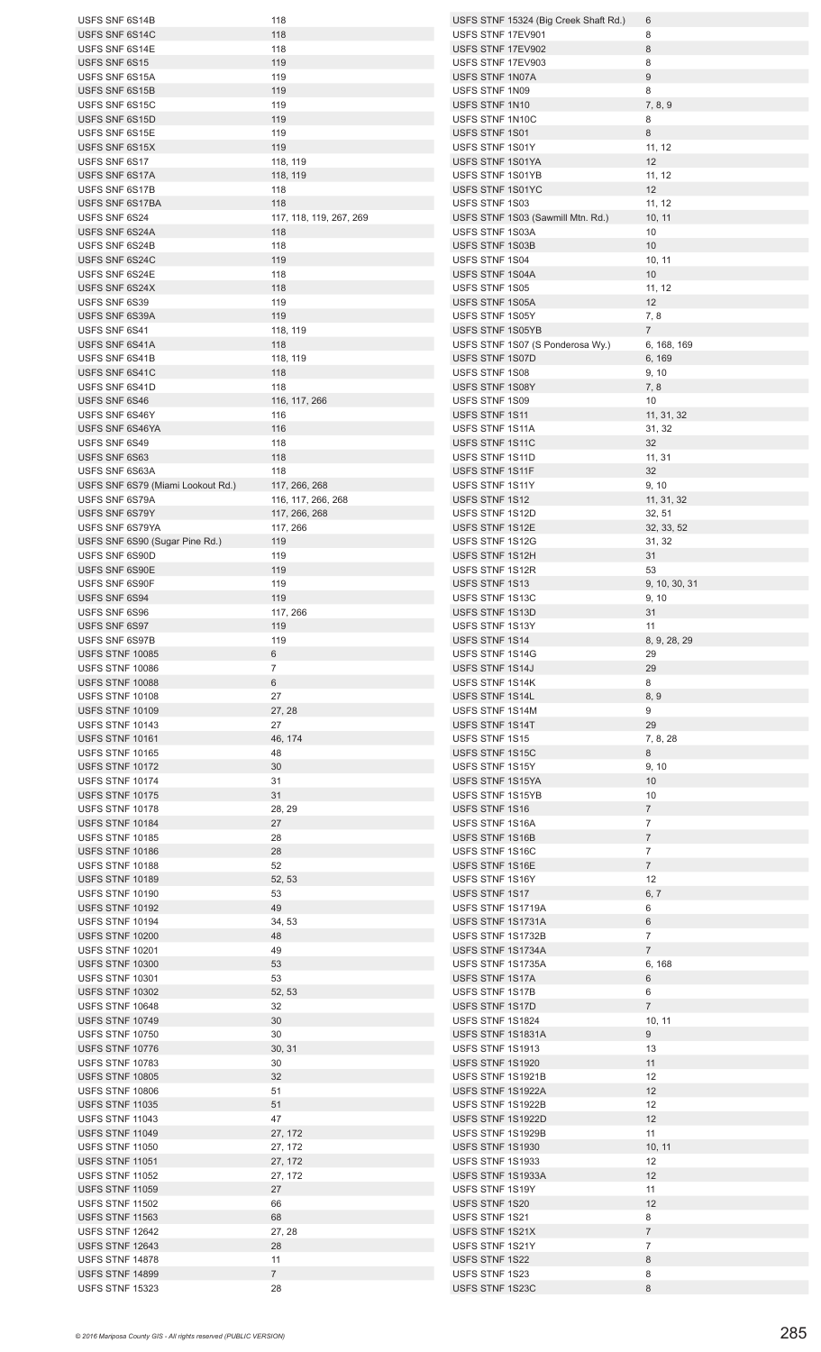| Road | Pages |
|---|---|
| USFS SNF 6S14B | 118 |
| USFS SNF 6S14C | 118 |
| USFS SNF 6S14E | 118 |
| USFS SNF 6S15 | 119 |
| USFS SNF 6S15A | 119 |
| USFS SNF 6S15B | 119 |
| USFS SNF 6S15C | 119 |
| USFS SNF 6S15D | 119 |
| USFS SNF 6S15E | 119 |
| USFS SNF 6S15X | 119 |
| USFS SNF 6S17 | 118, 119 |
| USFS SNF 6S17A | 118, 119 |
| USFS SNF 6S17B | 118 |
| USFS SNF 6S17BA | 118 |
| USFS SNF 6S24 | 117, 118, 119, 267, 269 |
| USFS SNF 6S24A | 118 |
| USFS SNF 6S24B | 118 |
| USFS SNF 6S24C | 119 |
| USFS SNF 6S24E | 118 |
| USFS SNF 6S24X | 118 |
| USFS SNF 6S39 | 119 |
| USFS SNF 6S39A | 119 |
| USFS SNF 6S41 | 118, 119 |
| USFS SNF 6S41A | 118 |
| USFS SNF 6S41B | 118, 119 |
| USFS SNF 6S41C | 118 |
| USFS SNF 6S41D | 118 |
| USFS SNF 6S46 | 116, 117, 266 |
| USFS SNF 6S46Y | 116 |
| USFS SNF 6S46YA | 116 |
| USFS SNF 6S49 | 118 |
| USFS SNF 6S63 | 118 |
| USFS SNF 6S63A | 118 |
| USFS SNF 6S79 (Miami Lookout Rd.) | 117, 266, 268 |
| USFS SNF 6S79A | 116, 117, 266, 268 |
| USFS SNF 6S79Y | 117, 266, 268 |
| USFS SNF 6S79YA | 117, 266 |
| USFS SNF 6S90 (Sugar Pine Rd.) | 119 |
| USFS SNF 6S90D | 119 |
| USFS SNF 6S90E | 119 |
| USFS SNF 6S90F | 119 |
| USFS SNF 6S94 | 119 |
| USFS SNF 6S96 | 117, 266 |
| USFS SNF 6S97 | 119 |
| USFS SNF 6S97B | 119 |
| USFS STNF 10085 | 6 |
| USFS STNF 10086 | 7 |
| USFS STNF 10088 | 6 |
| USFS STNF 10108 | 27 |
| USFS STNF 10109 | 27, 28 |
| USFS STNF 10143 | 27 |
| USFS STNF 10161 | 46, 174 |
| USFS STNF 10165 | 48 |
| USFS STNF 10172 | 30 |
| USFS STNF 10174 | 31 |
| USFS STNF 10175 | 31 |
| USFS STNF 10178 | 28, 29 |
| USFS STNF 10184 | 27 |
| USFS STNF 10185 | 28 |
| USFS STNF 10186 | 28 |
| USFS STNF 10188 | 52 |
| USFS STNF 10189 | 52, 53 |
| USFS STNF 10190 | 53 |
| USFS STNF 10192 | 49 |
| USFS STNF 10194 | 34, 53 |
| USFS STNF 10200 | 48 |
| USFS STNF 10201 | 49 |
| USFS STNF 10300 | 53 |
| USFS STNF 10301 | 53 |
| USFS STNF 10302 | 52, 53 |
| USFS STNF 10648 | 32 |
| USFS STNF 10749 | 30 |
| USFS STNF 10750 | 30 |
| USFS STNF 10776 | 30, 31 |
| USFS STNF 10783 | 30 |
| USFS STNF 10805 | 32 |
| USFS STNF 10806 | 51 |
| USFS STNF 11035 | 51 |
| USFS STNF 11043 | 47 |
| USFS STNF 11049 | 27, 172 |
| USFS STNF 11050 | 27, 172 |
| USFS STNF 11051 | 27, 172 |
| USFS STNF 11052 | 27, 172 |
| USFS STNF 11059 | 27 |
| USFS STNF 11502 | 66 |
| USFS STNF 11563 | 68 |
| USFS STNF 12642 | 27, 28 |
| USFS STNF 12643 | 28 |
| USFS STNF 14878 | 11 |
| USFS STNF 14899 | 7 |
| USFS STNF 15323 | 28 |
| USFS STNF 15324 (Big Creek Shaft Rd.) | 6 |
| USFS STNF 17EV901 | 8 |
| USFS STNF 17EV902 | 8 |
| USFS STNF 17EV903 | 8 |
| USFS STNF 1N07A | 9 |
| USFS STNF 1N09 | 8 |
| USFS STNF 1N10 | 7, 8, 9 |
| USFS STNF 1N10C | 8 |
| USFS STNF 1S01 | 8 |
| USFS STNF 1S01Y | 11, 12 |
| USFS STNF 1S01YA | 12 |
| USFS STNF 1S01YB | 11, 12 |
| USFS STNF 1S01YC | 12 |
| USFS STNF 1S03 | 11, 12 |
| USFS STNF 1S03 (Sawmill Mtn. Rd.) | 10, 11 |
| USFS STNF 1S03A | 10 |
| USFS STNF 1S03B | 10 |
| USFS STNF 1S04 | 10, 11 |
| USFS STNF 1S04A | 10 |
| USFS STNF 1S05 | 11, 12 |
| USFS STNF 1S05A | 12 |
| USFS STNF 1S05Y | 7, 8 |
| USFS STNF 1S05YB | 7 |
| USFS STNF 1S07 (S Ponderosa Wy.) | 6, 168, 169 |
| USFS STNF 1S07D | 6, 169 |
| USFS STNF 1S08 | 9, 10 |
| USFS STNF 1S08Y | 7, 8 |
| USFS STNF 1S09 | 10 |
| USFS STNF 1S11 | 11, 31, 32 |
| USFS STNF 1S11A | 31, 32 |
| USFS STNF 1S11C | 32 |
| USFS STNF 1S11D | 11, 31 |
| USFS STNF 1S11F | 32 |
| USFS STNF 1S11Y | 9, 10 |
| USFS STNF 1S12 | 11, 31, 32 |
| USFS STNF 1S12D | 32, 51 |
| USFS STNF 1S12E | 32, 33, 52 |
| USFS STNF 1S12G | 31, 32 |
| USFS STNF 1S12H | 31 |
| USFS STNF 1S12R | 53 |
| USFS STNF 1S13 | 9, 10, 30, 31 |
| USFS STNF 1S13C | 9, 10 |
| USFS STNF 1S13D | 31 |
| USFS STNF 1S13Y | 11 |
| USFS STNF 1S14 | 8, 9, 28, 29 |
| USFS STNF 1S14G | 29 |
| USFS STNF 1S14J | 29 |
| USFS STNF 1S14K | 8 |
| USFS STNF 1S14L | 8, 9 |
| USFS STNF 1S14M | 9 |
| USFS STNF 1S14T | 29 |
| USFS STNF 1S15 | 7, 8, 28 |
| USFS STNF 1S15C | 8 |
| USFS STNF 1S15Y | 9, 10 |
| USFS STNF 1S15YA | 10 |
| USFS STNF 1S15YB | 10 |
| USFS STNF 1S16 | 7 |
| USFS STNF 1S16A | 7 |
| USFS STNF 1S16B | 7 |
| USFS STNF 1S16C | 7 |
| USFS STNF 1S16E | 7 |
| USFS STNF 1S16Y | 12 |
| USFS STNF 1S17 | 6, 7 |
| USFS STNF 1S1719A | 6 |
| USFS STNF 1S1731A | 6 |
| USFS STNF 1S1732B | 7 |
| USFS STNF 1S1734A | 7 |
| USFS STNF 1S1735A | 6, 168 |
| USFS STNF 1S17A | 6 |
| USFS STNF 1S17B | 6 |
| USFS STNF 1S17D | 7 |
| USFS STNF 1S1824 | 10, 11 |
| USFS STNF 1S1831A | 9 |
| USFS STNF 1S1913 | 13 |
| USFS STNF 1S1920 | 11 |
| USFS STNF 1S1921B | 12 |
| USFS STNF 1S1922A | 12 |
| USFS STNF 1S1922B | 12 |
| USFS STNF 1S1922D | 12 |
| USFS STNF 1S1929B | 11 |
| USFS STNF 1S1930 | 10, 11 |
| USFS STNF 1S1933 | 12 |
| USFS STNF 1S1933A | 12 |
| USFS STNF 1S19Y | 11 |
| USFS STNF 1S20 | 12 |
| USFS STNF 1S21 | 8 |
| USFS STNF 1S21X | 7 |
| USFS STNF 1S21Y | 7 |
| USFS STNF 1S22 | 8 |
| USFS STNF 1S23 | 8 |
| USFS STNF 1S23C | 8 |

*© 2016 Mariposa County GIS - All rights reserved (PUBLIC VERSION)*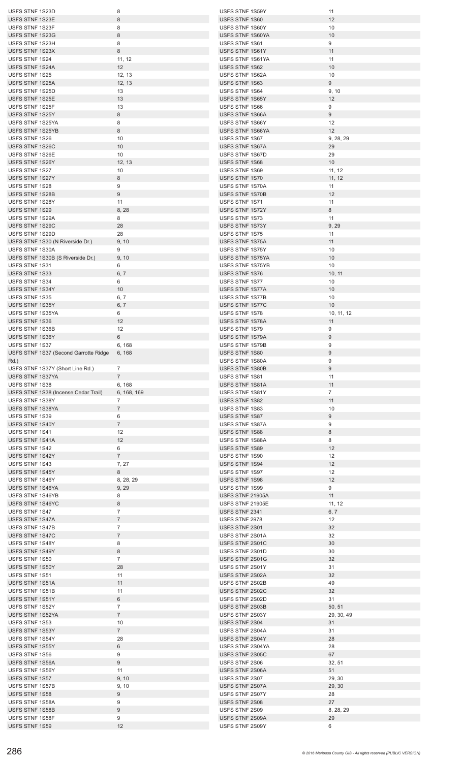| Road | Page(s) |
|---|---|
| USFS STNF 1S23D | 8 |
| USFS STNF 1S23E | 8 |
| USFS STNF 1S23F | 8 |
| USFS STNF 1S23G | 8 |
| USFS STNF 1S23H | 8 |
| USFS STNF 1S23X | 8 |
| USFS STNF 1S24 | 11, 12 |
| USFS STNF 1S24A | 12 |
| USFS STNF 1S25 | 12, 13 |
| USFS STNF 1S25A | 12, 13 |
| USFS STNF 1S25D | 13 |
| USFS STNF 1S25E | 13 |
| USFS STNF 1S25F | 13 |
| USFS STNF 1S25Y | 8 |
| USFS STNF 1S25YA | 8 |
| USFS STNF 1S25YB | 8 |
| USFS STNF 1S26 | 10 |
| USFS STNF 1S26C | 10 |
| USFS STNF 1S26E | 10 |
| USFS STNF 1S26Y | 12, 13 |
| USFS STNF 1S27 | 10 |
| USFS STNF 1S27Y | 8 |
| USFS STNF 1S28 | 9 |
| USFS STNF 1S28B | 9 |
| USFS STNF 1S28Y | 11 |
| USFS STNF 1S29 | 8, 28 |
| USFS STNF 1S29A | 8 |
| USFS STNF 1S29C | 28 |
| USFS STNF 1S29D | 28 |
| USFS STNF 1S30 (N Riverside Dr.) | 9, 10 |
| USFS STNF 1S30A | 9 |
| USFS STNF 1S30B (S Riverside Dr.) | 9, 10 |
| USFS STNF 1S31 | 6 |
| USFS STNF 1S33 | 6, 7 |
| USFS STNF 1S34 | 6 |
| USFS STNF 1S34Y | 10 |
| USFS STNF 1S35 | 6, 7 |
| USFS STNF 1S35Y | 6, 7 |
| USFS STNF 1S35YA | 6 |
| USFS STNF 1S36 | 12 |
| USFS STNF 1S36B | 12 |
| USFS STNF 1S36Y | 6 |
| USFS STNF 1S37 | 6, 168 |
| USFS STNF 1S37 (Second Garrotte Ridge Rd.) | 6, 168 |
| USFS STNF 1S37Y (Short Line Rd.) | 7 |
| USFS STNF 1S37YA | 7 |
| USFS STNF 1S38 | 6, 168 |
| USFS STNF 1S38 (Incense Cedar Trail) | 6, 168, 169 |
| USFS STNF 1S38Y | 7 |
| USFS STNF 1S38YA | 7 |
| USFS STNF 1S39 | 6 |
| USFS STNF 1S40Y | 7 |
| USFS STNF 1S41 | 12 |
| USFS STNF 1S41A | 12 |
| USFS STNF 1S42 | 6 |
| USFS STNF 1S42Y | 7 |
| USFS STNF 1S43 | 7, 27 |
| USFS STNF 1S45Y | 8 |
| USFS STNF 1S46Y | 8, 28, 29 |
| USFS STNF 1S46YA | 9, 29 |
| USFS STNF 1S46YB | 8 |
| USFS STNF 1S46YC | 8 |
| USFS STNF 1S47 | 7 |
| USFS STNF 1S47A | 7 |
| USFS STNF 1S47B | 7 |
| USFS STNF 1S47C | 7 |
| USFS STNF 1S48Y | 8 |
| USFS STNF 1S49Y | 8 |
| USFS STNF 1S50 | 7 |
| USFS STNF 1S50Y | 28 |
| USFS STNF 1S51 | 11 |
| USFS STNF 1S51A | 11 |
| USFS STNF 1S51B | 11 |
| USFS STNF 1S51Y | 6 |
| USFS STNF 1S52Y | 7 |
| USFS STNF 1S52YA | 7 |
| USFS STNF 1S53 | 10 |
| USFS STNF 1S53Y | 7 |
| USFS STNF 1S54Y | 28 |
| USFS STNF 1S55Y | 6 |
| USFS STNF 1S56 | 9 |
| USFS STNF 1S56A | 9 |
| USFS STNF 1S56Y | 11 |
| USFS STNF 1S57 | 9, 10 |
| USFS STNF 1S57B | 9, 10 |
| USFS STNF 1S58 | 9 |
| USFS STNF 1S58A | 9 |
| USFS STNF 1S58B | 9 |
| USFS STNF 1S58F | 9 |
| USFS STNF 1S59 | 12 |
| USFS STNF 1S59Y | 11 |
| USFS STNF 1S60 | 12 |
| USFS STNF 1S60Y | 10 |
| USFS STNF 1S60YA | 10 |
| USFS STNF 1S61 | 9 |
| USFS STNF 1S61Y | 11 |
| USFS STNF 1S61YA | 11 |
| USFS STNF 1S62 | 10 |
| USFS STNF 1S62A | 10 |
| USFS STNF 1S63 | 9 |
| USFS STNF 1S64 | 9, 10 |
| USFS STNF 1S65Y | 12 |
| USFS STNF 1S66 | 9 |
| USFS STNF 1S66A | 9 |
| USFS STNF 1S66Y | 12 |
| USFS STNF 1S66YA | 12 |
| USFS STNF 1S67 | 9, 28, 29 |
| USFS STNF 1S67A | 29 |
| USFS STNF 1S67D | 29 |
| USFS STNF 1S68 | 10 |
| USFS STNF 1S69 | 11, 12 |
| USFS STNF 1S70 | 11, 12 |
| USFS STNF 1S70A | 11 |
| USFS STNF 1S70B | 12 |
| USFS STNF 1S71 | 11 |
| USFS STNF 1S72Y | 8 |
| USFS STNF 1S73 | 11 |
| USFS STNF 1S73Y | 9, 29 |
| USFS STNF 1S75 | 11 |
| USFS STNF 1S75A | 11 |
| USFS STNF 1S75Y | 10 |
| USFS STNF 1S75YA | 10 |
| USFS STNF 1S75YB | 10 |
| USFS STNF 1S76 | 10, 11 |
| USFS STNF 1S77 | 10 |
| USFS STNF 1S77A | 10 |
| USFS STNF 1S77B | 10 |
| USFS STNF 1S77C | 10 |
| USFS STNF 1S78 | 10, 11, 12 |
| USFS STNF 1S78A | 11 |
| USFS STNF 1S79 | 9 |
| USFS STNF 1S79A | 9 |
| USFS STNF 1S79B | 9 |
| USFS STNF 1S80 | 9 |
| USFS STNF 1S80A | 9 |
| USFS STNF 1S80B | 9 |
| USFS STNF 1S81 | 11 |
| USFS STNF 1S81A | 11 |
| USFS STNF 1S81Y | 7 |
| USFS STNF 1S82 | 11 |
| USFS STNF 1S83 | 10 |
| USFS STNF 1S87 | 9 |
| USFS STNF 1S87A | 9 |
| USFS STNF 1S88 | 8 |
| USFS STNF 1S88A | 8 |
| USFS STNF 1S89 | 12 |
| USFS STNF 1S90 | 12 |
| USFS STNF 1S94 | 12 |
| USFS STNF 1S97 | 12 |
| USFS STNF 1S98 | 12 |
| USFS STNF 1S99 | 9 |
| USFS STNF 21905A | 11 |
| USFS STNF 21905E | 11, 12 |
| USFS STNF 2341 | 6, 7 |
| USFS STNF 2978 | 12 |
| USFS STNF 2S01 | 32 |
| USFS STNF 2S01A | 32 |
| USFS STNF 2S01C | 30 |
| USFS STNF 2S01D | 30 |
| USFS STNF 2S01G | 32 |
| USFS STNF 2S01Y | 31 |
| USFS STNF 2S02A | 32 |
| USFS STNF 2S02B | 49 |
| USFS STNF 2S02C | 32 |
| USFS STNF 2S02D | 31 |
| USFS STNF 2S03B | 50, 51 |
| USFS STNF 2S03Y | 29, 30, 49 |
| USFS STNF 2S04 | 31 |
| USFS STNF 2S04A | 31 |
| USFS STNF 2S04Y | 28 |
| USFS STNF 2S04YA | 28 |
| USFS STNF 2S05C | 67 |
| USFS STNF 2S06 | 32, 51 |
| USFS STNF 2S06A | 51 |
| USFS STNF 2S07 | 29, 30 |
| USFS STNF 2S07A | 29, 30 |
| USFS STNF 2S07Y | 28 |
| USFS STNF 2S08 | 27 |
| USFS STNF 2S09 | 8, 28, 29 |
| USFS STNF 2S09A | 29 |
| USFS STNF 2S09Y | 6 |

*© 2016 Mariposa County GIS - All rights reserved (PUBLIC VERSION)*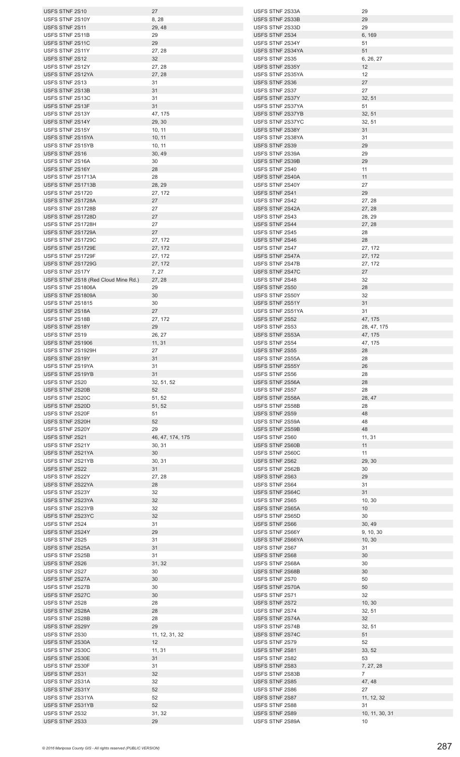| | |
|---|---|
| USFS STNF 2S10 | 27 |
| USFS STNF 2S10Y | 8, 28 |
| USFS STNF 2S11 | 29, 48 |
| USFS STNF 2S11B | 29 |
| USFS STNF 2S11C | 29 |
| USFS STNF 2S11Y | 27, 28 |
| USFS STNF 2S12 | 32 |
| USFS STNF 2S12Y | 27, 28 |
| USFS STNF 2S12YA | 27, 28 |
| USFS STNF 2S13 | 31 |
| USFS STNF 2S13B | 31 |
| USFS STNF 2S13C | 31 |
| USFS STNF 2S13F | 31 |
| USFS STNF 2S13Y | 47, 175 |
| USFS STNF 2S14Y | 29, 30 |
| USFS STNF 2S15Y | 10, 11 |
| USFS STNF 2S15YA | 10, 11 |
| USFS STNF 2S15YB | 10, 11 |
| USFS STNF 2S16 | 30, 49 |
| USFS STNF 2S16A | 30 |
| USFS STNF 2S16Y | 28 |
| USFS STNF 2S1713A | 28 |
| USFS STNF 2S1713B | 28, 29 |
| USFS STNF 2S1720 | 27, 172 |
| USFS STNF 2S1728A | 27 |
| USFS STNF 2S1728B | 27 |
| USFS STNF 2S1728D | 27 |
| USFS STNF 2S1728H | 27 |
| USFS STNF 2S1729A | 27 |
| USFS STNF 2S1729C | 27, 172 |
| USFS STNF 2S1729E | 27, 172 |
| USFS STNF 2S1729F | 27, 172 |
| USFS STNF 2S1729G | 27, 172 |
| USFS STNF 2S17Y | 7, 27 |
| USFS STNF 2S18 (Red Cloud Mine Rd.) | 27, 28 |
| USFS STNF 2S1806A | 29 |
| USFS STNF 2S1809A | 30 |
| USFS STNF 2S1815 | 30 |
| USFS STNF 2S18A | 27 |
| USFS STNF 2S18B | 27, 172 |
| USFS STNF 2S18Y | 29 |
| USFS STNF 2S19 | 26, 27 |
| USFS STNF 2S1906 | 11, 31 |
| USFS STNF 2S1929H | 27 |
| USFS STNF 2S19Y | 31 |
| USFS STNF 2S19YA | 31 |
| USFS STNF 2S19YB | 31 |
| USFS STNF 2S20 | 32, 51, 52 |
| USFS STNF 2S20B | 52 |
| USFS STNF 2S20C | 51, 52 |
| USFS STNF 2S20D | 51, 52 |
| USFS STNF 2S20F | 51 |
| USFS STNF 2S20H | 52 |
| USFS STNF 2S20Y | 29 |
| USFS STNF 2S21 | 46, 47, 174, 175 |
| USFS STNF 2S21Y | 30, 31 |
| USFS STNF 2S21YA | 30 |
| USFS STNF 2S21YB | 30, 31 |
| USFS STNF 2S22 | 31 |
| USFS STNF 2S22Y | 27, 28 |
| USFS STNF 2S22YA | 28 |
| USFS STNF 2S23Y | 32 |
| USFS STNF 2S23YA | 32 |
| USFS STNF 2S23YB | 32 |
| USFS STNF 2S23YC | 32 |
| USFS STNF 2S24 | 31 |
| USFS STNF 2S24Y | 29 |
| USFS STNF 2S25 | 31 |
| USFS STNF 2S25A | 31 |
| USFS STNF 2S25B | 31 |
| USFS STNF 2S26 | 31, 32 |
| USFS STNF 2S27 | 30 |
| USFS STNF 2S27A | 30 |
| USFS STNF 2S27B | 30 |
| USFS STNF 2S27C | 30 |
| USFS STNF 2S28 | 28 |
| USFS STNF 2S28A | 28 |
| USFS STNF 2S28B | 28 |
| USFS STNF 2S29Y | 29 |
| USFS STNF 2S30 | 11, 12, 31, 32 |
| USFS STNF 2S30A | 12 |
| USFS STNF 2S30C | 11, 31 |
| USFS STNF 2S30E | 31 |
| USFS STNF 2S30F | 31 |
| USFS STNF 2S31 | 32 |
| USFS STNF 2S31A | 32 |
| USFS STNF 2S31Y | 52 |
| USFS STNF 2S31YA | 52 |
| USFS STNF 2S31YB | 52 |
| USFS STNF 2S32 | 31, 32 |
| USFS STNF 2S33 | 29 |
| USFS STNF 2S33A | 29 |
| USFS STNF 2S33B | 29 |
| USFS STNF 2S33D | 29 |
| USFS STNF 2S34 | 6, 169 |
| USFS STNF 2S34Y | 51 |
| USFS STNF 2S34YA | 51 |
| USFS STNF 2S35 | 6, 26, 27 |
| USFS STNF 2S35Y | 12 |
| USFS STNF 2S35YA | 12 |
| USFS STNF 2S36 | 27 |
| USFS STNF 2S37 | 27 |
| USFS STNF 2S37Y | 32, 51 |
| USFS STNF 2S37YA | 51 |
| USFS STNF 2S37YB | 32, 51 |
| USFS STNF 2S37YC | 32, 51 |
| USFS STNF 2S38Y | 31 |
| USFS STNF 2S38YA | 31 |
| USFS STNF 2S39 | 29 |
| USFS STNF 2S39A | 29 |
| USFS STNF 2S39B | 29 |
| USFS STNF 2S40 | 11 |
| USFS STNF 2S40A | 11 |
| USFS STNF 2S40Y | 27 |
| USFS STNF 2S41 | 29 |
| USFS STNF 2S42 | 27, 28 |
| USFS STNF 2S42A | 27, 28 |
| USFS STNF 2S43 | 28, 29 |
| USFS STNF 2S44 | 27, 28 |
| USFS STNF 2S45 | 28 |
| USFS STNF 2S46 | 28 |
| USFS STNF 2S47 | 27, 172 |
| USFS STNF 2S47A | 27, 172 |
| USFS STNF 2S47B | 27, 172 |
| USFS STNF 2S47C | 27 |
| USFS STNF 2S48 | 32 |
| USFS STNF 2S50 | 28 |
| USFS STNF 2S50Y | 32 |
| USFS STNF 2S51Y | 31 |
| USFS STNF 2S51YA | 31 |
| USFS STNF 2S52 | 47, 175 |
| USFS STNF 2S53 | 28, 47, 175 |
| USFS STNF 2S53A | 47, 175 |
| USFS STNF 2S54 | 47, 175 |
| USFS STNF 2S55 | 28 |
| USFS STNF 2S55A | 28 |
| USFS STNF 2S55Y | 26 |
| USFS STNF 2S56 | 28 |
| USFS STNF 2S56A | 28 |
| USFS STNF 2S57 | 28 |
| USFS STNF 2S58A | 28, 47 |
| USFS STNF 2S58B | 28 |
| USFS STNF 2S59 | 48 |
| USFS STNF 2S59A | 48 |
| USFS STNF 2S59B | 48 |
| USFS STNF 2S60 | 11, 31 |
| USFS STNF 2S60B | 11 |
| USFS STNF 2S60C | 11 |
| USFS STNF 2S62 | 29, 30 |
| USFS STNF 2S62B | 30 |
| USFS STNF 2S63 | 29 |
| USFS STNF 2S64 | 31 |
| USFS STNF 2S64C | 31 |
| USFS STNF 2S65 | 10, 30 |
| USFS STNF 2S65A | 10 |
| USFS STNF 2S65D | 30 |
| USFS STNF 2S66 | 30, 49 |
| USFS STNF 2S66Y | 9, 10, 30 |
| USFS STNF 2S66YA | 10, 30 |
| USFS STNF 2S67 | 31 |
| USFS STNF 2S68 | 30 |
| USFS STNF 2S68A | 30 |
| USFS STNF 2S68B | 30 |
| USFS STNF 2S70 | 50 |
| USFS STNF 2S70A | 50 |
| USFS STNF 2S71 | 32 |
| USFS STNF 2S72 | 10, 30 |
| USFS STNF 2S74 | 32, 51 |
| USFS STNF 2S74A | 32 |
| USFS STNF 2S74B | 32, 51 |
| USFS STNF 2S74C | 51 |
| USFS STNF 2S79 | 52 |
| USFS STNF 2S81 | 33, 52 |
| USFS STNF 2S82 | 53 |
| USFS STNF 2S83 | 7, 27, 28 |
| USFS STNF 2S83B | 7 |
| USFS STNF 2S85 | 47, 48 |
| USFS STNF 2S86 | 27 |
| USFS STNF 2S87 | 11, 12, 32 |
| USFS STNF 2S88 | 31 |
| USFS STNF 2S89 | 10, 11, 30, 31 |
| USFS STNF 2S89A | 10 |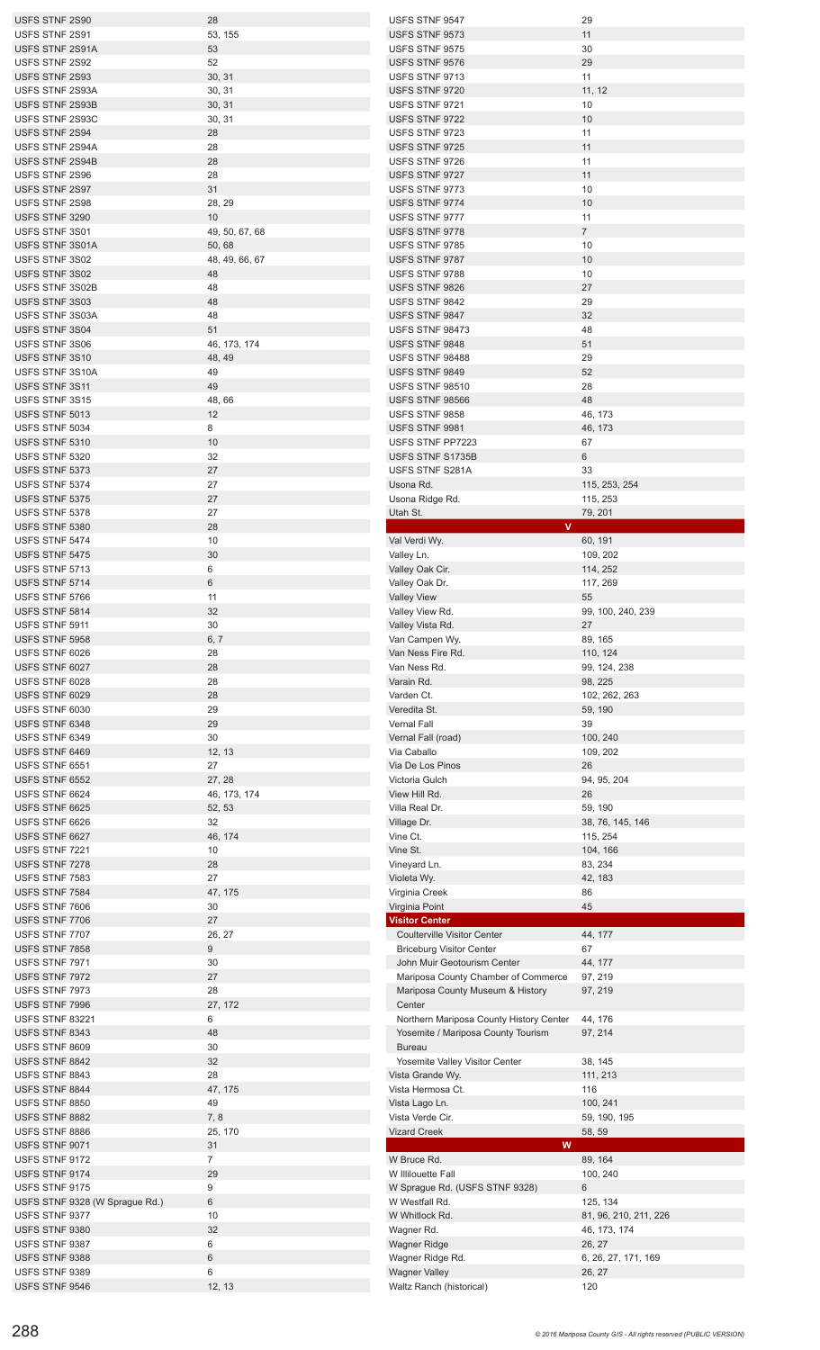| Name | Page(s) |
|---|---|
| USFS STNF 2S90 | 28 |
| USFS STNF 2S91 | 53, 155 |
| USFS STNF 2S91A | 53 |
| USFS STNF 2S92 | 52 |
| USFS STNF 2S93 | 30, 31 |
| USFS STNF 2S93A | 30, 31 |
| USFS STNF 2S93B | 30, 31 |
| USFS STNF 2S93C | 30, 31 |
| USFS STNF 2S94 | 28 |
| USFS STNF 2S94A | 28 |
| USFS STNF 2S94B | 28 |
| USFS STNF 2S96 | 28 |
| USFS STNF 2S97 | 31 |
| USFS STNF 2S98 | 28, 29 |
| USFS STNF 3290 | 10 |
| USFS STNF 3S01 | 49, 50, 67, 68 |
| USFS STNF 3S01A | 50, 68 |
| USFS STNF 3S02 | 48, 49, 66, 67 |
| USFS STNF 3S02 | 48 |
| USFS STNF 3S02B | 48 |
| USFS STNF 3S03 | 48 |
| USFS STNF 3S03A | 48 |
| USFS STNF 3S04 | 51 |
| USFS STNF 3S06 | 46, 173, 174 |
| USFS STNF 3S10 | 48, 49 |
| USFS STNF 3S10A | 49 |
| USFS STNF 3S11 | 49 |
| USFS STNF 3S15 | 48, 66 |
| USFS STNF 5013 | 12 |
| USFS STNF 5034 | 8 |
| USFS STNF 5310 | 10 |
| USFS STNF 5320 | 32 |
| USFS STNF 5373 | 27 |
| USFS STNF 5374 | 27 |
| USFS STNF 5375 | 27 |
| USFS STNF 5378 | 27 |
| USFS STNF 5380 | 28 |
| USFS STNF 5474 | 10 |
| USFS STNF 5475 | 30 |
| USFS STNF 5713 | 6 |
| USFS STNF 5714 | 6 |
| USFS STNF 5766 | 11 |
| USFS STNF 5814 | 32 |
| USFS STNF 5911 | 30 |
| USFS STNF 5958 | 6, 7 |
| USFS STNF 6026 | 28 |
| USFS STNF 6027 | 28 |
| USFS STNF 6028 | 28 |
| USFS STNF 6029 | 28 |
| USFS STNF 6030 | 29 |
| USFS STNF 6348 | 29 |
| USFS STNF 6349 | 30 |
| USFS STNF 6469 | 12, 13 |
| USFS STNF 6551 | 27 |
| USFS STNF 6552 | 27, 28 |
| USFS STNF 6624 | 46, 173, 174 |
| USFS STNF 6625 | 52, 53 |
| USFS STNF 6626 | 32 |
| USFS STNF 6627 | 46, 174 |
| USFS STNF 7221 | 10 |
| USFS STNF 7278 | 28 |
| USFS STNF 7583 | 27 |
| USFS STNF 7584 | 47, 175 |
| USFS STNF 7606 | 30 |
| USFS STNF 7706 | 27 |
| USFS STNF 7707 | 26, 27 |
| USFS STNF 7858 | 9 |
| USFS STNF 7971 | 30 |
| USFS STNF 7972 | 27 |
| USFS STNF 7973 | 28 |
| USFS STNF 7996 | 27, 172 |
| USFS STNF 83221 | 6 |
| USFS STNF 8343 | 48 |
| USFS STNF 8609 | 30 |
| USFS STNF 8842 | 32 |
| USFS STNF 8843 | 28 |
| USFS STNF 8844 | 47, 175 |
| USFS STNF 8850 | 49 |
| USFS STNF 8882 | 7, 8 |
| USFS STNF 8886 | 25, 170 |
| USFS STNF 9071 | 31 |
| USFS STNF 9172 | 7 |
| USFS STNF 9174 | 29 |
| USFS STNF 9175 | 9 |
| USFS STNF 9328 (W Sprague Rd.) | 6 |
| USFS STNF 9377 | 10 |
| USFS STNF 9380 | 32 |
| USFS STNF 9387 | 6 |
| USFS STNF 9388 | 6 |
| USFS STNF 9389 | 6 |
| USFS STNF 9546 | 12, 13 |
| USFS STNF 9547 | 29 |
| USFS STNF 9573 | 11 |
| USFS STNF 9575 | 30 |
| USFS STNF 9576 | 29 |
| USFS STNF 9713 | 11 |
| USFS STNF 9720 | 11, 12 |
| USFS STNF 9721 | 10 |
| USFS STNF 9722 | 10 |
| USFS STNF 9723 | 11 |
| USFS STNF 9725 | 11 |
| USFS STNF 9726 | 11 |
| USFS STNF 9727 | 11 |
| USFS STNF 9773 | 10 |
| USFS STNF 9774 | 10 |
| USFS STNF 9777 | 11 |
| USFS STNF 9778 | 7 |
| USFS STNF 9785 | 10 |
| USFS STNF 9787 | 10 |
| USFS STNF 9788 | 10 |
| USFS STNF 9826 | 27 |
| USFS STNF 9842 | 29 |
| USFS STNF 9847 | 32 |
| USFS STNF 98473 | 48 |
| USFS STNF 9848 | 51 |
| USFS STNF 98488 | 29 |
| USFS STNF 9849 | 52 |
| USFS STNF 98510 | 28 |
| USFS STNF 98566 | 48 |
| USFS STNF 9858 | 46, 173 |
| USFS STNF 9981 | 46, 173 |
| USFS STNF PP7223 | 67 |
| USFS STNF S1735B | 6 |
| USFS STNF S281A | 33 |
| Usona Rd. | 115, 253, 254 |
| Usona Ridge Rd. | 115, 253 |
| Utah St. | 79, 201 |
| **V** | |
| Val Verdi Wy. | 60, 191 |
| Valley Ln. | 109, 202 |
| Valley Oak Cir. | 114, 252 |
| Valley Oak Dr. | 117, 269 |
| Valley View | 55 |
| Valley View Rd. | 99, 100, 240, 239 |
| Valley Vista Rd. | 27 |
| Van Campen Wy. | 89, 165 |
| Van Ness Fire Rd. | 110, 124 |
| Van Ness Rd. | 99, 124, 238 |
| Varain Rd. | 98, 225 |
| Varden Ct. | 102, 262, 263 |
| Veredita St. | 59, 190 |
| Vernal Fall | 39 |
| Vernal Fall (road) | 100, 240 |
| Via Caballo | 109, 202 |
| Via De Los Pinos | 26 |
| Victoria Gulch | 94, 95, 204 |
| View Hill Rd. | 26 |
| Villa Real Dr. | 59, 190 |
| Village Dr. | 38, 76, 145, 146 |
| Vine Ct. | 115, 254 |
| Vine St. | 104, 166 |
| Vineyard Ln. | 83, 234 |
| Violeta Wy. | 42, 183 |
| Virginia Creek | 86 |
| Virginia Point | 45 |
| **Visitor Center** | |
| Coulterville Visitor Center | 44, 177 |
| Briceburg Visitor Center | 67 |
| John Muir Geotourism Center | 44, 177 |
| Mariposa County Chamber of Commerce | 97, 219 |
| Mariposa County Museum & History Center | 97, 219 |
| Northern Mariposa County History Center | 44, 176 |
| Yosemite / Mariposa County Tourism Bureau | 97, 214 |
| Yosemite Valley Visitor Center | 38, 145 |
| Vista Grande Wy. | 111, 213 |
| Vista Hermosa Ct. | 116 |
| Vista Lago Ln. | 100, 241 |
| Vista Verde Cir. | 59, 190, 195 |
| Vizard Creek | 58, 59 |
| **W** | |
| W Bruce Rd. | 89, 164 |
| W Illilouette Fall | 100, 240 |
| W Sprague Rd. (USFS STNF 9328) | 6 |
| W Westfall Rd. | 125, 134 |
| W Whitlock Rd. | 81, 96, 210, 211, 226 |
| Wagner Rd. | 46, 173, 174 |
| Wagner Ridge | 26, 27 |
| Wagner Ridge Rd. | 6, 26, 27, 171, 169 |
| Wagner Valley | 26, 27 |
| Waltz Ranch (historical) | 120 |

*© 2016 Mariposa County GIS - All rights reserved (PUBLIC VERSION)*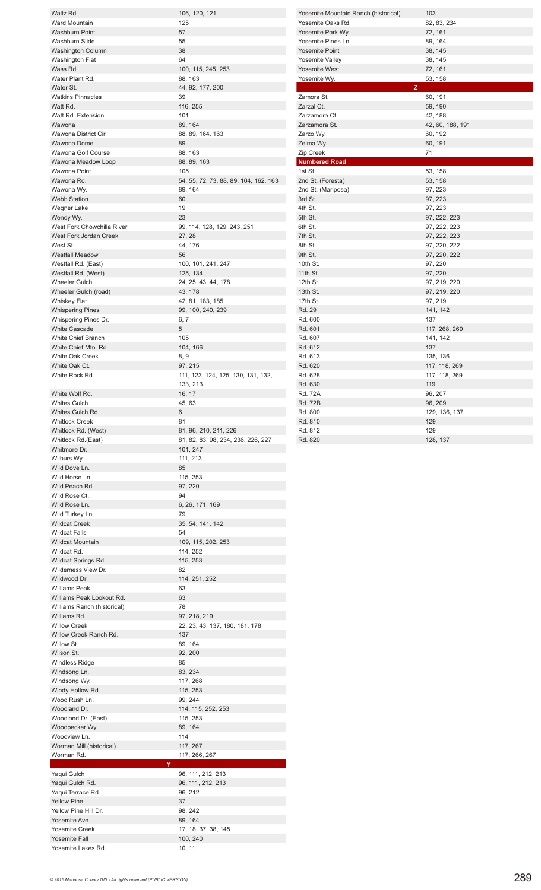| | |
|---|---|
| Waltz Rd. | 106, 120, 121 |
| Ward Mountain | 125 |
| Washburn Point | 57 |
| Washburn Slide | 55 |
| Washington Column | 38 |
| Washington Flat | 64 |
| Wass Rd. | 100, 115, 245, 253 |
| Water Plant Rd. | 88, 163 |
| Water St. | 44, 92, 177, 200 |
| Watkins Pinnacles | 39 |
| Watt Rd. | 116, 255 |
| Watt Rd. Extension | 101 |
| Wawona | 89, 164 |
| Wawona District Cir. | 88, 89, 164, 163 |
| Wawona Dome | 89 |
| Wawona Golf Course | 88, 163 |
| Wawona Meadow Loop | 88, 89, 163 |
| Wawona Point | 105 |
| Wawona Rd. | 54, 55, 72, 73, 88, 89, 104, 162, 163 |
| Wawona Wy. | 89, 164 |
| Webb Station | 60 |
| Wegner Lake | 19 |
| Wendy Wy. | 23 |
| West Fork Chowchilla River | 99, 114, 128, 129, 243, 251 |
| West Fork Jordan Creek | 27, 28 |
| West St. | 44, 176 |
| Westfall Meadow | 56 |
| Westfall Rd. (East) | 100, 101, 241, 247 |
| Westfall Rd. (West) | 125, 134 |
| Wheeler Gulch | 24, 25, 43, 44, 178 |
| Wheeler Gulch (road) | 43, 178 |
| Whiskey Flat | 42, 81, 183, 185 |
| Whispering Pines | 99, 100, 240, 239 |
| Whispering Pines Dr. | 6, 7 |
| White Cascade | 5 |
| White Chief Branch | 105 |
| White Chief Mtn. Rd. | 104, 166 |
| White Oak Creek | 8, 9 |
| White Oak Ct. | 97, 215 |
| White Rock Rd. | 111, 123, 124, 125, 130, 131, 132, 133, 213 |
| White Wolf Rd. | 16, 17 |
| Whites Gulch | 45, 63 |
| Whites Gulch Rd. | 6 |
| Whitlock Creek | 81 |
| Whitlock Rd. (West) | 81, 96, 210, 211, 226 |
| Whitlock Rd.(East) | 81, 82, 83, 98, 234, 236, 226, 227 |
| Whitmore Dr. | 101, 247 |
| Wilburs Wy. | 111, 213 |
| Wild Dove Ln. | 85 |
| Wild Horse Ln. | 115, 253 |
| Wild Peach Rd. | 97, 220 |
| Wild Rose Ct. | 94 |
| Wild Rose Ln. | 6, 26, 171, 169 |
| Wild Turkey Ln. | 79 |
| Wildcat Creek | 35, 54, 141, 142 |
| Wildcat Falls | 54 |
| Wildcat Mountain | 109, 115, 202, 253 |
| Wildcat Rd. | 114, 252 |
| Wildcat Springs Rd. | 115, 253 |
| Wilderness View Dr. | 82 |
| Wildwood Dr. | 114, 251, 252 |
| Williams Peak | 63 |
| Williams Peak Lookout Rd. | 63 |
| Williams Ranch (historical) | 78 |
| Williams Rd. | 97, 218, 219 |
| Willow Creek | 22, 23, 43, 137, 180, 181, 178 |
| Willow Creek Ranch Rd. | 137 |
| Willow St. | 89, 164 |
| Wilson St. | 92, 200 |
| Windless Ridge | 85 |
| Windsong Ln. | 83, 234 |
| Windsong Wy. | 117, 268 |
| Windy Hollow Rd. | 115, 253 |
| Wood Rush Ln. | 99, 244 |
| Woodland Dr. | 114, 115, 252, 253 |
| Woodland Dr. (East) | 115, 253 |
| Woodpecker Wy. | 89, 164 |
| Woodview Ln. | 114 |
| Worman Mill (historical) | 117, 267 |
| Worman Rd. | 117, 266, 267 |
| **Y** | |
| Yaqui Gulch | 96, 111, 212, 213 |
| Yaqui Gulch Rd. | 96, 111, 212, 213 |
| Yaqui Terrace Rd. | 96, 212 |
| Yellow Pine | 37 |
| Yellow Pine Hill Dr. | 98, 242 |
| Yosemite Ave. | 89, 164 |
| Yosemite Creek | 17, 18, 37, 38, 145 |
| Yosemite Fall | 100, 240 |
| Yosemite Lakes Rd. | 10, 11 |
| Yosemite Mountain Ranch (historical) | 103 |
| Yosemite Oaks Rd. | 82, 83, 234 |
| Yosemite Park Wy. | 72, 161 |
| Yosemite Pines Ln. | 89, 164 |
| Yosemite Point | 38, 145 |
| Yosemite Valley | 38, 145 |
| Yosemite West | 72, 161 |
| Yosemite Wy. | 53, 158 |
| **Z** | |
| Zamora St. | 60, 191 |
| Zarzal Ct. | 59, 190 |
| Zarzamora Ct. | 42, 188 |
| Zarzamora St. | 42, 60, 188, 191 |
| Zarzo Wy. | 60, 192 |
| Zelma Wy. | 60, 191 |
| Zip Creek | 71 |
| **Numbered Road** | |
| 1st St. | 53, 158 |
| 2nd St. (Foresta) | 53, 158 |
| 2nd St. (Mariposa) | 97, 223 |
| 3rd St. | 97, 223 |
| 4th St. | 97, 223 |
| 5th St. | 97, 222, 223 |
| 6th St. | 97, 222, 223 |
| 7th St. | 97, 222, 223 |
| 8th St. | 97, 220, 222 |
| 9th St. | 97, 220, 222 |
| 10th St. | 97, 220 |
| 11th St. | 97, 220 |
| 12th St. | 97, 219, 220 |
| 13th St. | 97, 219, 220 |
| 17th St. | 97, 219 |
| Rd. 29 | 141, 142 |
| Rd. 600 | 137 |
| Rd. 601 | 117, 268, 269 |
| Rd. 607 | 141, 142 |
| Rd. 612 | 137 |
| Rd. 613 | 135, 136 |
| Rd. 620 | 117, 118, 269 |
| Rd. 628 | 117, 118, 269 |
| Rd. 630 | 119 |
| Rd. 72A | 96, 207 |
| Rd. 72B | 96, 209 |
| Rd. 800 | 129, 136, 137 |
| Rd. 810 | 129 |
| Rd. 812 | 129 |
| Rd. 820 | 128, 137 |

*© 2016 Mariposa County GIS - All rights reserved (PUBLIC VERSION)*